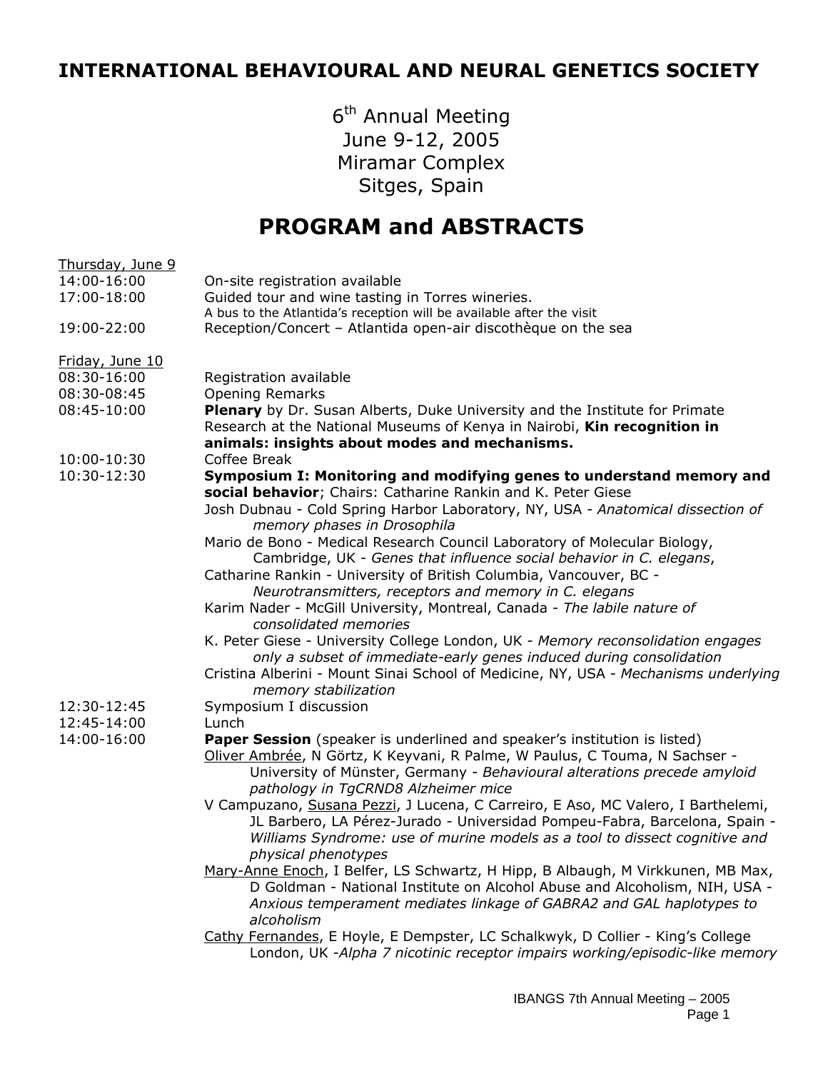# INTERNATIONAL BEHAVIOURAL AND NEURAL GENETICS SOCIETY

6th Annual Meeting
June 9-12, 2005
Miramar Complex
Sitges, Spain

# PROGRAM and ABSTRACTS

Thursday, June 9

14:00-16:00 On-site registration available

17:00-18:00 Guided tour and wine tasting in Torres wineries.
A bus to the Atlantida's reception will be available after the visit

19:00-22:00 Reception/Concert – Atlantida open-air discothèque on the sea

Friday, June 10

08:30-16:00 Registration available

08:30-08:45 Opening Remarks

08:45-10:00 **Plenary** by Dr. Susan Alberts, Duke University and the Institute for Primate Research at the National Museums of Kenya in Nairobi, **Kin recognition in animals: insights about modes and mechanisms.**

10:00-10:30 Coffee Break

10:30-12:30 **Symposium I: Monitoring and modifying genes to understand memory and social behavior**; Chairs: Catharine Rankin and K. Peter Giese

Josh Dubnau - Cold Spring Harbor Laboratory, NY, USA - *Anatomical dissection of memory phases in Drosophila*

Mario de Bono - Medical Research Council Laboratory of Molecular Biology, Cambridge, UK - *Genes that influence social behavior in C. elegans*,

Catharine Rankin - University of British Columbia, Vancouver, BC - *Neurotransmitters, receptors and memory in C. elegans*

Karim Nader - McGill University, Montreal, Canada - *The labile nature of consolidated memories*

K. Peter Giese - University College London, UK - *Memory reconsolidation engages only a subset of immediate-early genes induced during consolidation*

Cristina Alberini - Mount Sinai School of Medicine, NY, USA - *Mechanisms underlying memory stabilization*

12:30-12:45 Symposium I discussion

12:45-14:00 Lunch

14:00-16:00 **Paper Session** (speaker is underlined and speaker's institution is listed)

<u>Oliver Ambrée</u>, N Görtz, K Keyvani, R Palme, W Paulus, C Touma, N Sachser - University of Münster, Germany - *Behavioural alterations precede amyloid pathology in TgCRND8 Alzheimer mice*

V Campuzano, <u>Susana Pezzi</u>, J Lucena, C Carreiro, E Aso, MC Valero, I Barthelemi, JL Barbero, LA Pérez-Jurado - Universidad Pompeu-Fabra, Barcelona, Spain - *Williams Syndrome: use of murine models as a tool to dissect cognitive and physical phenotypes*

<u>Mary-Anne Enoch</u>, I Belfer, LS Schwartz, H Hipp, B Albaugh, M Virkkunen, MB Max, D Goldman - National Institute on Alcohol Abuse and Alcoholism, NIH, USA - *Anxious temperament mediates linkage of GABRA2 and GAL haplotypes to alcoholism*

<u>Cathy Fernandes</u>, E Hoyle, E Dempster, LC Schalkwyk, D Collier - King's College London, UK -*Alpha 7 nicotinic receptor impairs working/episodic-like memory*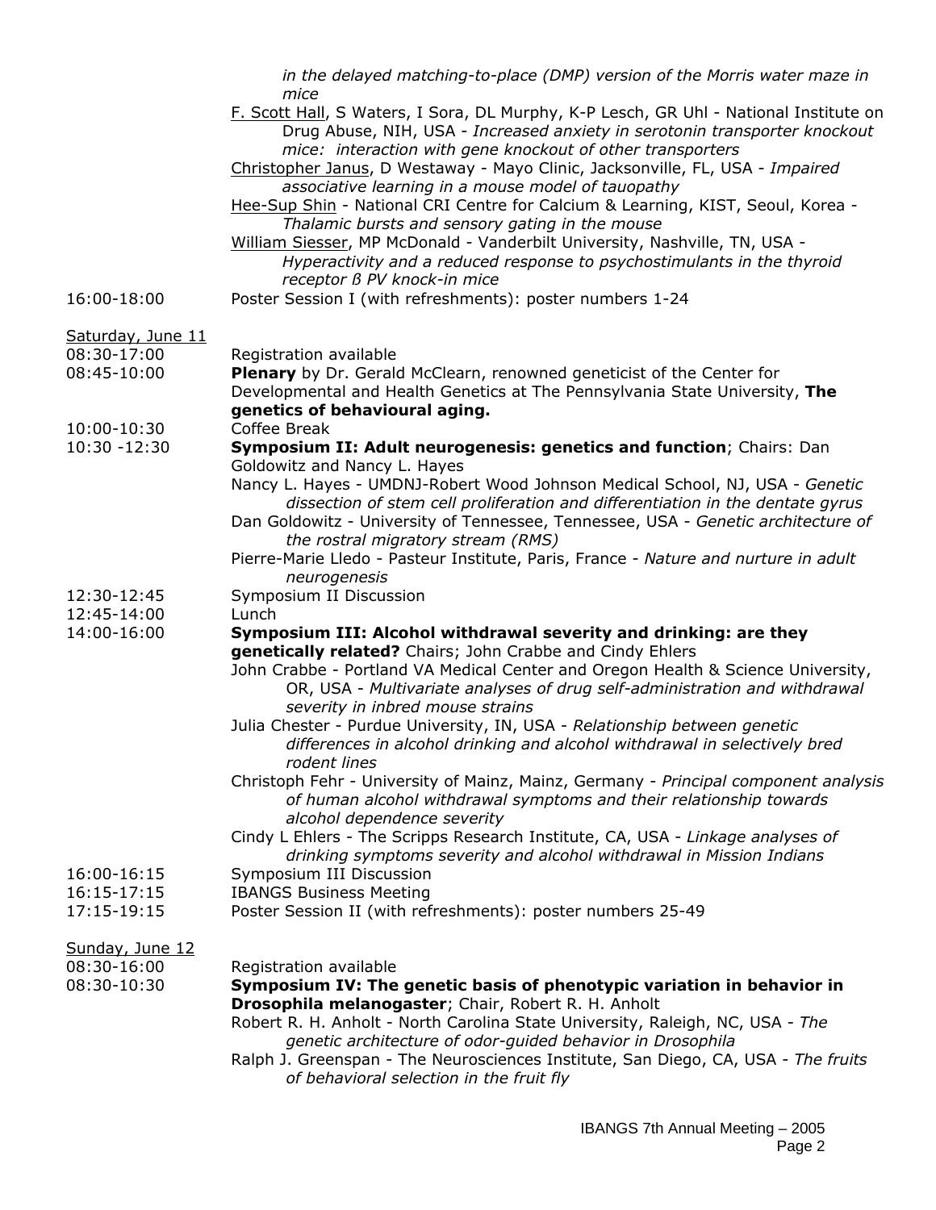*in the delayed matching-to-place (DMP) version of the Morris water maze in mice*

F. Scott Hall, S Waters, I Sora, DL Murphy, K-P Lesch, GR Uhl - National Institute on Drug Abuse, NIH, USA - *Increased anxiety in serotonin transporter knockout mice: interaction with gene knockout of other transporters*

Christopher Janus, D Westaway - Mayo Clinic, Jacksonville, FL, USA - *Impaired associative learning in a mouse model of tauopathy*

Hee-Sup Shin - National CRI Centre for Calcium & Learning, KIST, Seoul, Korea - *Thalamic bursts and sensory gating in the mouse*

William Siesser, MP McDonald - Vanderbilt University, Nashville, TN, USA - *Hyperactivity and a reduced response to psychostimulants in the thyroid receptor ß PV knock-in mice*

16:00-18:00 Poster Session I (with refreshments): poster numbers 1-24

Saturday, June 11

08:30-17:00 Registration available

08:45-10:00 **Plenary** by Dr. Gerald McClearn, renowned geneticist of the Center for Developmental and Health Genetics at The Pennsylvania State University, **The genetics of behavioural aging.**

10:00-10:30 Coffee Break

10:30 -12:30 **Symposium II: Adult neurogenesis: genetics and function**; Chairs: Dan Goldowitz and Nancy L. Hayes

Nancy L. Hayes - UMDNJ-Robert Wood Johnson Medical School, NJ, USA - *Genetic dissection of stem cell proliferation and differentiation in the dentate gyrus*

Dan Goldowitz - University of Tennessee, Tennessee, USA - *Genetic architecture of the rostral migratory stream (RMS)*

Pierre-Marie Lledo - Pasteur Institute, Paris, France - *Nature and nurture in adult neurogenesis*

12:30-12:45 Symposium II Discussion

12:45-14:00 Lunch

14:00-16:00 **Symposium III: Alcohol withdrawal severity and drinking: are they genetically related?** Chairs; John Crabbe and Cindy Ehlers

John Crabbe - Portland VA Medical Center and Oregon Health & Science University, OR, USA - *Multivariate analyses of drug self-administration and withdrawal severity in inbred mouse strains*

Julia Chester - Purdue University, IN, USA - *Relationship between genetic differences in alcohol drinking and alcohol withdrawal in selectively bred rodent lines*

Christoph Fehr - University of Mainz, Mainz, Germany - *Principal component analysis of human alcohol withdrawal symptoms and their relationship towards alcohol dependence severity*

Cindy L Ehlers - The Scripps Research Institute, CA, USA - *Linkage analyses of drinking symptoms severity and alcohol withdrawal in Mission Indians*

16:00-16:15 Symposium III Discussion

16:15-17:15 IBANGS Business Meeting

17:15-19:15 Poster Session II (with refreshments): poster numbers 25-49

Sunday, June 12

08:30-16:00 Registration available

08:30-10:30 **Symposium IV: The genetic basis of phenotypic variation in behavior in Drosophila melanogaster**; Chair, Robert R. H. Anholt

Robert R. H. Anholt - North Carolina State University, Raleigh, NC, USA - *The genetic architecture of odor-guided behavior in Drosophila*

Ralph J. Greenspan - The Neurosciences Institute, San Diego, CA, USA - *The fruits of behavioral selection in the fruit fly*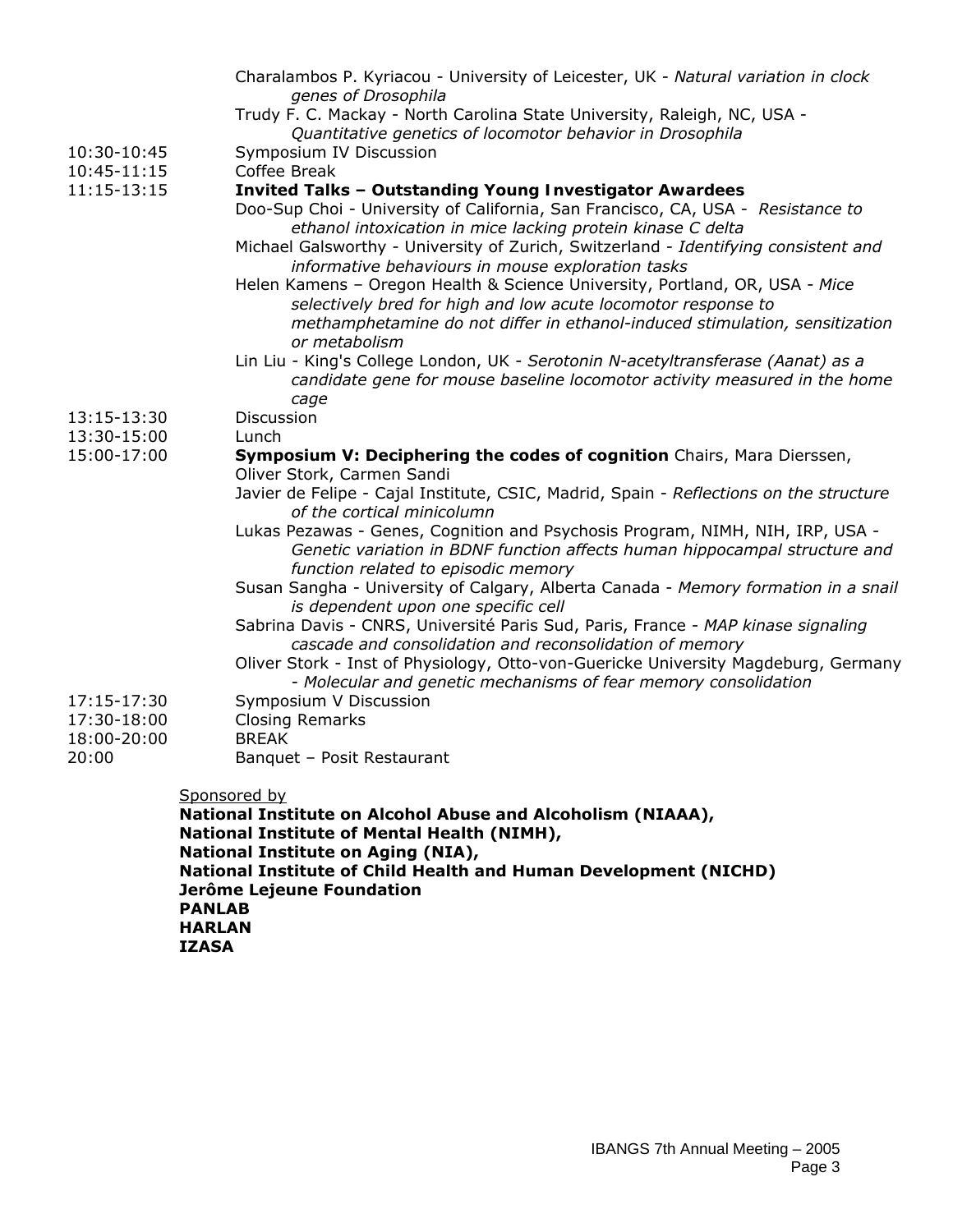Charalambos P. Kyriacou - University of Leicester, UK - *Natural variation in clock genes of Drosophila*

Trudy F. C. Mackay - North Carolina State University, Raleigh, NC, USA - *Quantitative genetics of locomotor behavior in Drosophila*

10:30-10:45 Symposium IV Discussion

10:45-11:15 Coffee Break

11:15-13:15 **Invited Talks – Outstanding Young Investigator Awardees**

Doo-Sup Choi - University of California, San Francisco, CA, USA - *Resistance to ethanol intoxication in mice lacking protein kinase C delta*

Michael Galsworthy - University of Zurich, Switzerland - *Identifying consistent and informative behaviours in mouse exploration tasks*

Helen Kamens – Oregon Health & Science University, Portland, OR, USA - *Mice selectively bred for high and low acute locomotor response to methamphetamine do not differ in ethanol-induced stimulation, sensitization or metabolism*

Lin Liu - King's College London, UK - *Serotonin N-acetyltransferase (Aanat) as a candidate gene for mouse baseline locomotor activity measured in the home cage*

13:15-13:30 Discussion

13:30-15:00 Lunch

15:00-17:00 **Symposium V: Deciphering the codes of cognition** Chairs, Mara Dierssen, Oliver Stork, Carmen Sandi

Javier de Felipe - Cajal Institute, CSIC, Madrid, Spain - *Reflections on the structure of the cortical minicolumn*

Lukas Pezawas - Genes, Cognition and Psychosis Program, NIMH, NIH, IRP, USA - *Genetic variation in BDNF function affects human hippocampal structure and function related to episodic memory*

Susan Sangha - University of Calgary, Alberta Canada - *Memory formation in a snail is dependent upon one specific cell*

Sabrina Davis - CNRS, Université Paris Sud, Paris, France - *MAP kinase signaling cascade and consolidation and reconsolidation of memory*

Oliver Stork - Inst of Physiology, Otto-von-Guericke University Magdeburg, Germany - *Molecular and genetic mechanisms of fear memory consolidation*

17:15-17:30 Symposium V Discussion

17:30-18:00 Closing Remarks

18:00-20:00 BREAK

20:00 Banquet – Posit Restaurant

Sponsored by

**National Institute on Alcohol Abuse and Alcoholism (NIAAA),**
**National Institute of Mental Health (NIMH),**
**National Institute on Aging (NIA),**
**National Institute of Child Health and Human Development (NICHD)**
**Jerôme Lejeune Foundation**
**PANLAB**
**HARLAN**
**IZASA**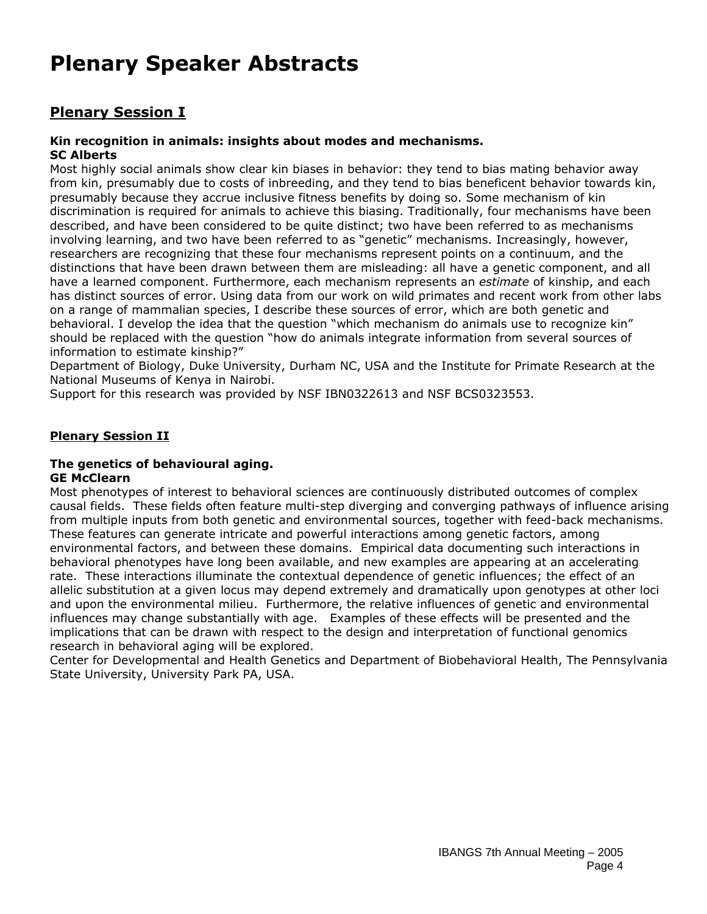# Plenary Speaker Abstracts

## Plenary Session I

**Kin recognition in animals: insights about modes and mechanisms.**
**SC Alberts**

Most highly social animals show clear kin biases in behavior: they tend to bias mating behavior away from kin, presumably due to costs of inbreeding, and they tend to bias beneficent behavior towards kin, presumably because they accrue inclusive fitness benefits by doing so. Some mechanism of kin discrimination is required for animals to achieve this biasing. Traditionally, four mechanisms have been described, and have been considered to be quite distinct; two have been referred to as mechanisms involving learning, and two have been referred to as "genetic" mechanisms. Increasingly, however, researchers are recognizing that these four mechanisms represent points on a continuum, and the distinctions that have been drawn between them are misleading: all have a genetic component, and all have a learned component. Furthermore, each mechanism represents an *estimate* of kinship, and each has distinct sources of error. Using data from our work on wild primates and recent work from other labs on a range of mammalian species, I describe these sources of error, which are both genetic and behavioral. I develop the idea that the question "which mechanism do animals use to recognize kin" should be replaced with the question "how do animals integrate information from several sources of information to estimate kinship?"

Department of Biology, Duke University, Durham NC, USA and the Institute for Primate Research at the National Museums of Kenya in Nairobi.

Support for this research was provided by NSF IBN0322613 and NSF BCS0323553.

## Plenary Session II

**The genetics of behavioural aging.**
**GE McClearn**

Most phenotypes of interest to behavioral sciences are continuously distributed outcomes of complex causal fields. These fields often feature multi-step diverging and converging pathways of influence arising from multiple inputs from both genetic and environmental sources, together with feed-back mechanisms. These features can generate intricate and powerful interactions among genetic factors, among environmental factors, and between these domains. Empirical data documenting such interactions in behavioral phenotypes have long been available, and new examples are appearing at an accelerating rate. These interactions illuminate the contextual dependence of genetic influences; the effect of an allelic substitution at a given locus may depend extremely and dramatically upon genotypes at other loci and upon the environmental milieu. Furthermore, the relative influences of genetic and environmental influences may change substantially with age. Examples of these effects will be presented and the implications that can be drawn with respect to the design and interpretation of functional genomics research in behavioral aging will be explored.

Center for Developmental and Health Genetics and Department of Biobehavioral Health, The Pennsylvania State University, University Park PA, USA.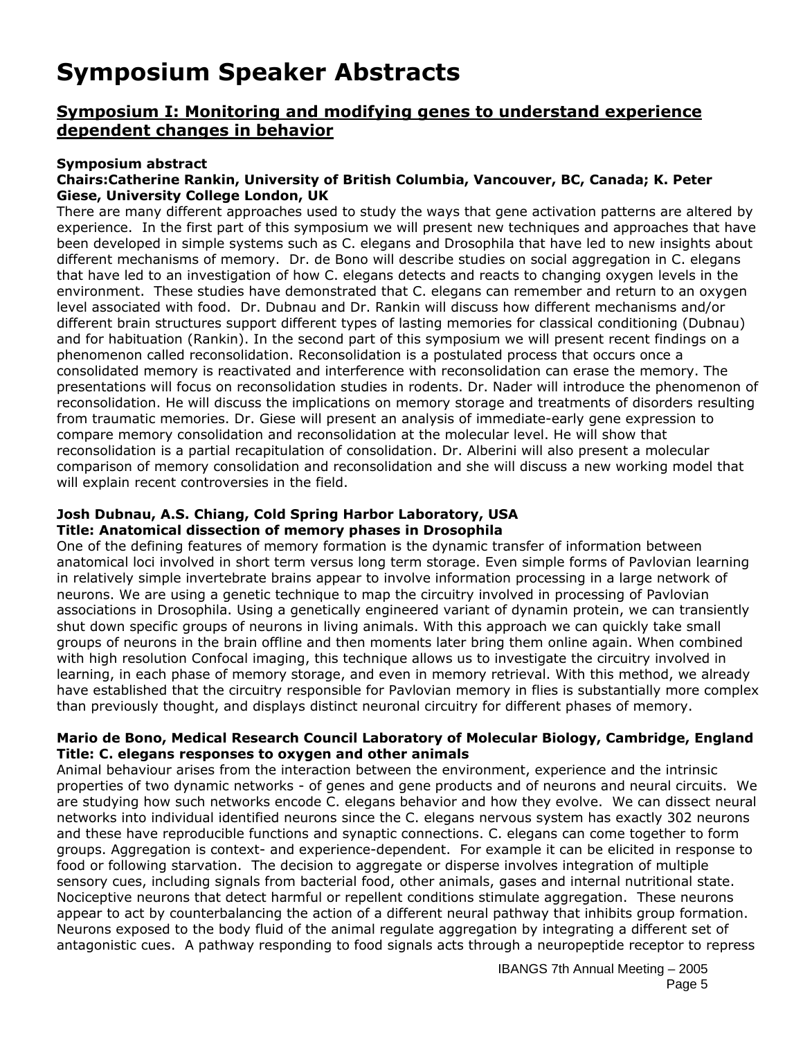# Symposium Speaker Abstracts

## Symposium I: Monitoring and modifying genes to understand experience dependent changes in behavior

**Symposium abstract**

**Chairs:Catherine Rankin, University of British Columbia, Vancouver, BC, Canada; K. Peter Giese, University College London, UK**

There are many different approaches used to study the ways that gene activation patterns are altered by experience. In the first part of this symposium we will present new techniques and approaches that have been developed in simple systems such as C. elegans and Drosophila that have led to new insights about different mechanisms of memory. Dr. de Bono will describe studies on social aggregation in C. elegans that have led to an investigation of how C. elegans detects and reacts to changing oxygen levels in the environment. These studies have demonstrated that C. elegans can remember and return to an oxygen level associated with food. Dr. Dubnau and Dr. Rankin will discuss how different mechanisms and/or different brain structures support different types of lasting memories for classical conditioning (Dubnau) and for habituation (Rankin). In the second part of this symposium we will present recent findings on a phenomenon called reconsolidation. Reconsolidation is a postulated process that occurs once a consolidated memory is reactivated and interference with reconsolidation can erase the memory. The presentations will focus on reconsolidation studies in rodents. Dr. Nader will introduce the phenomenon of reconsolidation. He will discuss the implications on memory storage and treatments of disorders resulting from traumatic memories. Dr. Giese will present an analysis of immediate-early gene expression to compare memory consolidation and reconsolidation at the molecular level. He will show that reconsolidation is a partial recapitulation of consolidation. Dr. Alberini will also present a molecular comparison of memory consolidation and reconsolidation and she will discuss a new working model that will explain recent controversies in the field.

**Josh Dubnau, A.S. Chiang, Cold Spring Harbor Laboratory, USA**

**Title: Anatomical dissection of memory phases in Drosophila**

One of the defining features of memory formation is the dynamic transfer of information between anatomical loci involved in short term versus long term storage. Even simple forms of Pavlovian learning in relatively simple invertebrate brains appear to involve information processing in a large network of neurons. We are using a genetic technique to map the circuitry involved in processing of Pavlovian associations in Drosophila. Using a genetically engineered variant of dynamin protein, we can transiently shut down specific groups of neurons in living animals. With this approach we can quickly take small groups of neurons in the brain offline and then moments later bring them online again. When combined with high resolution Confocal imaging, this technique allows us to investigate the circuitry involved in learning, in each phase of memory storage, and even in memory retrieval. With this method, we already have established that the circuitry responsible for Pavlovian memory in flies is substantially more complex than previously thought, and displays distinct neuronal circuitry for different phases of memory.

**Mario de Bono, Medical Research Council Laboratory of Molecular Biology, Cambridge, England**

**Title: C. elegans responses to oxygen and other animals**

Animal behaviour arises from the interaction between the environment, experience and the intrinsic properties of two dynamic networks - of genes and gene products and of neurons and neural circuits. We are studying how such networks encode C. elegans behavior and how they evolve. We can dissect neural networks into individual identified neurons since the C. elegans nervous system has exactly 302 neurons and these have reproducible functions and synaptic connections. C. elegans can come together to form groups. Aggregation is context- and experience-dependent. For example it can be elicited in response to food or following starvation. The decision to aggregate or disperse involves integration of multiple sensory cues, including signals from bacterial food, other animals, gases and internal nutritional state. Nociceptive neurons that detect harmful or repellent conditions stimulate aggregation. These neurons appear to act by counterbalancing the action of a different neural pathway that inhibits group formation. Neurons exposed to the body fluid of the animal regulate aggregation by integrating a different set of antagonistic cues. A pathway responding to food signals acts through a neuropeptide receptor to repress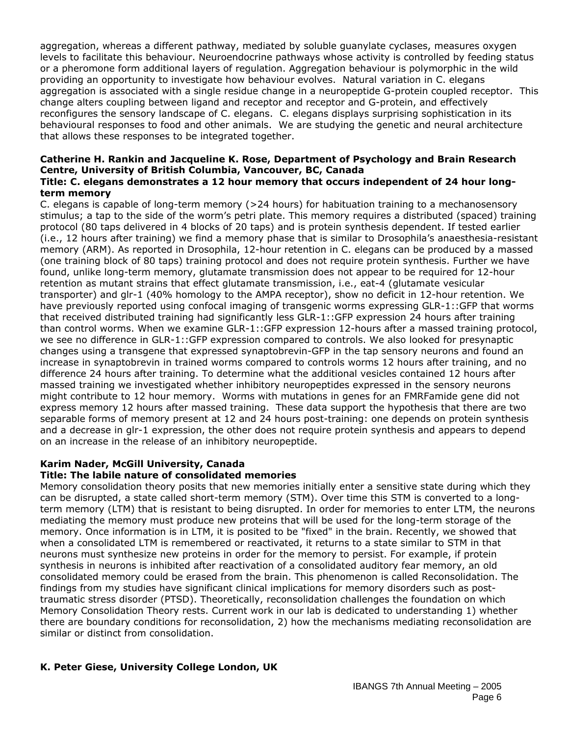aggregation, whereas a different pathway, mediated by soluble guanylate cyclases, measures oxygen levels to facilitate this behaviour. Neuroendocrine pathways whose activity is controlled by feeding status or a pheromone form additional layers of regulation. Aggregation behaviour is polymorphic in the wild providing an opportunity to investigate how behaviour evolves. Natural variation in C. elegans aggregation is associated with a single residue change in a neuropeptide G-protein coupled receptor. This change alters coupling between ligand and receptor and receptor and G-protein, and effectively reconfigures the sensory landscape of C. elegans. C. elegans displays surprising sophistication in its behavioural responses to food and other animals. We are studying the genetic and neural architecture that allows these responses to be integrated together.

**Catherine H. Rankin and Jacqueline K. Rose, Department of Psychology and Brain Research Centre, University of British Columbia, Vancouver, BC, Canada**
**Title: C. elegans demonstrates a 12 hour memory that occurs independent of 24 hour long-term memory**

C. elegans is capable of long-term memory (>24 hours) for habituation training to a mechanosensory stimulus; a tap to the side of the worm's petri plate. This memory requires a distributed (spaced) training protocol (80 taps delivered in 4 blocks of 20 taps) and is protein synthesis dependent. If tested earlier (i.e., 12 hours after training) we find a memory phase that is similar to Drosophila's anaesthesia-resistant memory (ARM). As reported in Drosophila, 12-hour retention in C. elegans can be produced by a massed (one training block of 80 taps) training protocol and does not require protein synthesis. Further we have found, unlike long-term memory, glutamate transmission does not appear to be required for 12-hour retention as mutant strains that effect glutamate transmission, i.e., eat-4 (glutamate vesicular transporter) and glr-1 (40% homology to the AMPA receptor), show no deficit in 12-hour retention. We have previously reported using confocal imaging of transgenic worms expressing GLR-1::GFP that worms that received distributed training had significantly less GLR-1::GFP expression 24 hours after training than control worms. When we examine GLR-1::GFP expression 12-hours after a massed training protocol, we see no difference in GLR-1::GFP expression compared to controls. We also looked for presynaptic changes using a transgene that expressed synaptobrevin-GFP in the tap sensory neurons and found an increase in synaptobrevin in trained worms compared to controls worms 12 hours after training, and no difference 24 hours after training. To determine what the additional vesicles contained 12 hours after massed training we investigated whether inhibitory neuropeptides expressed in the sensory neurons might contribute to 12 hour memory. Worms with mutations in genes for an FMRFamide gene did not express memory 12 hours after massed training. These data support the hypothesis that there are two separable forms of memory present at 12 and 24 hours post-training: one depends on protein synthesis and a decrease in glr-1 expression, the other does not require protein synthesis and appears to depend on an increase in the release of an inhibitory neuropeptide.

**Karim Nader, McGill University, Canada**
**Title: The labile nature of consolidated memories**

Memory consolidation theory posits that new memories initially enter a sensitive state during which they can be disrupted, a state called short-term memory (STM). Over time this STM is converted to a long-term memory (LTM) that is resistant to being disrupted. In order for memories to enter LTM, the neurons mediating the memory must produce new proteins that will be used for the long-term storage of the memory. Once information is in LTM, it is posited to be "fixed" in the brain. Recently, we showed that when a consolidated LTM is remembered or reactivated, it returns to a state similar to STM in that neurons must synthesize new proteins in order for the memory to persist. For example, if protein synthesis in neurons is inhibited after reactivation of a consolidated auditory fear memory, an old consolidated memory could be erased from the brain. This phenomenon is called Reconsolidation. The findings from my studies have significant clinical implications for memory disorders such as post-traumatic stress disorder (PTSD). Theoretically, reconsolidation challenges the foundation on which Memory Consolidation Theory rests. Current work in our lab is dedicated to understanding 1) whether there are boundary conditions for reconsolidation, 2) how the mechanisms mediating reconsolidation are similar or distinct from consolidation.

**K. Peter Giese, University College London, UK**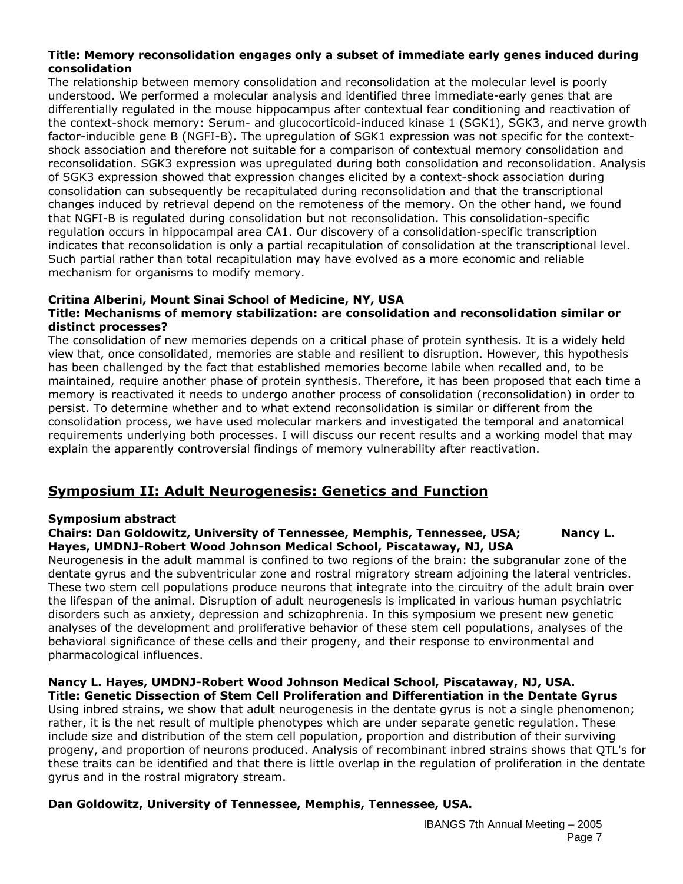**Title: Memory reconsolidation engages only a subset of immediate early genes induced during consolidation**

The relationship between memory consolidation and reconsolidation at the molecular level is poorly understood. We performed a molecular analysis and identified three immediate-early genes that are differentially regulated in the mouse hippocampus after contextual fear conditioning and reactivation of the context-shock memory: Serum- and glucocorticoid-induced kinase 1 (SGK1), SGK3, and nerve growth factor-inducible gene B (NGFI-B). The upregulation of SGK1 expression was not specific for the context-shock association and therefore not suitable for a comparison of contextual memory consolidation and reconsolidation. SGK3 expression was upregulated during both consolidation and reconsolidation. Analysis of SGK3 expression showed that expression changes elicited by a context-shock association during consolidation can subsequently be recapitulated during reconsolidation and that the transcriptional changes induced by retrieval depend on the remoteness of the memory. On the other hand, we found that NGFI-B is regulated during consolidation but not reconsolidation. This consolidation-specific regulation occurs in hippocampal area CA1. Our discovery of a consolidation-specific transcription indicates that reconsolidation is only a partial recapitulation of consolidation at the transcriptional level. Such partial rather than total recapitulation may have evolved as a more economic and reliable mechanism for organisms to modify memory.

**Critina Alberini, Mount Sinai School of Medicine, NY, USA**

**Title: Mechanisms of memory stabilization: are consolidation and reconsolidation similar or distinct processes?**

The consolidation of new memories depends on a critical phase of protein synthesis. It is a widely held view that, once consolidated, memories are stable and resilient to disruption. However, this hypothesis has been challenged by the fact that established memories become labile when recalled and, to be maintained, require another phase of protein synthesis. Therefore, it has been proposed that each time a memory is reactivated it needs to undergo another process of consolidation (reconsolidation) in order to persist. To determine whether and to what extend reconsolidation is similar or different from the consolidation process, we have used molecular markers and investigated the temporal and anatomical requirements underlying both processes. I will discuss our recent results and a working model that may explain the apparently controversial findings of memory vulnerability after reactivation.

## Symposium II: Adult Neurogenesis: Genetics and Function

**Symposium abstract**

**Chairs: Dan Goldowitz, University of Tennessee, Memphis, Tennessee, USA; Nancy L. Hayes, UMDNJ-Robert Wood Johnson Medical School, Piscataway, NJ, USA**

Neurogenesis in the adult mammal is confined to two regions of the brain: the subgranular zone of the dentate gyrus and the subventricular zone and rostral migratory stream adjoining the lateral ventricles. These two stem cell populations produce neurons that integrate into the circuitry of the adult brain over the lifespan of the animal. Disruption of adult neurogenesis is implicated in various human psychiatric disorders such as anxiety, depression and schizophrenia. In this symposium we present new genetic analyses of the development and proliferative behavior of these stem cell populations, analyses of the behavioral significance of these cells and their progeny, and their response to environmental and pharmacological influences.

**Nancy L. Hayes, UMDNJ-Robert Wood Johnson Medical School, Piscataway, NJ, USA.**

**Title: Genetic Dissection of Stem Cell Proliferation and Differentiation in the Dentate Gyrus**

Using inbred strains, we show that adult neurogenesis in the dentate gyrus is not a single phenomenon; rather, it is the net result of multiple phenotypes which are under separate genetic regulation. These include size and distribution of the stem cell population, proportion and distribution of their surviving progeny, and proportion of neurons produced. Analysis of recombinant inbred strains shows that QTL's for these traits can be identified and that there is little overlap in the regulation of proliferation in the dentate gyrus and in the rostral migratory stream.

**Dan Goldowitz, University of Tennessee, Memphis, Tennessee, USA.**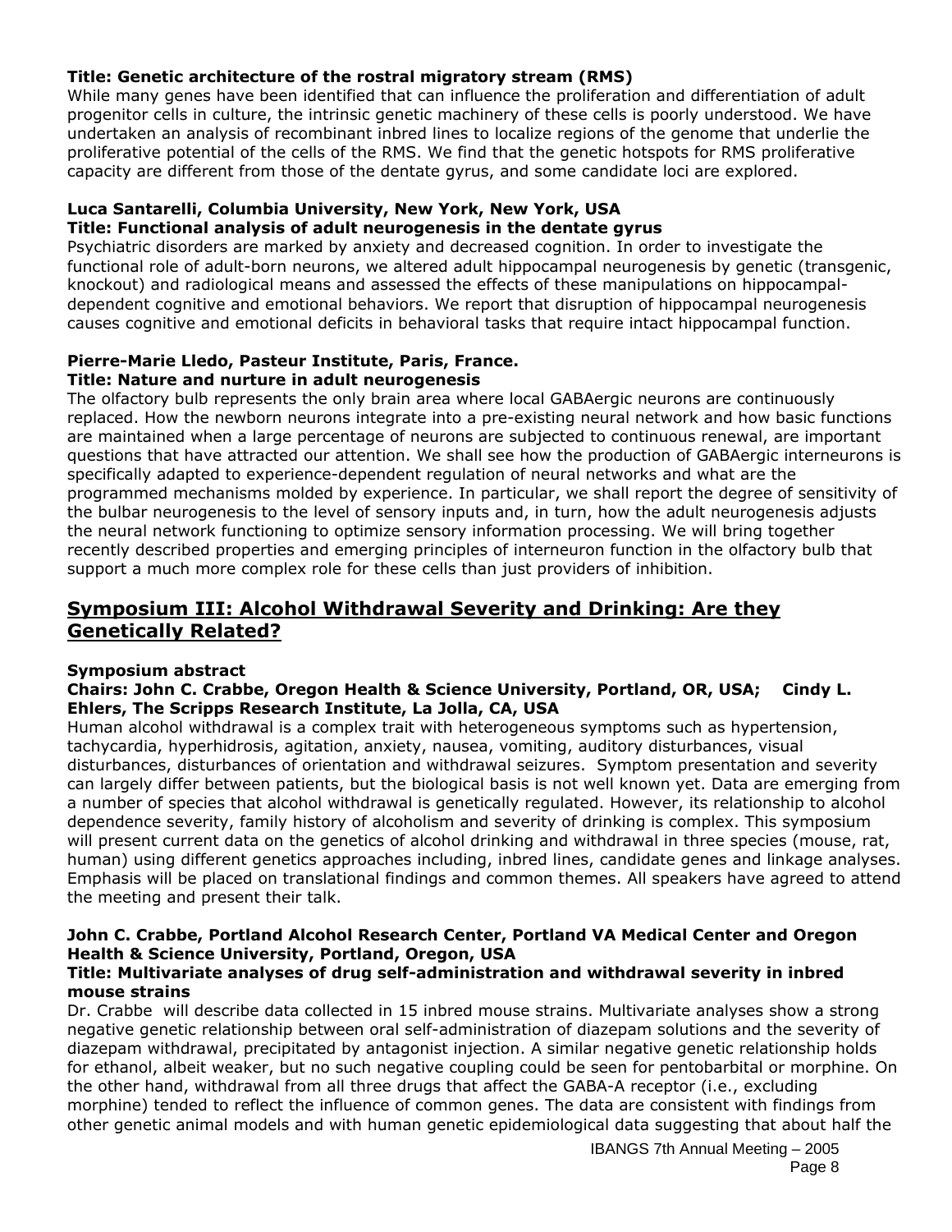**Title: Genetic architecture of the rostral migratory stream (RMS)**
While many genes have been identified that can influence the proliferation and differentiation of adult progenitor cells in culture, the intrinsic genetic machinery of these cells is poorly understood. We have undertaken an analysis of recombinant inbred lines to localize regions of the genome that underlie the proliferative potential of the cells of the RMS. We find that the genetic hotspots for RMS proliferative capacity are different from those of the dentate gyrus, and some candidate loci are explored.

**Luca Santarelli, Columbia University, New York, New York, USA**
**Title: Functional analysis of adult neurogenesis in the dentate gyrus**
Psychiatric disorders are marked by anxiety and decreased cognition. In order to investigate the functional role of adult-born neurons, we altered adult hippocampal neurogenesis by genetic (transgenic, knockout) and radiological means and assessed the effects of these manipulations on hippocampal-dependent cognitive and emotional behaviors. We report that disruption of hippocampal neurogenesis causes cognitive and emotional deficits in behavioral tasks that require intact hippocampal function.

**Pierre-Marie Lledo, Pasteur Institute, Paris, France.**
**Title: Nature and nurture in adult neurogenesis**
The olfactory bulb represents the only brain area where local GABAergic neurons are continuously replaced. How the newborn neurons integrate into a pre-existing neural network and how basic functions are maintained when a large percentage of neurons are subjected to continuous renewal, are important questions that have attracted our attention. We shall see how the production of GABAergic interneurons is specifically adapted to experience-dependent regulation of neural networks and what are the programmed mechanisms molded by experience. In particular, we shall report the degree of sensitivity of the bulbar neurogenesis to the level of sensory inputs and, in turn, how the adult neurogenesis adjusts the neural network functioning to optimize sensory information processing. We will bring together recently described properties and emerging principles of interneuron function in the olfactory bulb that support a much more complex role for these cells than just providers of inhibition.

## Symposium III: Alcohol Withdrawal Severity and Drinking: Are they Genetically Related?

**Symposium abstract**
**Chairs: John C. Crabbe, Oregon Health & Science University, Portland, OR, USA; Cindy L. Ehlers, The Scripps Research Institute, La Jolla, CA, USA**
Human alcohol withdrawal is a complex trait with heterogeneous symptoms such as hypertension, tachycardia, hyperhidrosis, agitation, anxiety, nausea, vomiting, auditory disturbances, visual disturbances, disturbances of orientation and withdrawal seizures. Symptom presentation and severity can largely differ between patients, but the biological basis is not well known yet. Data are emerging from a number of species that alcohol withdrawal is genetically regulated. However, its relationship to alcohol dependence severity, family history of alcoholism and severity of drinking is complex. This symposium will present current data on the genetics of alcohol drinking and withdrawal in three species (mouse, rat, human) using different genetics approaches including, inbred lines, candidate genes and linkage analyses. Emphasis will be placed on translational findings and common themes. All speakers have agreed to attend the meeting and present their talk.

**John C. Crabbe, Portland Alcohol Research Center, Portland VA Medical Center and Oregon Health & Science University, Portland, Oregon, USA**
**Title: Multivariate analyses of drug self-administration and withdrawal severity in inbred mouse strains**
Dr. Crabbe will describe data collected in 15 inbred mouse strains. Multivariate analyses show a strong negative genetic relationship between oral self-administration of diazepam solutions and the severity of diazepam withdrawal, precipitated by antagonist injection. A similar negative genetic relationship holds for ethanol, albeit weaker, but no such negative coupling could be seen for pentobarbital or morphine. On the other hand, withdrawal from all three drugs that affect the GABA-A receptor (i.e., excluding morphine) tended to reflect the influence of common genes. The data are consistent with findings from other genetic animal models and with human genetic epidemiological data suggesting that about half the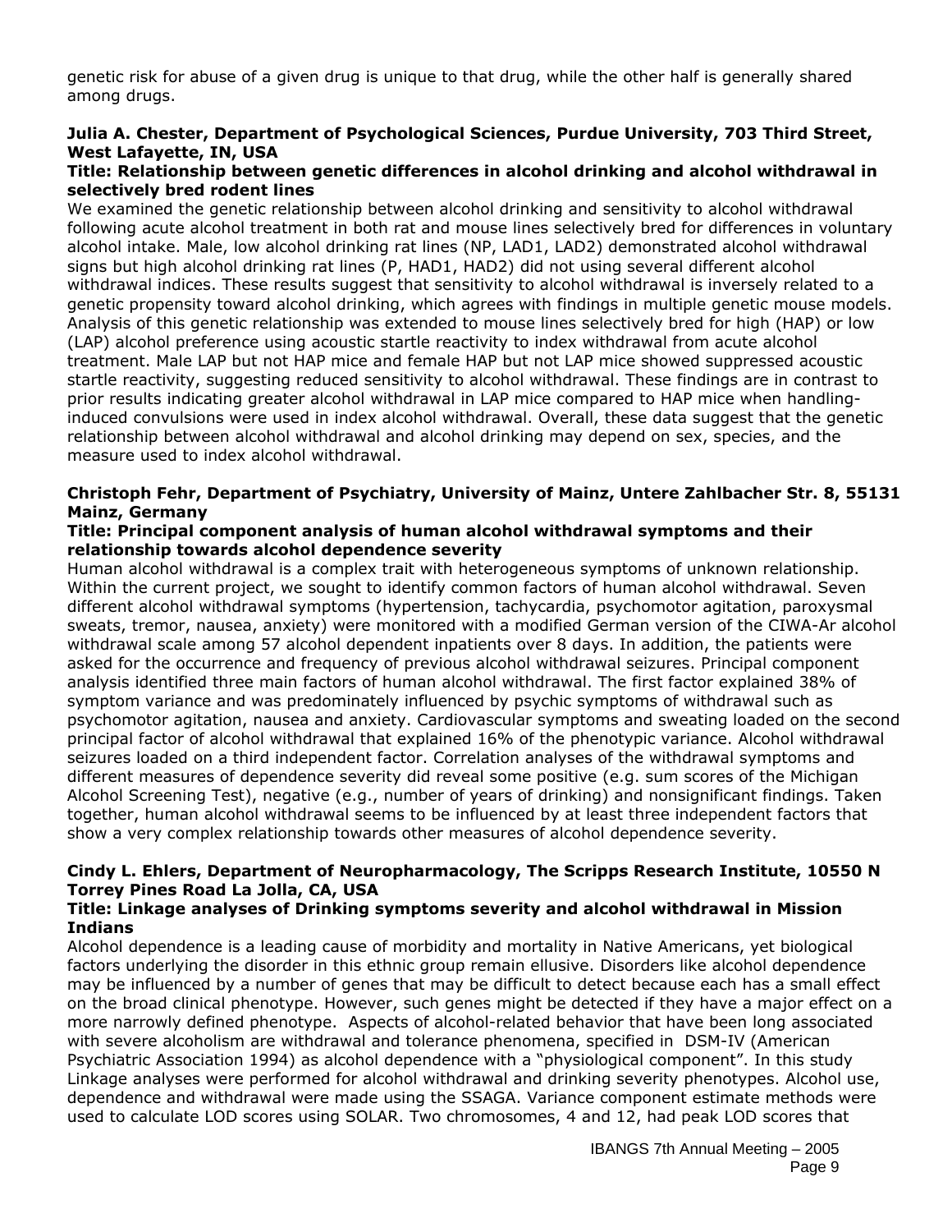genetic risk for abuse of a given drug is unique to that drug, while the other half is generally shared among drugs.

**Julia A. Chester, Department of Psychological Sciences, Purdue University, 703 Third Street, West Lafayette, IN, USA**

**Title: Relationship between genetic differences in alcohol drinking and alcohol withdrawal in selectively bred rodent lines**

We examined the genetic relationship between alcohol drinking and sensitivity to alcohol withdrawal following acute alcohol treatment in both rat and mouse lines selectively bred for differences in voluntary alcohol intake. Male, low alcohol drinking rat lines (NP, LAD1, LAD2) demonstrated alcohol withdrawal signs but high alcohol drinking rat lines (P, HAD1, HAD2) did not using several different alcohol withdrawal indices. These results suggest that sensitivity to alcohol withdrawal is inversely related to a genetic propensity toward alcohol drinking, which agrees with findings in multiple genetic mouse models. Analysis of this genetic relationship was extended to mouse lines selectively bred for high (HAP) or low (LAP) alcohol preference using acoustic startle reactivity to index withdrawal from acute alcohol treatment. Male LAP but not HAP mice and female HAP but not LAP mice showed suppressed acoustic startle reactivity, suggesting reduced sensitivity to alcohol withdrawal. These findings are in contrast to prior results indicating greater alcohol withdrawal in LAP mice compared to HAP mice when handling-induced convulsions were used in index alcohol withdrawal. Overall, these data suggest that the genetic relationship between alcohol withdrawal and alcohol drinking may depend on sex, species, and the measure used to index alcohol withdrawal.

**Christoph Fehr, Department of Psychiatry, University of Mainz, Untere Zahlbacher Str. 8, 55131 Mainz, Germany**

**Title: Principal component analysis of human alcohol withdrawal symptoms and their relationship towards alcohol dependence severity**

Human alcohol withdrawal is a complex trait with heterogeneous symptoms of unknown relationship. Within the current project, we sought to identify common factors of human alcohol withdrawal. Seven different alcohol withdrawal symptoms (hypertension, tachycardia, psychomotor agitation, paroxysmal sweats, tremor, nausea, anxiety) were monitored with a modified German version of the CIWA-Ar alcohol withdrawal scale among 57 alcohol dependent inpatients over 8 days. In addition, the patients were asked for the occurrence and frequency of previous alcohol withdrawal seizures. Principal component analysis identified three main factors of human alcohol withdrawal. The first factor explained 38% of symptom variance and was predominately influenced by psychic symptoms of withdrawal such as psychomotor agitation, nausea and anxiety. Cardiovascular symptoms and sweating loaded on the second principal factor of alcohol withdrawal that explained 16% of the phenotypic variance. Alcohol withdrawal seizures loaded on a third independent factor. Correlation analyses of the withdrawal symptoms and different measures of dependence severity did reveal some positive (e.g. sum scores of the Michigan Alcohol Screening Test), negative (e.g., number of years of drinking) and nonsignificant findings. Taken together, human alcohol withdrawal seems to be influenced by at least three independent factors that show a very complex relationship towards other measures of alcohol dependence severity.

**Cindy L. Ehlers, Department of Neuropharmacology, The Scripps Research Institute, 10550 N Torrey Pines Road La Jolla, CA, USA**

**Title: Linkage analyses of Drinking symptoms severity and alcohol withdrawal in Mission Indians**

Alcohol dependence is a leading cause of morbidity and mortality in Native Americans, yet biological factors underlying the disorder in this ethnic group remain ellusive. Disorders like alcohol dependence may be influenced by a number of genes that may be difficult to detect because each has a small effect on the broad clinical phenotype. However, such genes might be detected if they have a major effect on a more narrowly defined phenotype. Aspects of alcohol-related behavior that have been long associated with severe alcoholism are withdrawal and tolerance phenomena, specified in DSM-IV (American Psychiatric Association 1994) as alcohol dependence with a "physiological component". In this study Linkage analyses were performed for alcohol withdrawal and drinking severity phenotypes. Alcohol use, dependence and withdrawal were made using the SSAGA. Variance component estimate methods were used to calculate LOD scores using SOLAR. Two chromosomes, 4 and 12, had peak LOD scores that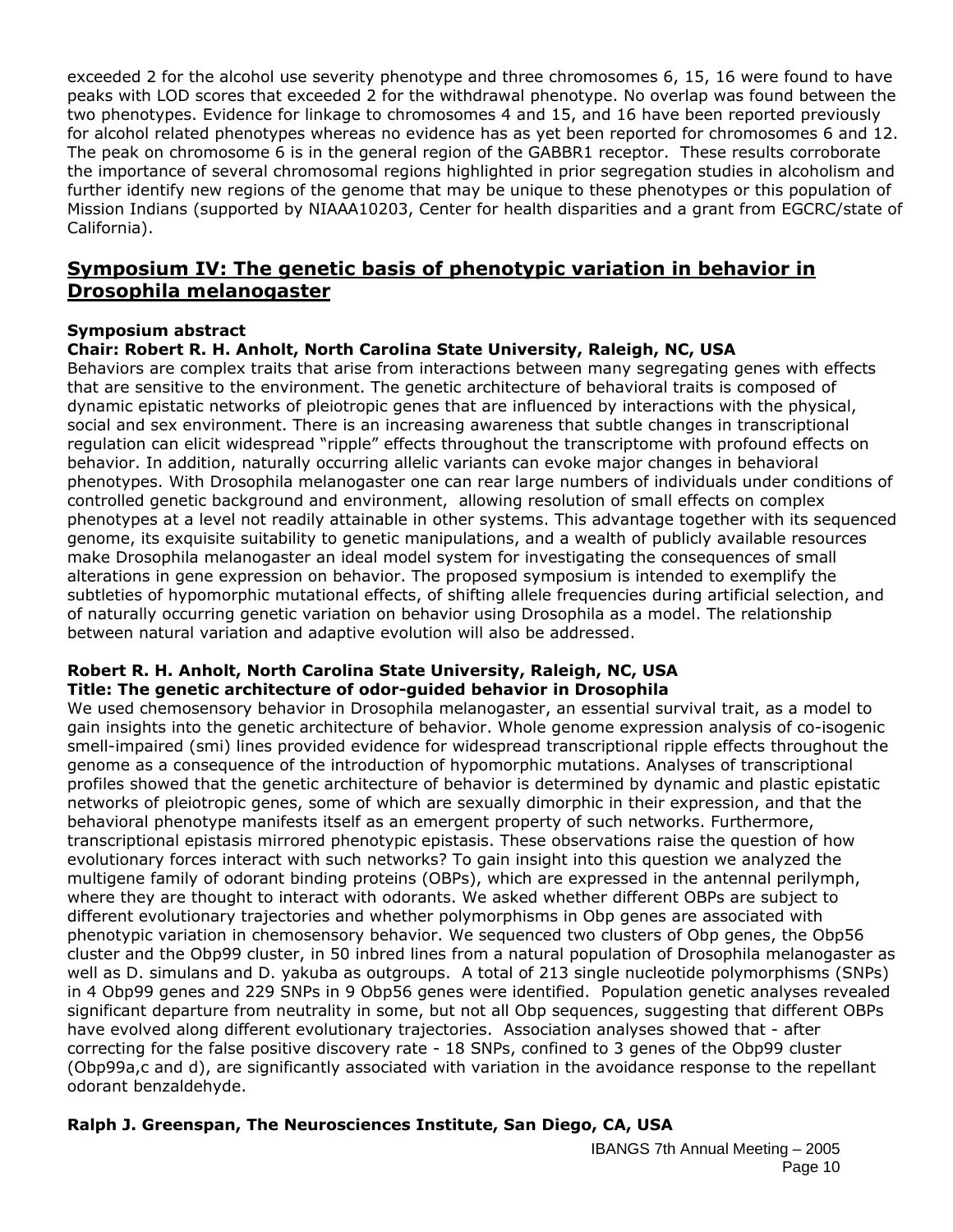exceeded 2 for the alcohol use severity phenotype and three chromosomes 6, 15, 16 were found to have peaks with LOD scores that exceeded 2 for the withdrawal phenotype. No overlap was found between the two phenotypes. Evidence for linkage to chromosomes 4 and 15, and 16 have been reported previously for alcohol related phenotypes whereas no evidence has as yet been reported for chromosomes 6 and 12. The peak on chromosome 6 is in the general region of the GABBR1 receptor. These results corroborate the importance of several chromosomal regions highlighted in prior segregation studies in alcoholism and further identify new regions of the genome that may be unique to these phenotypes or this population of Mission Indians (supported by NIAAA10203, Center for health disparities and a grant from EGCRC/state of California).

## Symposium IV: The genetic basis of phenotypic variation in behavior in Drosophila melanogaster

**Symposium abstract**

**Chair: Robert R. H. Anholt, North Carolina State University, Raleigh, NC, USA**

Behaviors are complex traits that arise from interactions between many segregating genes with effects that are sensitive to the environment. The genetic architecture of behavioral traits is composed of dynamic epistatic networks of pleiotropic genes that are influenced by interactions with the physical, social and sex environment. There is an increasing awareness that subtle changes in transcriptional regulation can elicit widespread "ripple" effects throughout the transcriptome with profound effects on behavior. In addition, naturally occurring allelic variants can evoke major changes in behavioral phenotypes. With Drosophila melanogaster one can rear large numbers of individuals under conditions of controlled genetic background and environment, allowing resolution of small effects on complex phenotypes at a level not readily attainable in other systems. This advantage together with its sequenced genome, its exquisite suitability to genetic manipulations, and a wealth of publicly available resources make Drosophila melanogaster an ideal model system for investigating the consequences of small alterations in gene expression on behavior. The proposed symposium is intended to exemplify the subtleties of hypomorphic mutational effects, of shifting allele frequencies during artificial selection, and of naturally occurring genetic variation on behavior using Drosophila as a model. The relationship between natural variation and adaptive evolution will also be addressed.

**Robert R. H. Anholt, North Carolina State University, Raleigh, NC, USA**
**Title: The genetic architecture of odor-guided behavior in Drosophila**

We used chemosensory behavior in Drosophila melanogaster, an essential survival trait, as a model to gain insights into the genetic architecture of behavior. Whole genome expression analysis of co-isogenic smell-impaired (smi) lines provided evidence for widespread transcriptional ripple effects throughout the genome as a consequence of the introduction of hypomorphic mutations. Analyses of transcriptional profiles showed that the genetic architecture of behavior is determined by dynamic and plastic epistatic networks of pleiotropic genes, some of which are sexually dimorphic in their expression, and that the behavioral phenotype manifests itself as an emergent property of such networks. Furthermore, transcriptional epistasis mirrored phenotypic epistasis. These observations raise the question of how evolutionary forces interact with such networks? To gain insight into this question we analyzed the multigene family of odorant binding proteins (OBPs), which are expressed in the antennal perilymph, where they are thought to interact with odorants. We asked whether different OBPs are subject to different evolutionary trajectories and whether polymorphisms in Obp genes are associated with phenotypic variation in chemosensory behavior. We sequenced two clusters of Obp genes, the Obp56 cluster and the Obp99 cluster, in 50 inbred lines from a natural population of Drosophila melanogaster as well as D. simulans and D. yakuba as outgroups. A total of 213 single nucleotide polymorphisms (SNPs) in 4 Obp99 genes and 229 SNPs in 9 Obp56 genes were identified. Population genetic analyses revealed significant departure from neutrality in some, but not all Obp sequences, suggesting that different OBPs have evolved along different evolutionary trajectories. Association analyses showed that - after correcting for the false positive discovery rate - 18 SNPs, confined to 3 genes of the Obp99 cluster (Obp99a,c and d), are significantly associated with variation in the avoidance response to the repellant odorant benzaldehyde.

**Ralph J. Greenspan, The Neurosciences Institute, San Diego, CA, USA**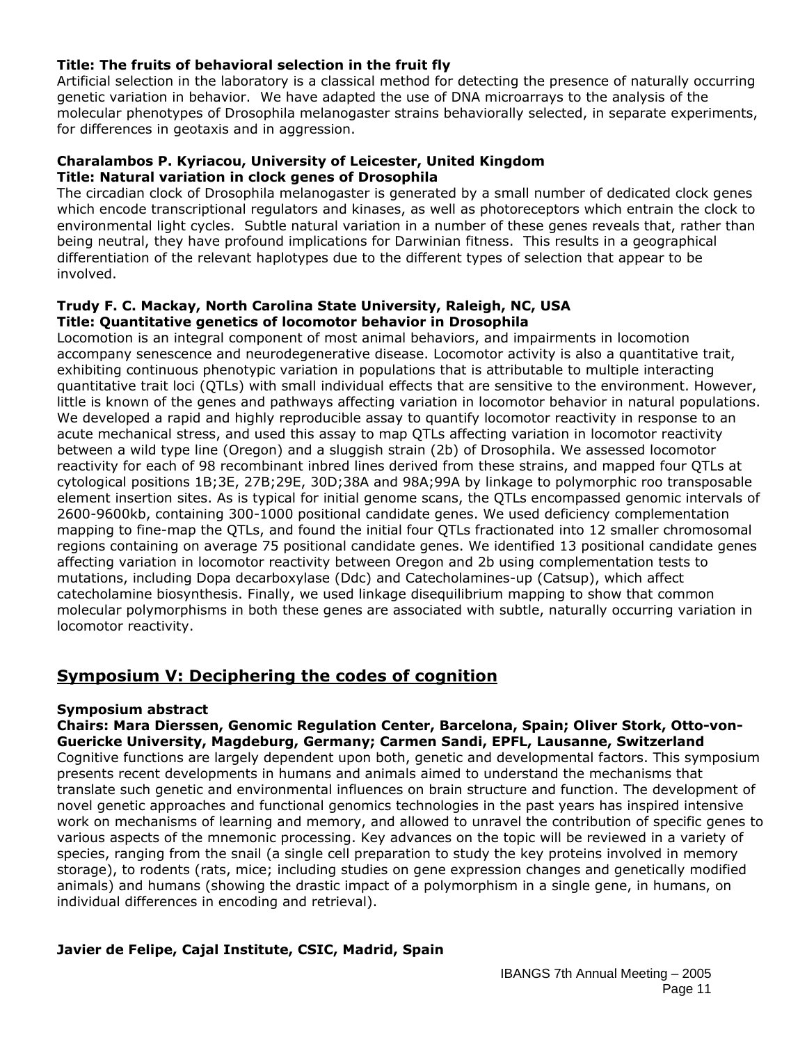**Title: The fruits of behavioral selection in the fruit fly**

Artificial selection in the laboratory is a classical method for detecting the presence of naturally occurring genetic variation in behavior. We have adapted the use of DNA microarrays to the analysis of the molecular phenotypes of Drosophila melanogaster strains behaviorally selected, in separate experiments, for differences in geotaxis and in aggression.

**Charalambos P. Kyriacou, University of Leicester, United Kingdom**
**Title: Natural variation in clock genes of Drosophila**

The circadian clock of Drosophila melanogaster is generated by a small number of dedicated clock genes which encode transcriptional regulators and kinases, as well as photoreceptors which entrain the clock to environmental light cycles. Subtle natural variation in a number of these genes reveals that, rather than being neutral, they have profound implications for Darwinian fitness. This results in a geographical differentiation of the relevant haplotypes due to the different types of selection that appear to be involved.

**Trudy F. C. Mackay, North Carolina State University, Raleigh, NC, USA**
**Title: Quantitative genetics of locomotor behavior in Drosophila**

Locomotion is an integral component of most animal behaviors, and impairments in locomotion accompany senescence and neurodegenerative disease. Locomotor activity is also a quantitative trait, exhibiting continuous phenotypic variation in populations that is attributable to multiple interacting quantitative trait loci (QTLs) with small individual effects that are sensitive to the environment. However, little is known of the genes and pathways affecting variation in locomotor behavior in natural populations. We developed a rapid and highly reproducible assay to quantify locomotor reactivity in response to an acute mechanical stress, and used this assay to map QTLs affecting variation in locomotor reactivity between a wild type line (Oregon) and a sluggish strain (2b) of Drosophila. We assessed locomotor reactivity for each of 98 recombinant inbred lines derived from these strains, and mapped four QTLs at cytological positions 1B;3E, 27B;29E, 30D;38A and 98A;99A by linkage to polymorphic roo transposable element insertion sites. As is typical for initial genome scans, the QTLs encompassed genomic intervals of 2600-9600kb, containing 300-1000 positional candidate genes. We used deficiency complementation mapping to fine-map the QTLs, and found the initial four QTLs fractionated into 12 smaller chromosomal regions containing on average 75 positional candidate genes. We identified 13 positional candidate genes affecting variation in locomotor reactivity between Oregon and 2b using complementation tests to mutations, including Dopa decarboxylase (Ddc) and Catecholamines-up (Catsup), which affect catecholamine biosynthesis. Finally, we used linkage disequilibrium mapping to show that common molecular polymorphisms in both these genes are associated with subtle, naturally occurring variation in locomotor reactivity.

## Symposium V: Deciphering the codes of cognition

**Symposium abstract**
**Chairs: Mara Dierssen, Genomic Regulation Center, Barcelona, Spain; Oliver Stork, Otto-von-Guericke University, Magdeburg, Germany; Carmen Sandi, EPFL, Lausanne, Switzerland**

Cognitive functions are largely dependent upon both, genetic and developmental factors. This symposium presents recent developments in humans and animals aimed to understand the mechanisms that translate such genetic and environmental influences on brain structure and function. The development of novel genetic approaches and functional genomics technologies in the past years has inspired intensive work on mechanisms of learning and memory, and allowed to unravel the contribution of specific genes to various aspects of the mnemonic processing. Key advances on the topic will be reviewed in a variety of species, ranging from the snail (a single cell preparation to study the key proteins involved in memory storage), to rodents (rats, mice; including studies on gene expression changes and genetically modified animals) and humans (showing the drastic impact of a polymorphism in a single gene, in humans, on individual differences in encoding and retrieval).

**Javier de Felipe, Cajal Institute, CSIC, Madrid, Spain**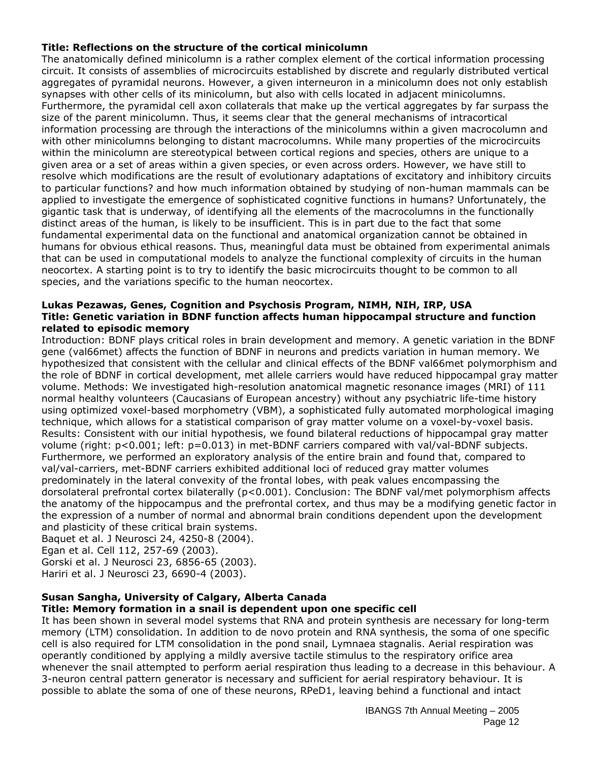**Title: Reflections on the structure of the cortical minicolumn**

The anatomically defined minicolumn is a rather complex element of the cortical information processing circuit. It consists of assemblies of microcircuits established by discrete and regularly distributed vertical aggregates of pyramidal neurons. However, a given interneuron in a minicolumn does not only establish synapses with other cells of its minicolumn, but also with cells located in adjacent minicolumns. Furthermore, the pyramidal cell axon collaterals that make up the vertical aggregates by far surpass the size of the parent minicolumn. Thus, it seems clear that the general mechanisms of intracortical information processing are through the interactions of the minicolumns within a given macrocolumn and with other minicolumns belonging to distant macrocolumns. While many properties of the microcircuits within the minicolumn are stereotypical between cortical regions and species, others are unique to a given area or a set of areas within a given species, or even across orders. However, we have still to resolve which modifications are the result of evolutionary adaptations of excitatory and inhibitory circuits to particular functions? and how much information obtained by studying of non-human mammals can be applied to investigate the emergence of sophisticated cognitive functions in humans? Unfortunately, the gigantic task that is underway, of identifying all the elements of the macrocolumns in the functionally distinct areas of the human, is likely to be insufficient. This is in part due to the fact that some fundamental experimental data on the functional and anatomical organization cannot be obtained in humans for obvious ethical reasons. Thus, meaningful data must be obtained from experimental animals that can be used in computational models to analyze the functional complexity of circuits in the human neocortex. A starting point is to try to identify the basic microcircuits thought to be common to all species, and the variations specific to the human neocortex.

**Lukas Pezawas, Genes, Cognition and Psychosis Program, NIMH, NIH, IRP, USA**
**Title: Genetic variation in BDNF function affects human hippocampal structure and function related to episodic memory**

Introduction: BDNF plays critical roles in brain development and memory. A genetic variation in the BDNF gene (val66met) affects the function of BDNF in neurons and predicts variation in human memory. We hypothesized that consistent with the cellular and clinical effects of the BDNF val66met polymorphism and the role of BDNF in cortical development, met allele carriers would have reduced hippocampal gray matter volume. Methods: We investigated high-resolution anatomical magnetic resonance images (MRI) of 111 normal healthy volunteers (Caucasians of European ancestry) without any psychiatric life-time history using optimized voxel-based morphometry (VBM), a sophisticated fully automated morphological imaging technique, which allows for a statistical comparison of gray matter volume on a voxel-by-voxel basis. Results: Consistent with our initial hypothesis, we found bilateral reductions of hippocampal gray matter volume (right: $p<0.001$; left: $p=0.013$) in met-BDNF carriers compared with val/val-BDNF subjects. Furthermore, we performed an exploratory analysis of the entire brain and found that, compared to val/val-carriers, met-BDNF carriers exhibited additional loci of reduced gray matter volumes predominately in the lateral convexity of the frontal lobes, with peak values encompassing the dorsolateral prefrontal cortex bilaterally ($p<0.001$). Conclusion: The BDNF val/met polymorphism affects the anatomy of the hippocampus and the prefrontal cortex, and thus may be a modifying genetic factor in the expression of a number of normal and abnormal brain conditions dependent upon the development and plasticity of these critical brain systems.

Baquet et al. J Neurosci 24, 4250-8 (2004).
Egan et al. Cell 112, 257-69 (2003).
Gorski et al. J Neurosci 23, 6856-65 (2003).
Hariri et al. J Neurosci 23, 6690-4 (2003).

**Susan Sangha, University of Calgary, Alberta Canada**
**Title: Memory formation in a snail is dependent upon one specific cell**

It has been shown in several model systems that RNA and protein synthesis are necessary for long-term memory (LTM) consolidation. In addition to de novo protein and RNA synthesis, the soma of one specific cell is also required for LTM consolidation in the pond snail, Lymnaea stagnalis. Aerial respiration was operantly conditioned by applying a mildly aversive tactile stimulus to the respiratory orifice area whenever the snail attempted to perform aerial respiration thus leading to a decrease in this behaviour. A 3-neuron central pattern generator is necessary and sufficient for aerial respiratory behaviour. It is possible to ablate the soma of one of these neurons, RPeD1, leaving behind a functional and intact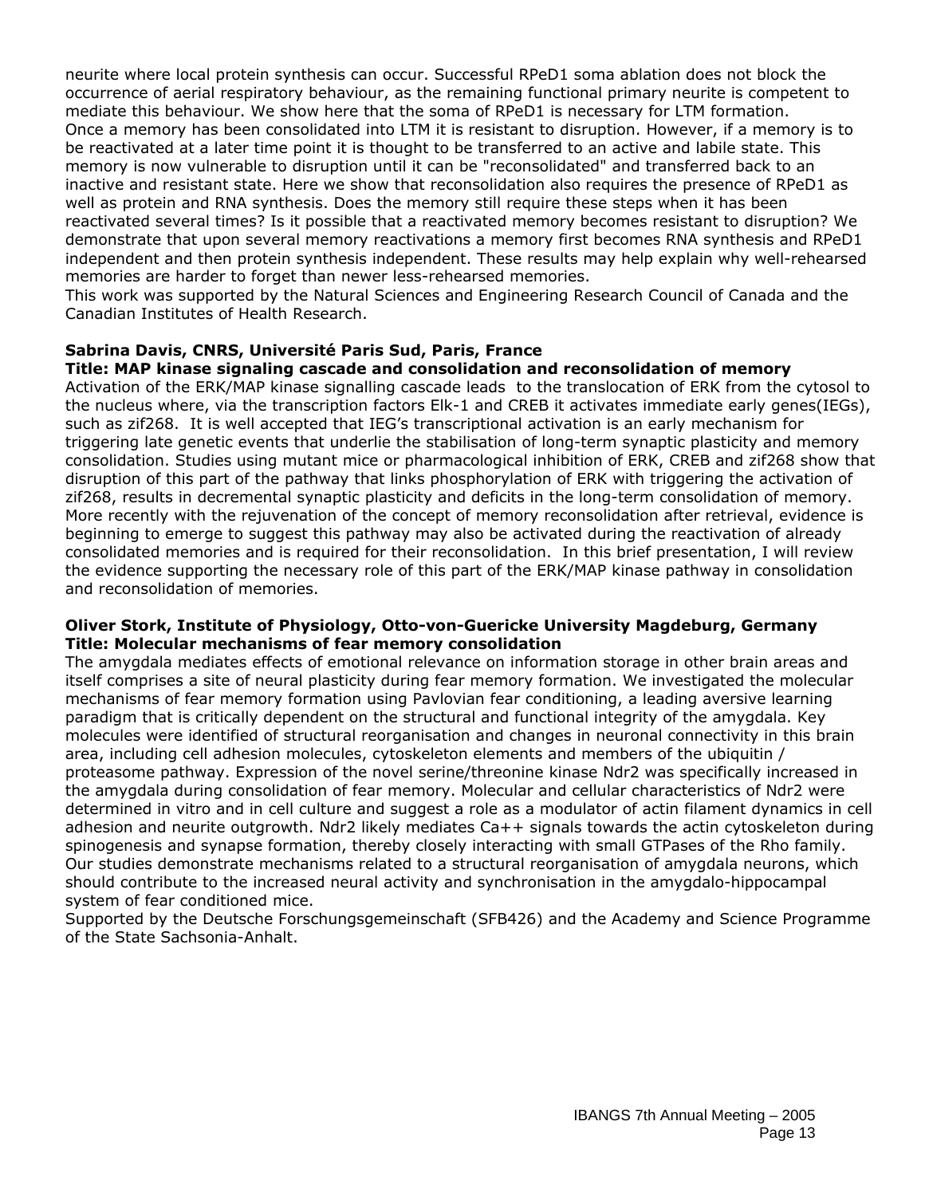neurite where local protein synthesis can occur. Successful RPeD1 soma ablation does not block the occurrence of aerial respiratory behaviour, as the remaining functional primary neurite is competent to mediate this behaviour. We show here that the soma of RPeD1 is necessary for LTM formation. Once a memory has been consolidated into LTM it is resistant to disruption. However, if a memory is to be reactivated at a later time point it is thought to be transferred to an active and labile state. This memory is now vulnerable to disruption until it can be "reconsolidated" and transferred back to an inactive and resistant state. Here we show that reconsolidation also requires the presence of RPeD1 as well as protein and RNA synthesis. Does the memory still require these steps when it has been reactivated several times? Is it possible that a reactivated memory becomes resistant to disruption? We demonstrate that upon several memory reactivations a memory first becomes RNA synthesis and RPeD1 independent and then protein synthesis independent. These results may help explain why well-rehearsed memories are harder to forget than newer less-rehearsed memories.

This work was supported by the Natural Sciences and Engineering Research Council of Canada and the Canadian Institutes of Health Research.

**Sabrina Davis, CNRS, Université Paris Sud, Paris, France**
**Title: MAP kinase signaling cascade and consolidation and reconsolidation of memory**

Activation of the ERK/MAP kinase signalling cascade leads to the translocation of ERK from the cytosol to the nucleus where, via the transcription factors Elk-1 and CREB it activates immediate early genes(IEGs), such as zif268. It is well accepted that IEG's transcriptional activation is an early mechanism for triggering late genetic events that underlie the stabilisation of long-term synaptic plasticity and memory consolidation. Studies using mutant mice or pharmacological inhibition of ERK, CREB and zif268 show that disruption of this part of the pathway that links phosphorylation of ERK with triggering the activation of zif268, results in decremental synaptic plasticity and deficits in the long-term consolidation of memory. More recently with the rejuvenation of the concept of memory reconsolidation after retrieval, evidence is beginning to emerge to suggest this pathway may also be activated during the reactivation of already consolidated memories and is required for their reconsolidation. In this brief presentation, I will review the evidence supporting the necessary role of this part of the ERK/MAP kinase pathway in consolidation and reconsolidation of memories.

**Oliver Stork, Institute of Physiology, Otto-von-Guericke University Magdeburg, Germany**
**Title: Molecular mechanisms of fear memory consolidation**

The amygdala mediates effects of emotional relevance on information storage in other brain areas and itself comprises a site of neural plasticity during fear memory formation. We investigated the molecular mechanisms of fear memory formation using Pavlovian fear conditioning, a leading aversive learning paradigm that is critically dependent on the structural and functional integrity of the amygdala. Key molecules were identified of structural reorganisation and changes in neuronal connectivity in this brain area, including cell adhesion molecules, cytoskeleton elements and members of the ubiquitin / proteasome pathway. Expression of the novel serine/threonine kinase Ndr2 was specifically increased in the amygdala during consolidation of fear memory. Molecular and cellular characteristics of Ndr2 were determined in vitro and in cell culture and suggest a role as a modulator of actin filament dynamics in cell adhesion and neurite outgrowth. Ndr2 likely mediates $Ca^{++}$ signals towards the actin cytoskeleton during spinogenesis and synapse formation, thereby closely interacting with small GTPases of the Rho family. Our studies demonstrate mechanisms related to a structural reorganisation of amygdala neurons, which should contribute to the increased neural activity and synchronisation in the amygdalo-hippocampal system of fear conditioned mice.

Supported by the Deutsche Forschungsgemeinschaft (SFB426) and the Academy and Science Programme of the State Sachsonia-Anhalt.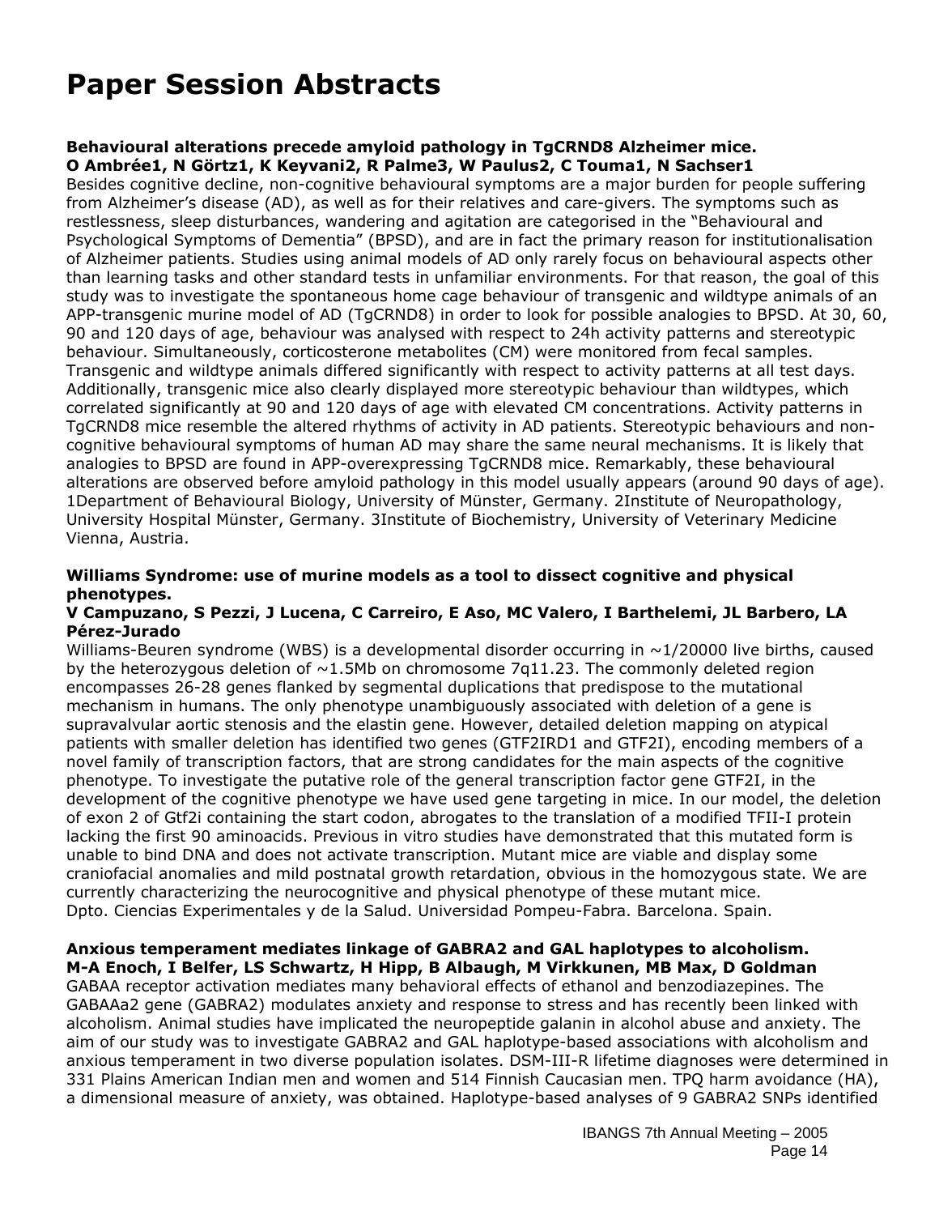# Paper Session Abstracts

**Behavioural alterations precede amyloid pathology in TgCRND8 Alzheimer mice.**
**O Ambrée1, N Görtz1, K Keyvani2, R Palme3, W Paulus2, C Touma1, N Sachser1**

Besides cognitive decline, non-cognitive behavioural symptoms are a major burden for people suffering from Alzheimer's disease (AD), as well as for their relatives and care-givers. The symptoms such as restlessness, sleep disturbances, wandering and agitation are categorised in the "Behavioural and Psychological Symptoms of Dementia" (BPSD), and are in fact the primary reason for institutionalisation of Alzheimer patients. Studies using animal models of AD only rarely focus on behavioural aspects other than learning tasks and other standard tests in unfamiliar environments. For that reason, the goal of this study was to investigate the spontaneous home cage behaviour of transgenic and wildtype animals of an APP-transgenic murine model of AD (TgCRND8) in order to look for possible analogies to BPSD. At 30, 60, 90 and 120 days of age, behaviour was analysed with respect to 24h activity patterns and stereotypic behaviour. Simultaneously, corticosterone metabolites (CM) were monitored from fecal samples. Transgenic and wildtype animals differed significantly with respect to activity patterns at all test days. Additionally, transgenic mice also clearly displayed more stereotypic behaviour than wildtypes, which correlated significantly at 90 and 120 days of age with elevated CM concentrations. Activity patterns in TgCRND8 mice resemble the altered rhythms of activity in AD patients. Stereotypic behaviours and non-cognitive behavioural symptoms of human AD may share the same neural mechanisms. It is likely that analogies to BPSD are found in APP-overexpressing TgCRND8 mice. Remarkably, these behavioural alterations are observed before amyloid pathology in this model usually appears (around 90 days of age).
1Department of Behavioural Biology, University of Münster, Germany. 2Institute of Neuropathology, University Hospital Münster, Germany. 3Institute of Biochemistry, University of Veterinary Medicine Vienna, Austria.

**Williams Syndrome: use of murine models as a tool to dissect cognitive and physical phenotypes.**
**V Campuzano, S Pezzi, J Lucena, C Carreiro, E Aso, MC Valero, I Barthelemi, JL Barbero, LA Pérez-Jurado**

Williams-Beuren syndrome (WBS) is a developmental disorder occurring in ~1/20000 live births, caused by the heterozygous deletion of ~1.5Mb on chromosome 7q11.23. The commonly deleted region encompasses 26-28 genes flanked by segmental duplications that predispose to the mutational mechanism in humans. The only phenotype unambiguously associated with deletion of a gene is supravalvular aortic stenosis and the elastin gene. However, detailed deletion mapping on atypical patients with smaller deletion has identified two genes (GTF2IRD1 and GTF2I), encoding members of a novel family of transcription factors, that are strong candidates for the main aspects of the cognitive phenotype. To investigate the putative role of the general transcription factor gene GTF2I, in the development of the cognitive phenotype we have used gene targeting in mice. In our model, the deletion of exon 2 of Gtf2i containing the start codon, abrogates to the translation of a modified TFII-I protein lacking the first 90 aminoacids. Previous in vitro studies have demonstrated that this mutated form is unable to bind DNA and does not activate transcription. Mutant mice are viable and display some craniofacial anomalies and mild postnatal growth retardation, obvious in the homozygous state. We are currently characterizing the neurocognitive and physical phenotype of these mutant mice.
Dpto. Ciencias Experimentales y de la Salud. Universidad Pompeu-Fabra. Barcelona. Spain.

**Anxious temperament mediates linkage of GABRA2 and GAL haplotypes to alcoholism.**
**M-A Enoch, I Belfer, LS Schwartz, H Hipp, B Albaugh, M Virkkunen, MB Max, D Goldman**

GABAA receptor activation mediates many behavioral effects of ethanol and benzodiazepines. The GABAAa2 gene (GABRA2) modulates anxiety and response to stress and has recently been linked with alcoholism. Animal studies have implicated the neuropeptide galanin in alcohol abuse and anxiety. The aim of our study was to investigate GABRA2 and GAL haplotype-based associations with alcoholism and anxious temperament in two diverse population isolates. DSM-III-R lifetime diagnoses were determined in 331 Plains American Indian men and women and 514 Finnish Caucasian men. TPQ harm avoidance (HA), a dimensional measure of anxiety, was obtained. Haplotype-based analyses of 9 GABRA2 SNPs identified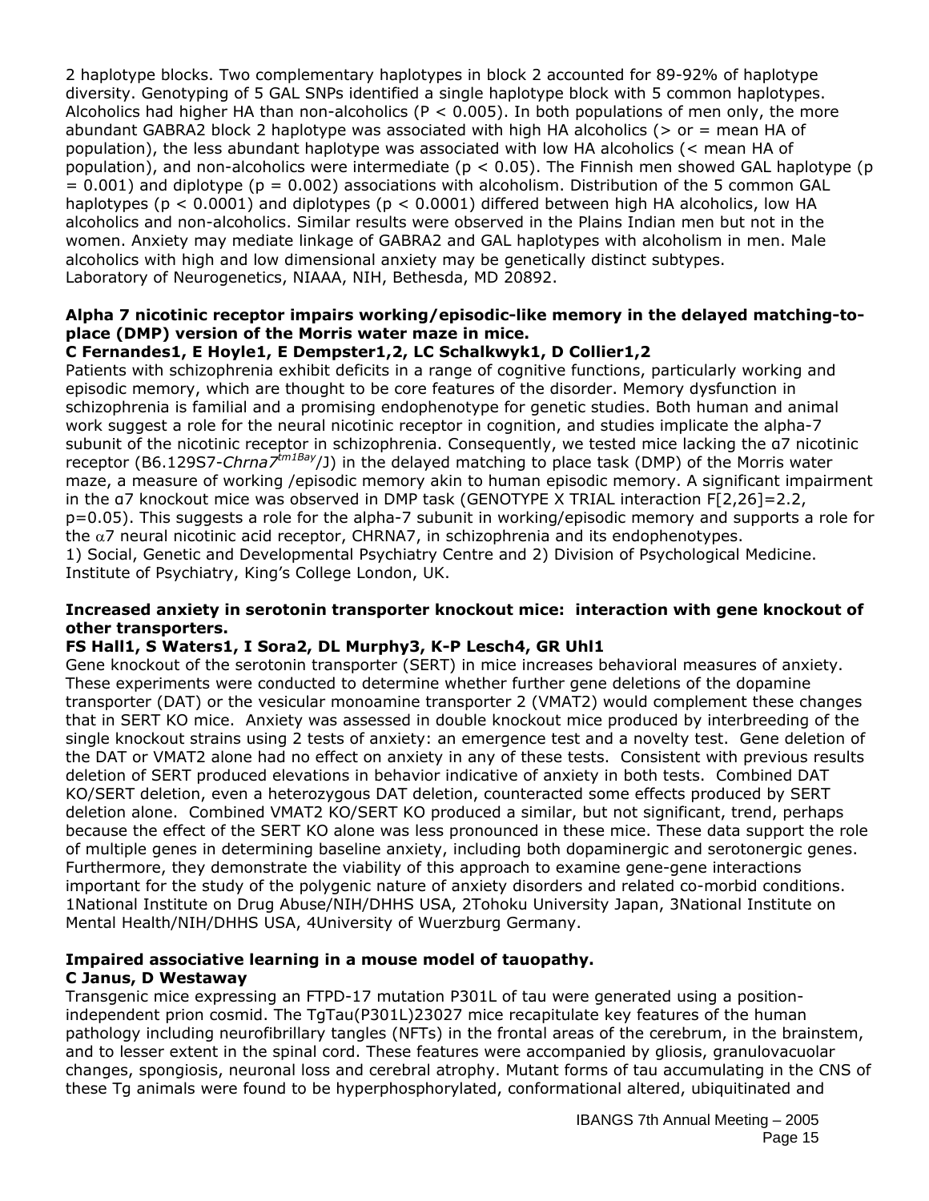2 haplotype blocks. Two complementary haplotypes in block 2 accounted for 89-92% of haplotype diversity. Genotyping of 5 GAL SNPs identified a single haplotype block with 5 common haplotypes. Alcoholics had higher HA than non-alcoholics ($P < 0.005$). In both populations of men only, the more abundant GABRA2 block 2 haplotype was associated with high HA alcoholics (> or = mean HA of population), the less abundant haplotype was associated with low HA alcoholics (< mean HA of population), and non-alcoholics were intermediate ($p < 0.05$). The Finnish men showed GAL haplotype ($p = 0.001$) and diplotype ($p = 0.002$) associations with alcoholism. Distribution of the 5 common GAL haplotypes ($p < 0.0001$) and diplotypes ($p < 0.0001$) differed between high HA alcoholics, low HA alcoholics and non-alcoholics. Similar results were observed in the Plains Indian men but not in the women. Anxiety may mediate linkage of GABRA2 and GAL haplotypes with alcoholism in men. Male alcoholics with high and low dimensional anxiety may be genetically distinct subtypes.
Laboratory of Neurogenetics, NIAAA, NIH, Bethesda, MD 20892.

**Alpha 7 nicotinic receptor impairs working/episodic-like memory in the delayed matching-to-place (DMP) version of the Morris water maze in mice.**
**C Fernandes1, E Hoyle1, E Dempster1,2, LC Schalkwyk1, D Collier1,2**
Patients with schizophrenia exhibit deficits in a range of cognitive functions, particularly working and episodic memory, which are thought to be core features of the disorder. Memory dysfunction in schizophrenia is familial and a promising endophenotype for genetic studies. Both human and animal work suggest a role for the neural nicotinic receptor in cognition, and studies implicate the alpha-7 subunit of the nicotinic receptor in schizophrenia. Consequently, we tested mice lacking the α7 nicotinic receptor (B6.129S7-*Chrna7*[tm1Bay]/J) in the delayed matching to place task (DMP) of the Morris water maze, a measure of working /episodic memory akin to human episodic memory. A significant impairment in the α7 knockout mice was observed in DMP task (GENOTYPE X TRIAL interaction $F[2,26]=2.2$, $p=0.05$). This suggests a role for the alpha-7 subunit in working/episodic memory and supports a role for the $\alpha 7$ neural nicotinic acid receptor, CHRNA7, in schizophrenia and its endophenotypes.
1) Social, Genetic and Developmental Psychiatry Centre and 2) Division of Psychological Medicine. Institute of Psychiatry, King's College London, UK.

**Increased anxiety in serotonin transporter knockout mice: interaction with gene knockout of other transporters.**
**FS Hall1, S Waters1, I Sora2, DL Murphy3, K-P Lesch4, GR Uhl1**
Gene knockout of the serotonin transporter (SERT) in mice increases behavioral measures of anxiety. These experiments were conducted to determine whether further gene deletions of the dopamine transporter (DAT) or the vesicular monoamine transporter 2 (VMAT2) would complement these changes that in SERT KO mice. Anxiety was assessed in double knockout mice produced by interbreeding of the single knockout strains using 2 tests of anxiety: an emergence test and a novelty test. Gene deletion of the DAT or VMAT2 alone had no effect on anxiety in any of these tests. Consistent with previous results deletion of SERT produced elevations in behavior indicative of anxiety in both tests. Combined DAT KO/SERT deletion, even a heterozygous DAT deletion, counteracted some effects produced by SERT deletion alone. Combined VMAT2 KO/SERT KO produced a similar, but not significant, trend, perhaps because the effect of the SERT KO alone was less pronounced in these mice. These data support the role of multiple genes in determining baseline anxiety, including both dopaminergic and serotonergic genes. Furthermore, they demonstrate the viability of this approach to examine gene-gene interactions important for the study of the polygenic nature of anxiety disorders and related co-morbid conditions.
1National Institute on Drug Abuse/NIH/DHHS USA, 2Tohoku University Japan, 3National Institute on Mental Health/NIH/DHHS USA, 4University of Wuerzburg Germany.

**Impaired associative learning in a mouse model of tauopathy.**
**C Janus, D Westaway**
Transgenic mice expressing an FTPD-17 mutation P301L of tau were generated using a position-independent prion cosmid. The TgTau(P301L)23027 mice recapitulate key features of the human pathology including neurofibrillary tangles (NFTs) in the frontal areas of the cerebrum, in the brainstem, and to lesser extent in the spinal cord. These features were accompanied by gliosis, granulovacuolar changes, spongiosis, neuronal loss and cerebral atrophy. Mutant forms of tau accumulating in the CNS of these Tg animals were found to be hyperphosphorylated, conformational altered, ubiquitinated and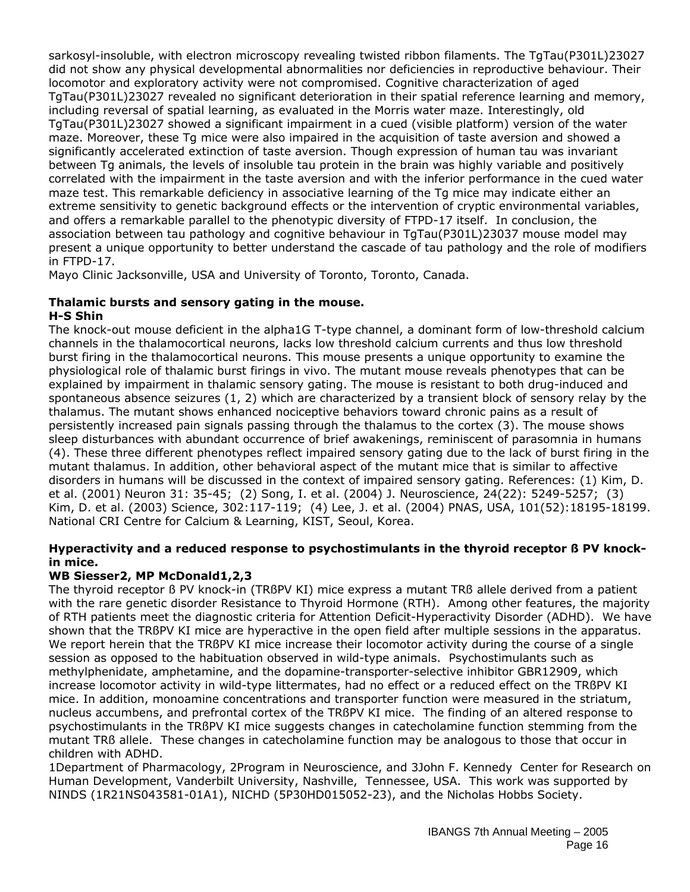sarkosyl-insoluble, with electron microscopy revealing twisted ribbon filaments. The TgTau(P301L)23027 did not show any physical developmental abnormalities nor deficiencies in reproductive behaviour. Their locomotor and exploratory activity were not compromised. Cognitive characterization of aged TgTau(P301L)23027 revealed no significant deterioration in their spatial reference learning and memory, including reversal of spatial learning, as evaluated in the Morris water maze. Interestingly, old TgTau(P301L)23027 showed a significant impairment in a cued (visible platform) version of the water maze. Moreover, these Tg mice were also impaired in the acquisition of taste aversion and showed a significantly accelerated extinction of taste aversion. Though expression of human tau was invariant between Tg animals, the levels of insoluble tau protein in the brain was highly variable and positively correlated with the impairment in the taste aversion and with the inferior performance in the cued water maze test. This remarkable deficiency in associative learning of the Tg mice may indicate either an extreme sensitivity to genetic background effects or the intervention of cryptic environmental variables, and offers a remarkable parallel to the phenotypic diversity of FTPD-17 itself. In conclusion, the association between tau pathology and cognitive behaviour in TgTau(P301L)23037 mouse model may present a unique opportunity to better understand the cascade of tau pathology and the role of modifiers in FTPD-17.
Mayo Clinic Jacksonville, USA and University of Toronto, Toronto, Canada.

**Thalamic bursts and sensory gating in the mouse.**
**H-S Shin**
The knock-out mouse deficient in the alpha1G T-type channel, a dominant form of low-threshold calcium channels in the thalamocortical neurons, lacks low threshold calcium currents and thus low threshold burst firing in the thalamocortical neurons. This mouse presents a unique opportunity to examine the physiological role of thalamic burst firings in vivo. The mutant mouse reveals phenotypes that can be explained by impairment in thalamic sensory gating. The mouse is resistant to both drug-induced and spontaneous absence seizures (1, 2) which are characterized by a transient block of sensory relay by the thalamus. The mutant shows enhanced nociceptive behaviors toward chronic pains as a result of persistently increased pain signals passing through the thalamus to the cortex (3). The mouse shows sleep disturbances with abundant occurrence of brief awakenings, reminiscent of parasomnia in humans (4). These three different phenotypes reflect impaired sensory gating due to the lack of burst firing in the mutant thalamus. In addition, other behavioral aspect of the mutant mice that is similar to affective disorders in humans will be discussed in the context of impaired sensory gating. References: (1) Kim, D. et al. (2001) Neuron 31: 35-45; (2) Song, I. et al. (2004) J. Neuroscience, 24(22): 5249-5257; (3) Kim, D. et al. (2003) Science, 302:117-119; (4) Lee, J. et al. (2004) PNAS, USA, 101(52):18195-18199.
National CRI Centre for Calcium & Learning, KIST, Seoul, Korea.

**Hyperactivity and a reduced response to psychostimulants in the thyroid receptor ß PV knock-in mice.**
**WB Siesser[2], MP McDonald[1,2,3]**
The thyroid receptor ß PV knock-in (TRßPV KI) mice express a mutant TRß allele derived from a patient with the rare genetic disorder Resistance to Thyroid Hormone (RTH). Among other features, the majority of RTH patients meet the diagnostic criteria for Attention Deficit-Hyperactivity Disorder (ADHD). We have shown that the TRßPV KI mice are hyperactive in the open field after multiple sessions in the apparatus. We report herein that the TRßPV KI mice increase their locomotor activity during the course of a single session as opposed to the habituation observed in wild-type animals. Psychostimulants such as methylphenidate, amphetamine, and the dopamine-transporter-selective inhibitor GBR12909, which increase locomotor activity in wild-type littermates, had no effect or a reduced effect on the TRßPV KI mice. In addition, monoamine concentrations and transporter function were measured in the striatum, nucleus accumbens, and prefrontal cortex of the TRßPV KI mice. The finding of an altered response to psychostimulants in the TRßPV KI mice suggests changes in catecholamine function stemming from the mutant TRß allele. These changes in catecholamine function may be analogous to those that occur in children with ADHD.
[1]Department of Pharmacology, [2]Program in Neuroscience, and [3]John F. Kennedy Center for Research on Human Development, Vanderbilt University, Nashville, Tennessee, USA. This work was supported by NINDS (1R21NS043581-01A1), NICHD (5P30HD015052-23), and the Nicholas Hobbs Society.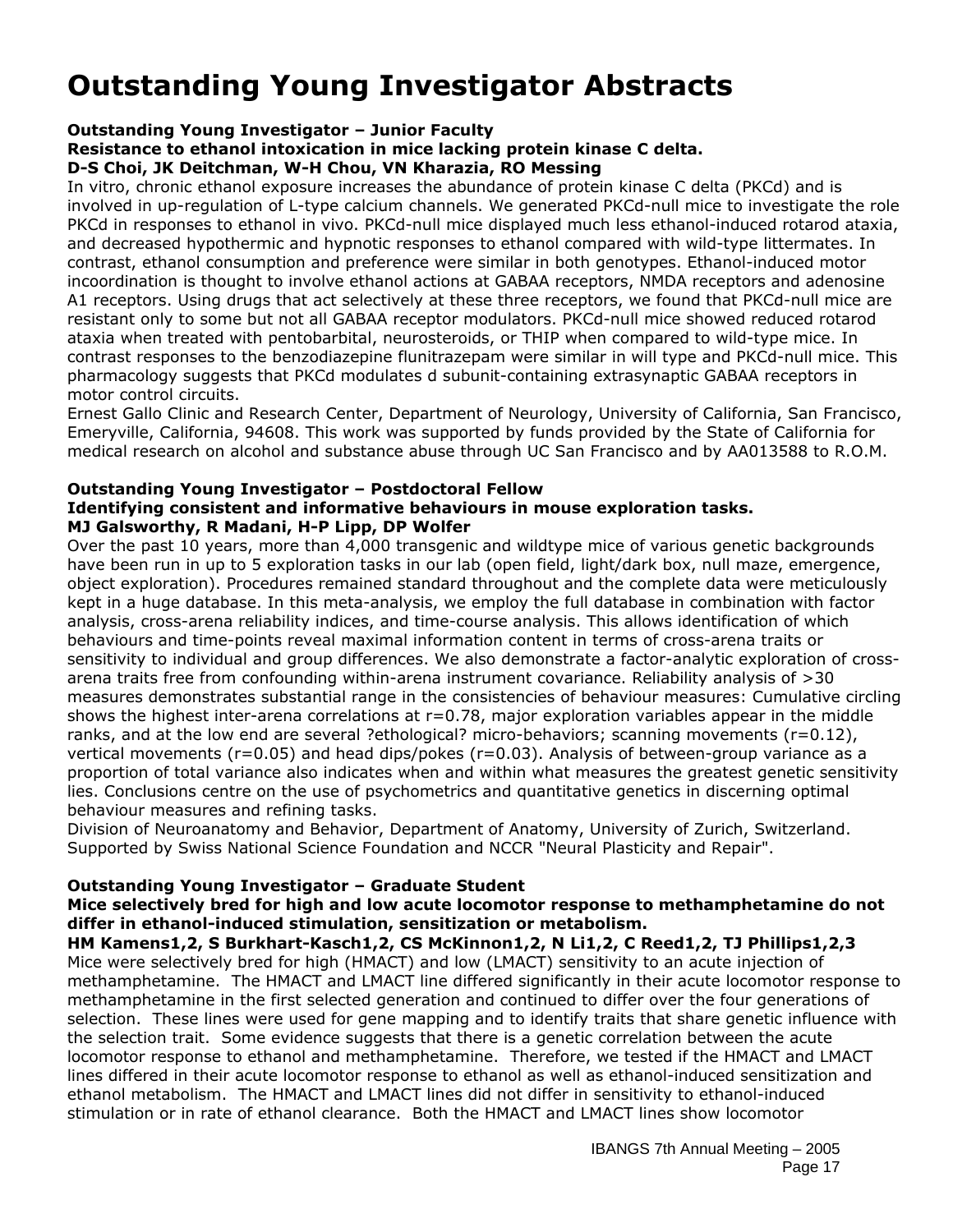# Outstanding Young Investigator Abstracts

**Outstanding Young Investigator – Junior Faculty**

**Resistance to ethanol intoxication in mice lacking protein kinase C delta.**

**D-S Choi, JK Deitchman, W-H Chou, VN Kharazia, RO Messing**

In vitro, chronic ethanol exposure increases the abundance of protein kinase C delta (PKCd) and is involved in up-regulation of L-type calcium channels. We generated PKCd-null mice to investigate the role PKCd in responses to ethanol in vivo. PKCd-null mice displayed much less ethanol-induced rotarod ataxia, and decreased hypothermic and hypnotic responses to ethanol compared with wild-type littermates. In contrast, ethanol consumption and preference were similar in both genotypes. Ethanol-induced motor incoordination is thought to involve ethanol actions at GABAA receptors, NMDA receptors and adenosine A1 receptors. Using drugs that act selectively at these three receptors, we found that PKCd-null mice are resistant only to some but not all GABAA receptor modulators. PKCd-null mice showed reduced rotarod ataxia when treated with pentobarbital, neurosteroids, or THIP when compared to wild-type mice. In contrast responses to the benzodiazepine flunitrazepam were similar in will type and PKCd-null mice. This pharmacology suggests that PKCd modulates d subunit-containing extrasynaptic GABAA receptors in motor control circuits.

Ernest Gallo Clinic and Research Center, Department of Neurology, University of California, San Francisco, Emeryville, California, 94608. This work was supported by funds provided by the State of California for medical research on alcohol and substance abuse through UC San Francisco and by AA013588 to R.O.M.

**Outstanding Young Investigator – Postdoctoral Fellow**

**Identifying consistent and informative behaviours in mouse exploration tasks.**

**MJ Galsworthy, R Madani, H-P Lipp, DP Wolfer**

Over the past 10 years, more than 4,000 transgenic and wildtype mice of various genetic backgrounds have been run in up to 5 exploration tasks in our lab (open field, light/dark box, null maze, emergence, object exploration). Procedures remained standard throughout and the complete data were meticulously kept in a huge database. In this meta-analysis, we employ the full database in combination with factor analysis, cross-arena reliability indices, and time-course analysis. This allows identification of which behaviours and time-points reveal maximal information content in terms of cross-arena traits or sensitivity to individual and group differences. We also demonstrate a factor-analytic exploration of cross-arena traits free from confounding within-arena instrument covariance. Reliability analysis of >30 measures demonstrates substantial range in the consistencies of behaviour measures: Cumulative circling shows the highest inter-arena correlations at r=0.78, major exploration variables appear in the middle ranks, and at the low end are several ?ethological? micro-behaviors; scanning movements (r=0.12), vertical movements (r=0.05) and head dips/pokes (r=0.03). Analysis of between-group variance as a proportion of total variance also indicates when and within what measures the greatest genetic sensitivity lies. Conclusions centre on the use of psychometrics and quantitative genetics in discerning optimal behaviour measures and refining tasks.

Division of Neuroanatomy and Behavior, Department of Anatomy, University of Zurich, Switzerland. Supported by Swiss National Science Foundation and NCCR "Neural Plasticity and Repair".

**Outstanding Young Investigator – Graduate Student**

**Mice selectively bred for high and low acute locomotor response to methamphetamine do not differ in ethanol-induced stimulation, sensitization or metabolism.**

**HM Kamens[1,2], S Burkhart-Kasch[1,2], CS McKinnon[1,2], N Li[1,2], C Reed[1,2], TJ Phillips[1,2,3]**

Mice were selectively bred for high (HMACT) and low (LMACT) sensitivity to an acute injection of methamphetamine. The HMACT and LMACT line differed significantly in their acute locomotor response to methamphetamine in the first selected generation and continued to differ over the four generations of selection. These lines were used for gene mapping and to identify traits that share genetic influence with the selection trait. Some evidence suggests that there is a genetic correlation between the acute locomotor response to ethanol and methamphetamine. Therefore, we tested if the HMACT and LMACT lines differed in their acute locomotor response to ethanol as well as ethanol-induced sensitization and ethanol metabolism. The HMACT and LMACT lines did not differ in sensitivity to ethanol-induced stimulation or in rate of ethanol clearance. Both the HMACT and LMACT lines show locomotor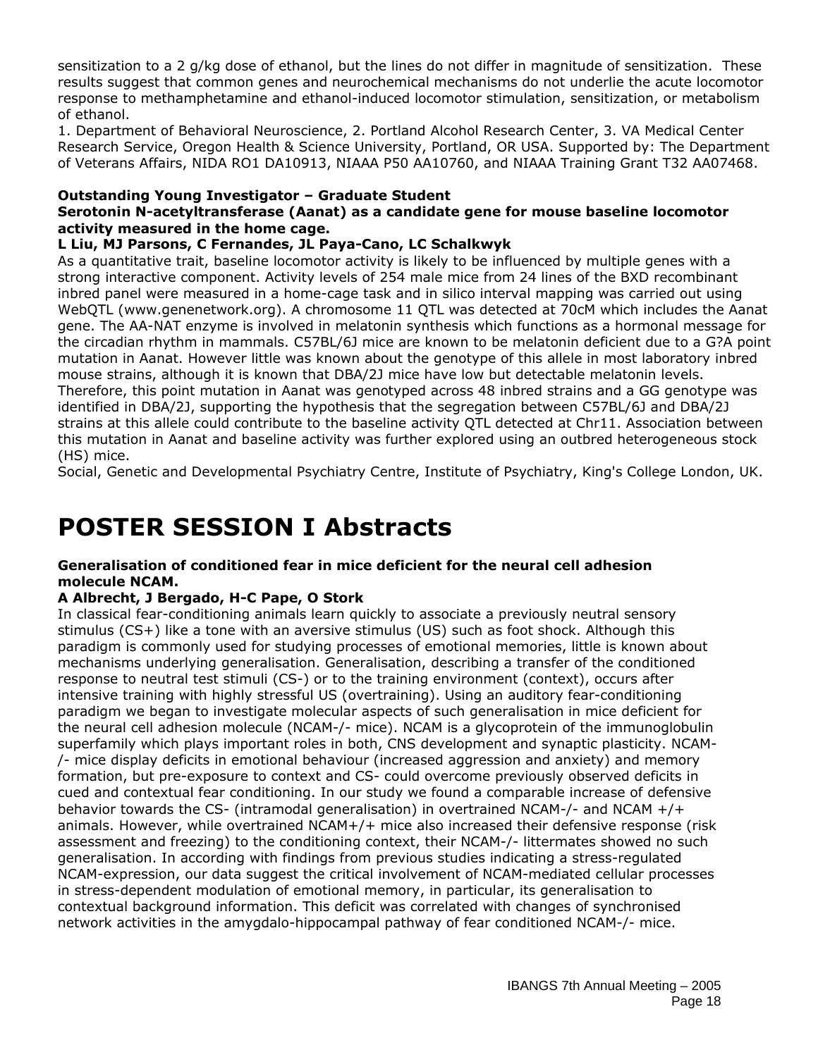sensitization to a 2 g/kg dose of ethanol, but the lines do not differ in magnitude of sensitization. These results suggest that common genes and neurochemical mechanisms do not underlie the acute locomotor response to methamphetamine and ethanol-induced locomotor stimulation, sensitization, or metabolism of ethanol.

1. Department of Behavioral Neuroscience, 2. Portland Alcohol Research Center, 3. VA Medical Center Research Service, Oregon Health & Science University, Portland, OR USA. Supported by: The Department of Veterans Affairs, NIDA RO1 DA10913, NIAAA P50 AA10760, and NIAAA Training Grant T32 AA07468.

**Outstanding Young Investigator – Graduate Student**

**Serotonin N-acetyltransferase (Aanat) as a candidate gene for mouse baseline locomotor activity measured in the home cage.**

**L Liu, MJ Parsons, C Fernandes, JL Paya-Cano, LC Schalkwyk**

As a quantitative trait, baseline locomotor activity is likely to be influenced by multiple genes with a strong interactive component. Activity levels of 254 male mice from 24 lines of the BXD recombinant inbred panel were measured in a home-cage task and in silico interval mapping was carried out using WebQTL (www.genenetwork.org). A chromosome 11 QTL was detected at 70cM which includes the Aanat gene. The AA-NAT enzyme is involved in melatonin synthesis which functions as a hormonal message for the circadian rhythm in mammals. C57BL/6J mice are known to be melatonin deficient due to a G?A point mutation in Aanat. However little was known about the genotype of this allele in most laboratory inbred mouse strains, although it is known that DBA/2J mice have low but detectable melatonin levels. Therefore, this point mutation in Aanat was genotyped across 48 inbred strains and a GG genotype was identified in DBA/2J, supporting the hypothesis that the segregation between C57BL/6J and DBA/2J strains at this allele could contribute to the baseline activity QTL detected at Chr11. Association between this mutation in Aanat and baseline activity was further explored using an outbred heterogeneous stock (HS) mice.

Social, Genetic and Developmental Psychiatry Centre, Institute of Psychiatry, King's College London, UK.

# POSTER SESSION I Abstracts

**Generalisation of conditioned fear in mice deficient for the neural cell adhesion molecule NCAM.**

**A Albrecht, J Bergado, H-C Pape, O Stork**

In classical fear-conditioning animals learn quickly to associate a previously neutral sensory stimulus (CS+) like a tone with an aversive stimulus (US) such as foot shock. Although this paradigm is commonly used for studying processes of emotional memories, little is known about mechanisms underlying generalisation. Generalisation, describing a transfer of the conditioned response to neutral test stimuli (CS-) or to the training environment (context), occurs after intensive training with highly stressful US (overtraining). Using an auditory fear-conditioning paradigm we began to investigate molecular aspects of such generalisation in mice deficient for the neural cell adhesion molecule (NCAM-/- mice). NCAM is a glycoprotein of the immunoglobulin superfamily which plays important roles in both, CNS development and synaptic plasticity. NCAM-/- mice display deficits in emotional behaviour (increased aggression and anxiety) and memory formation, but pre-exposure to context and CS- could overcome previously observed deficits in cued and contextual fear conditioning. In our study we found a comparable increase of defensive behavior towards the CS- (intramodal generalisation) in overtrained NCAM-/- and NCAM +/+ animals. However, while overtrained NCAM+/+ mice also increased their defensive response (risk assessment and freezing) to the conditioning context, their NCAM-/- littermates showed no such generalisation. In according with findings from previous studies indicating a stress-regulated NCAM-expression, our data suggest the critical involvement of NCAM-mediated cellular processes in stress-dependent modulation of emotional memory, in particular, its generalisation to contextual background information. This deficit was correlated with changes of synchronised network activities in the amygdalo-hippocampal pathway of fear conditioned NCAM-/- mice.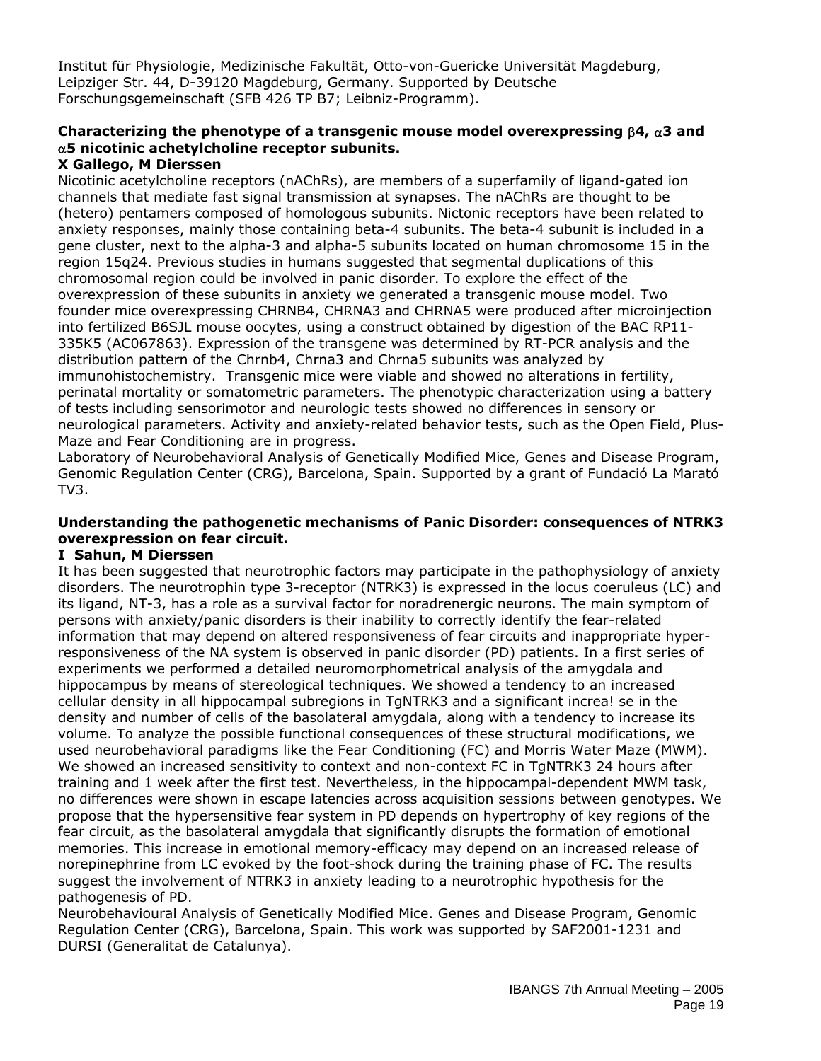Institut für Physiologie, Medizinische Fakultät, Otto-von-Guericke Universität Magdeburg, Leipziger Str. 44, D-39120 Magdeburg, Germany. Supported by Deutsche Forschungsgemeinschaft (SFB 426 TP B7; Leibniz-Programm).

**Characterizing the phenotype of a transgenic mouse model overexpressing β4, α3 and α5 nicotinic achetylcholine receptor subunits.**

**X Gallego, M Dierssen**

Nicotinic acetylcholine receptors (nAChRs), are members of a superfamily of ligand-gated ion channels that mediate fast signal transmission at synapses. The nAChRs are thought to be (hetero) pentamers composed of homologous subunits. Nictonic receptors have been related to anxiety responses, mainly those containing beta-4 subunits. The beta-4 subunit is included in a gene cluster, next to the alpha-3 and alpha-5 subunits located on human chromosome 15 in the region 15q24. Previous studies in humans suggested that segmental duplications of this chromosomal region could be involved in panic disorder. To explore the effect of the overexpression of these subunits in anxiety we generated a transgenic mouse model. Two founder mice overexpressing CHRNB4, CHRNA3 and CHRNA5 were produced after microinjection into fertilized B6SJL mouse oocytes, using a construct obtained by digestion of the BAC RP11-335K5 (AC067863). Expression of the transgene was determined by RT-PCR analysis and the distribution pattern of the Chrnb4, Chrna3 and Chrna5 subunits was analyzed by immunohistochemistry. Transgenic mice were viable and showed no alterations in fertility, perinatal mortality or somatometric parameters. The phenotypic characterization using a battery of tests including sensorimotor and neurologic tests showed no differences in sensory or neurological parameters. Activity and anxiety-related behavior tests, such as the Open Field, Plus-Maze and Fear Conditioning are in progress.

Laboratory of Neurobehavioral Analysis of Genetically Modified Mice, Genes and Disease Program, Genomic Regulation Center (CRG), Barcelona, Spain. Supported by a grant of Fundació La Marató TV3.

**Understanding the pathogenetic mechanisms of Panic Disorder: consequences of NTRK3 overexpression on fear circuit.**

**I Sahun, M Dierssen**

It has been suggested that neurotrophic factors may participate in the pathophysiology of anxiety disorders. The neurotrophin type 3-receptor (NTRK3) is expressed in the locus coeruleus (LC) and its ligand, NT-3, has a role as a survival factor for noradrenergic neurons. The main symptom of persons with anxiety/panic disorders is their inability to correctly identify the fear-related information that may depend on altered responsiveness of fear circuits and inappropriate hyper-responsiveness of the NA system is observed in panic disorder (PD) patients. In a first series of experiments we performed a detailed neuromorphometrical analysis of the amygdala and hippocampus by means of stereological techniques. We showed a tendency to an increased cellular density in all hippocampal subregions in TgNTRK3 and a significant increa! se in the density and number of cells of the basolateral amygdala, along with a tendency to increase its volume. To analyze the possible functional consequences of these structural modifications, we used neurobehavioral paradigms like the Fear Conditioning (FC) and Morris Water Maze (MWM). We showed an increased sensitivity to context and non-context FC in TgNTRK3 24 hours after training and 1 week after the first test. Nevertheless, in the hippocampal-dependent MWM task, no differences were shown in escape latencies across acquisition sessions between genotypes. We propose that the hypersensitive fear system in PD depends on hypertrophy of key regions of the fear circuit, as the basolateral amygdala that significantly disrupts the formation of emotional memories. This increase in emotional memory-efficacy may depend on an increased release of norepinephrine from LC evoked by the foot-shock during the training phase of FC. The results suggest the involvement of NTRK3 in anxiety leading to a neurotrophic hypothesis for the pathogenesis of PD.

Neurobehavioural Analysis of Genetically Modified Mice. Genes and Disease Program, Genomic Regulation Center (CRG), Barcelona, Spain. This work was supported by SAF2001-1231 and DURSI (Generalitat de Catalunya).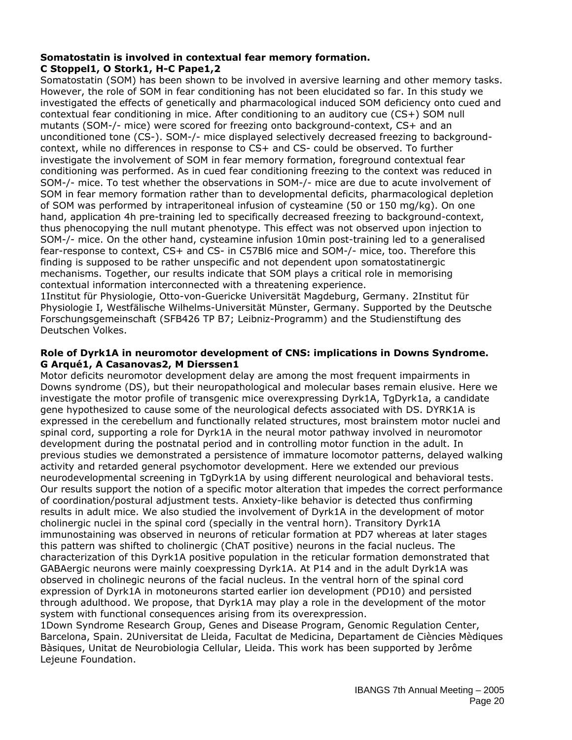**Somatostatin is involved in contextual fear memory formation.**
**C Stoppel1, O Stork1, H-C Pape1,2**

Somatostatin (SOM) has been shown to be involved in aversive learning and other memory tasks. However, the role of SOM in fear conditioning has not been elucidated so far. In this study we investigated the effects of genetically and pharmacological induced SOM deficiency onto cued and contextual fear conditioning in mice. After conditioning to an auditory cue (CS+) SOM null mutants (SOM-/- mice) were scored for freezing onto background-context, CS+ and an unconditioned tone (CS-). SOM-/- mice displayed selectively decreased freezing to background-context, while no differences in response to CS+ and CS- could be observed. To further investigate the involvement of SOM in fear memory formation, foreground contextual fear conditioning was performed. As in cued fear conditioning freezing to the context was reduced in SOM-/- mice. To test whether the observations in SOM-/- mice are due to acute involvement of SOM in fear memory formation rather than to developmental deficits, pharmacological depletion of SOM was performed by intraperitoneal infusion of cysteamine (50 or 150 mg/kg). On one hand, application 4h pre-training led to specifically decreased freezing to background-context, thus phenocopying the null mutant phenotype. This effect was not observed upon injection to SOM-/- mice. On the other hand, cysteamine infusion 10min post-training led to a generalised fear-response to context, CS+ and CS- in C57Bl6 mice and SOM-/- mice, too. Therefore this finding is supposed to be rather unspecific and not dependent upon somatostatinergic mechanisms. Together, our results indicate that SOM plays a critical role in memorising contextual information interconnected with a threatening experience.

1Institut für Physiologie, Otto-von-Guericke Universität Magdeburg, Germany. 2Institut für Physiologie I, Westfälische Wilhelms-Universität Münster, Germany. Supported by the Deutsche Forschungsgemeinschaft (SFB426 TP B7; Leibniz-Programm) and the Studienstiftung des Deutschen Volkes.

**Role of Dyrk1A in neuromotor development of CNS: implications in Downs Syndrome.**
**G Arqué1, A Casanovas2, M Dierssen1**

Motor deficits neuromotor development delay are among the most frequent impairments in Downs syndrome (DS), but their neuropathological and molecular bases remain elusive. Here we investigate the motor profile of transgenic mice overexpressing Dyrk1A, TgDyrk1a, a candidate gene hypothesized to cause some of the neurological defects associated with DS. DYRK1A is expressed in the cerebellum and functionally related structures, most brainstem motor nuclei and spinal cord, supporting a role for Dyrk1A in the neural motor pathway involved in neuromotor development during the postnatal period and in controlling motor function in the adult. In previous studies we demonstrated a persistence of immature locomotor patterns, delayed walking activity and retarded general psychomotor development. Here we extended our previous neurodevelopmental screening in TgDyrk1A by using different neurological and behavioral tests. Our results support the notion of a specific motor alteration that impedes the correct performance of coordination/postural adjustment tests. Anxiety-like behavior is detected thus confirming results in adult mice. We also studied the involvement of Dyrk1A in the development of motor cholinergic nuclei in the spinal cord (specially in the ventral horn). Transitory Dyrk1A immunostaining was observed in neurons of reticular formation at PD7 whereas at later stages this pattern was shifted to cholinergic (ChAT positive) neurons in the facial nucleus. The characterization of this Dyrk1A positive population in the reticular formation demonstrated that GABAergic neurons were mainly coexpressing Dyrk1A. At P14 and in the adult Dyrk1A was observed in cholinegic neurons of the facial nucleus. In the ventral horn of the spinal cord expression of Dyrk1A in motoneurons started earlier ion development (PD10) and persisted through adulthood. We propose, that Dyrk1A may play a role in the development of the motor system with functional consequences arising from its overexpression.

1Down Syndrome Research Group, Genes and Disease Program, Genomic Regulation Center, Barcelona, Spain. 2Universitat de Lleida, Facultat de Medicina, Departament de Ciències Mèdiques Bàsiques, Unitat de Neurobiologia Cellular, Lleida. This work has been supported by Jerôme Lejeune Foundation.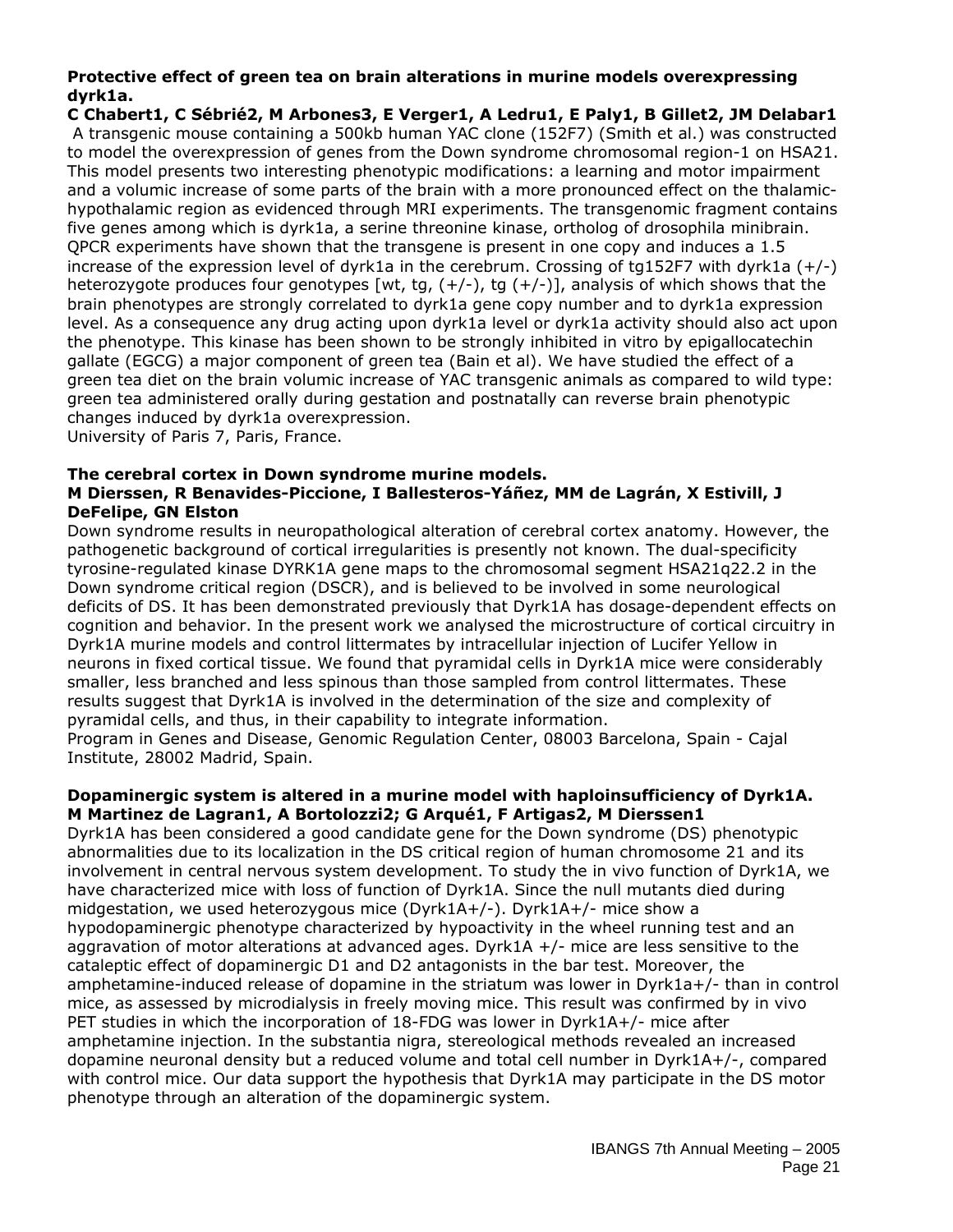**Protective effect of green tea on brain alterations in murine models overexpressing dyrk1a.**

**C Chabert1, C Sébrié2, M Arbones3, E Verger1, A Ledru1, E Paly1, B Gillet2, JM Delabar1**

A transgenic mouse containing a 500kb human YAC clone (152F7) (Smith et al.) was constructed to model the overexpression of genes from the Down syndrome chromosomal region-1 on HSA21. This model presents two interesting phenotypic modifications: a learning and motor impairment and a volumic increase of some parts of the brain with a more pronounced effect on the thalamic-hypothalamic region as evidenced through MRI experiments. The transgenomic fragment contains five genes among which is dyrk1a, a serine threonine kinase, ortholog of drosophila minibrain. QPCR experiments have shown that the transgene is present in one copy and induces a 1.5 increase of the expression level of dyrk1a in the cerebrum. Crossing of tg152F7 with dyrk1a (+/-) heterozygote produces four genotypes [wt, tg, (+/-), tg (+/-)], analysis of which shows that the brain phenotypes are strongly correlated to dyrk1a gene copy number and to dyrk1a expression level. As a consequence any drug acting upon dyrk1a level or dyrk1a activity should also act upon the phenotype. This kinase has been shown to be strongly inhibited in vitro by epigallocatechin gallate (EGCG) a major component of green tea (Bain et al). We have studied the effect of a green tea diet on the brain volumic increase of YAC transgenic animals as compared to wild type: green tea administered orally during gestation and postnatally can reverse brain phenotypic changes induced by dyrk1a overexpression.

University of Paris 7, Paris, France.

**The cerebral cortex in Down syndrome murine models.**

**M Dierssen, R Benavides-Piccione, I Ballesteros-Yáñez, MM de Lagrán, X Estivill, J DeFelipe, GN Elston**

Down syndrome results in neuropathological alteration of cerebral cortex anatomy. However, the pathogenetic background of cortical irregularities is presently not known. The dual-specificity tyrosine-regulated kinase DYRK1A gene maps to the chromosomal segment HSA21q22.2 in the Down syndrome critical region (DSCR), and is believed to be involved in some neurological deficits of DS. It has been demonstrated previously that Dyrk1A has dosage-dependent effects on cognition and behavior. In the present work we analysed the microstructure of cortical circuitry in Dyrk1A murine models and control littermates by intracellular injection of Lucifer Yellow in neurons in fixed cortical tissue. We found that pyramidal cells in Dyrk1A mice were considerably smaller, less branched and less spinous than those sampled from control littermates. These results suggest that Dyrk1A is involved in the determination of the size and complexity of pyramidal cells, and thus, in their capability to integrate information.

Program in Genes and Disease, Genomic Regulation Center, 08003 Barcelona, Spain - Cajal Institute, 28002 Madrid, Spain.

**Dopaminergic system is altered in a murine model with haploinsufficiency of Dyrk1A.**

**M Martinez de Lagran1, A Bortolozzi2; G Arqué1, F Artigas2, M Dierssen1**

Dyrk1A has been considered a good candidate gene for the Down syndrome (DS) phenotypic abnormalities due to its localization in the DS critical region of human chromosome 21 and its involvement in central nervous system development. To study the in vivo function of Dyrk1A, we have characterized mice with loss of function of Dyrk1A. Since the null mutants died during midgestation, we used heterozygous mice (Dyrk1A+/-). Dyrk1A+/- mice show a hypodopaminergic phenotype characterized by hypoactivity in the wheel running test and an aggravation of motor alterations at advanced ages. Dyrk1A +/- mice are less sensitive to the cataleptic effect of dopaminergic D1 and D2 antagonists in the bar test. Moreover, the amphetamine-induced release of dopamine in the striatum was lower in Dyrk1a+/- than in control mice, as assessed by microdialysis in freely moving mice. This result was confirmed by in vivo PET studies in which the incorporation of 18-FDG was lower in Dyrk1A+/- mice after amphetamine injection. In the substantia nigra, stereological methods revealed an increased dopamine neuronal density but a reduced volume and total cell number in Dyrk1A+/-, compared with control mice. Our data support the hypothesis that Dyrk1A may participate in the DS motor phenotype through an alteration of the dopaminergic system.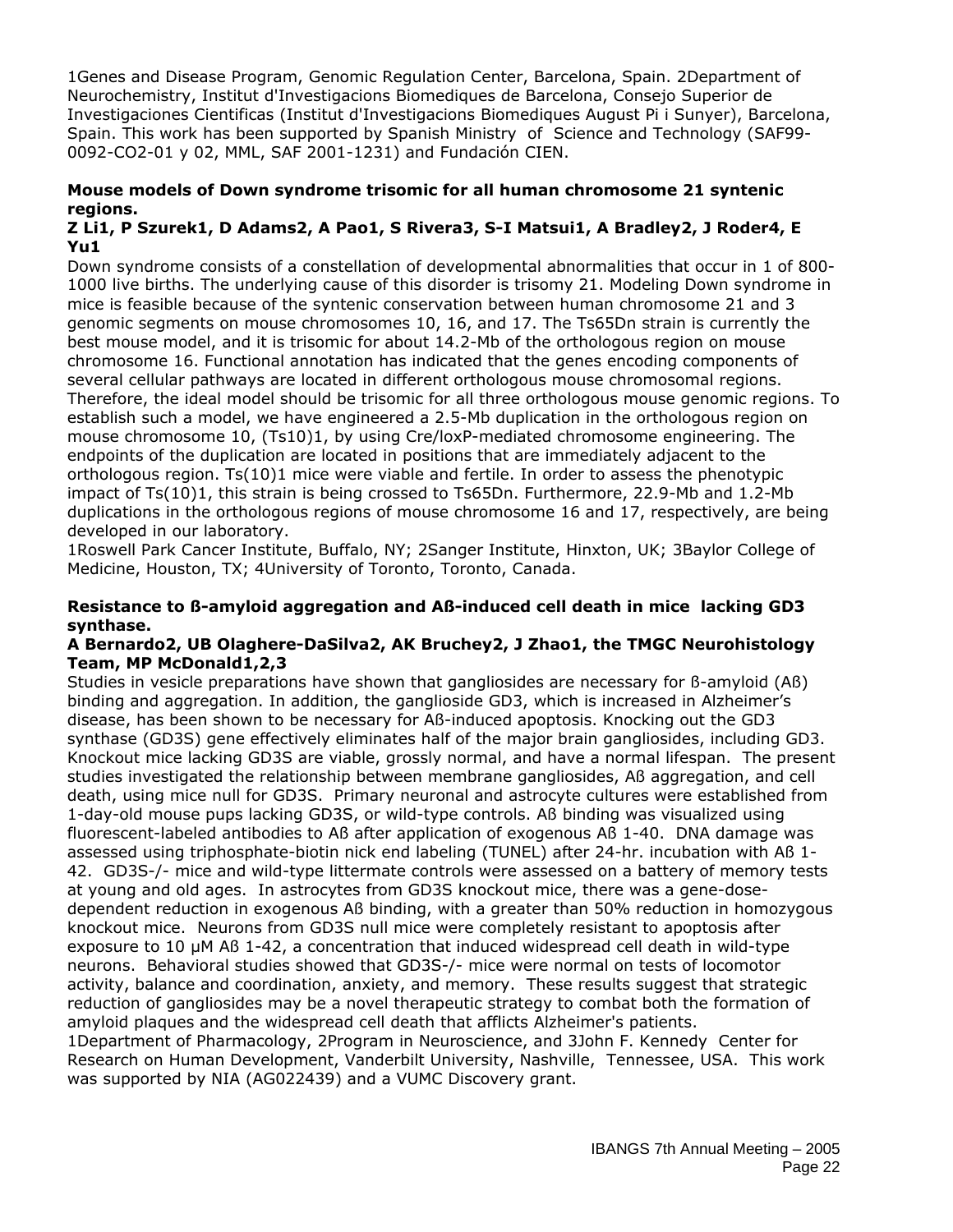1Genes and Disease Program, Genomic Regulation Center, Barcelona, Spain. 2Department of Neurochemistry, Institut d'Investigacions Biomediques de Barcelona, Consejo Superior de Investigaciones Cientificas (Institut d'Investigacions Biomediques August Pi i Sunyer), Barcelona, Spain. This work has been supported by Spanish Ministry of Science and Technology (SAF99-0092-CO2-01 y 02, MML, SAF 2001-1231) and Fundación CIEN.

**Mouse models of Down syndrome trisomic for all human chromosome 21 syntenic regions.**

**Z Li1, P Szurek1, D Adams2, A Pao1, S Rivera3, S-I Matsui1, A Bradley2, J Roder4, E Yu1**

Down syndrome consists of a constellation of developmental abnormalities that occur in 1 of 800-1000 live births. The underlying cause of this disorder is trisomy 21. Modeling Down syndrome in mice is feasible because of the syntenic conservation between human chromosome 21 and 3 genomic segments on mouse chromosomes 10, 16, and 17. The Ts65Dn strain is currently the best mouse model, and it is trisomic for about 14.2-Mb of the orthologous region on mouse chromosome 16. Functional annotation has indicated that the genes encoding components of several cellular pathways are located in different orthologous mouse chromosomal regions. Therefore, the ideal model should be trisomic for all three orthologous mouse genomic regions. To establish such a model, we have engineered a 2.5-Mb duplication in the orthologous region on mouse chromosome 10, (Ts10)1, by using Cre/loxP-mediated chromosome engineering. The endpoints of the duplication are located in positions that are immediately adjacent to the orthologous region. Ts(10)1 mice were viable and fertile. In order to assess the phenotypic impact of Ts(10)1, this strain is being crossed to Ts65Dn. Furthermore, 22.9-Mb and 1.2-Mb duplications in the orthologous regions of mouse chromosome 16 and 17, respectively, are being developed in our laboratory.

1Roswell Park Cancer Institute, Buffalo, NY; 2Sanger Institute, Hinxton, UK; 3Baylor College of Medicine, Houston, TX; 4University of Toronto, Toronto, Canada.

**Resistance to ß-amyloid aggregation and Aß-induced cell death in mice lacking GD3 synthase.**

**A Bernardo2, UB Olaghere-DaSilva2, AK Bruchey2, J Zhao1, the TMGC Neurohistology Team, MP McDonald1,2,3**

Studies in vesicle preparations have shown that gangliosides are necessary for ß-amyloid (Aß) binding and aggregation. In addition, the ganglioside GD3, which is increased in Alzheimer's disease, has been shown to be necessary for Aß-induced apoptosis. Knocking out the GD3 synthase (GD3S) gene effectively eliminates half of the major brain gangliosides, including GD3. Knockout mice lacking GD3S are viable, grossly normal, and have a normal lifespan. The present studies investigated the relationship between membrane gangliosides, Aß aggregation, and cell death, using mice null for GD3S. Primary neuronal and astrocyte cultures were established from 1-day-old mouse pups lacking GD3S, or wild-type controls. Aß binding was visualized using fluorescent-labeled antibodies to Aß after application of exogenous Aß 1-40. DNA damage was assessed using triphosphate-biotin nick end labeling (TUNEL) after 24-hr. incubation with Aß 1-42. GD3S-/- mice and wild-type littermate controls were assessed on a battery of memory tests at young and old ages. In astrocytes from GD3S knockout mice, there was a gene-dose-dependent reduction in exogenous Aß binding, with a greater than 50% reduction in homozygous knockout mice. Neurons from GD3S null mice were completely resistant to apoptosis after exposure to 10 μM Aß 1-42, a concentration that induced widespread cell death in wild-type neurons. Behavioral studies showed that GD3S-/- mice were normal on tests of locomotor activity, balance and coordination, anxiety, and memory. These results suggest that strategic reduction of gangliosides may be a novel therapeutic strategy to combat both the formation of amyloid plaques and the widespread cell death that afflicts Alzheimer's patients.

1Department of Pharmacology, 2Program in Neuroscience, and 3John F. Kennedy Center for Research on Human Development, Vanderbilt University, Nashville, Tennessee, USA. This work was supported by NIA (AG022439) and a VUMC Discovery grant.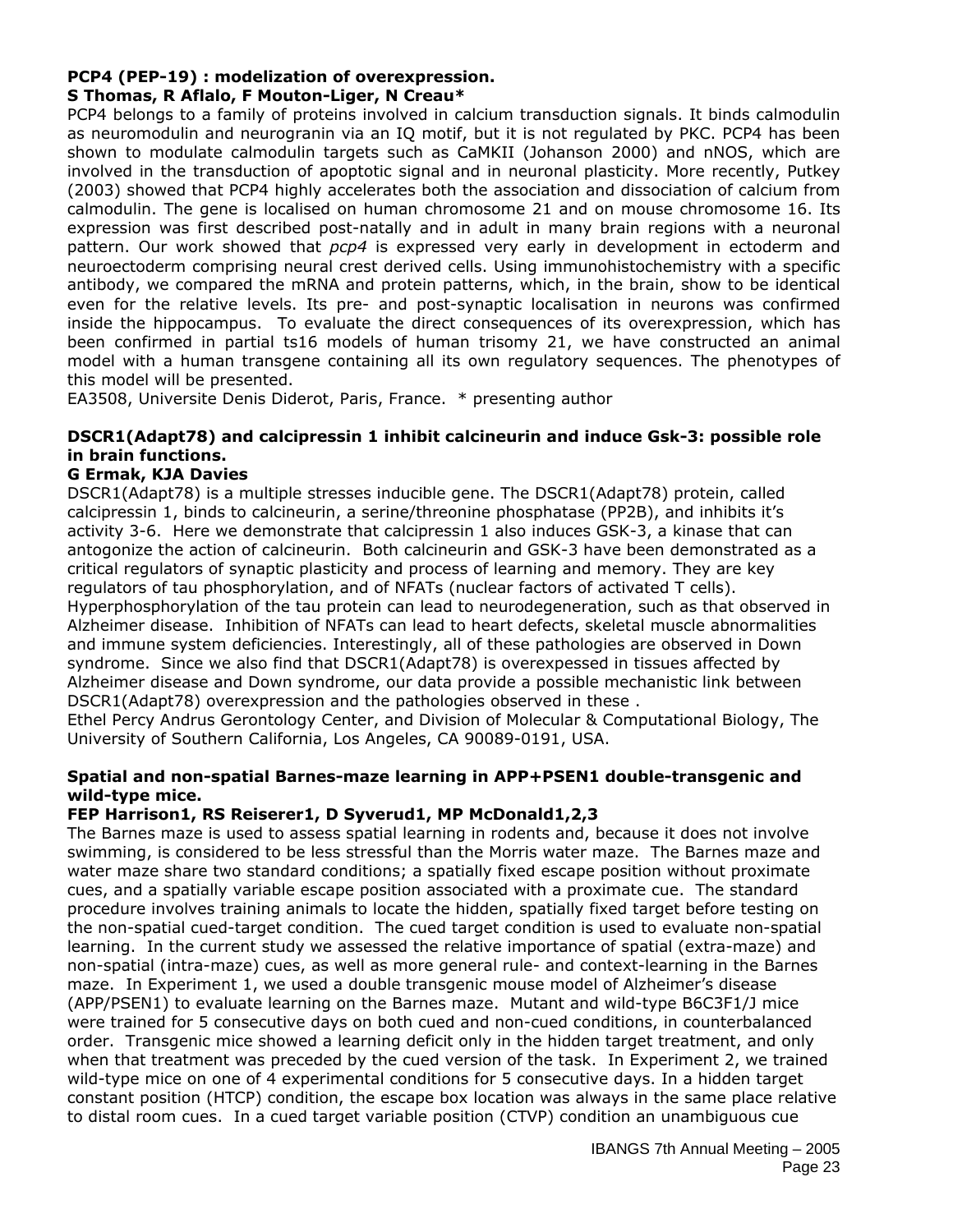**PCP4 (PEP-19) : modelization of overexpression.**
**S Thomas, R Aflalo, F Mouton-Liger, N Creau***

PCP4 belongs to a family of proteins involved in calcium transduction signals. It binds calmodulin as neuromodulin and neurogranin via an IQ motif, but it is not regulated by PKC. PCP4 has been shown to modulate calmodulin targets such as CaMKII (Johanson 2000) and nNOS, which are involved in the transduction of apoptotic signal and in neuronal plasticity. More recently, Putkey (2003) showed that PCP4 highly accelerates both the association and dissociation of calcium from calmodulin. The gene is localised on human chromosome 21 and on mouse chromosome 16. Its expression was first described post-natally and in adult in many brain regions with a neuronal pattern. Our work showed that *pcp4* is expressed very early in development in ectoderm and neuroectoderm comprising neural crest derived cells. Using immunohistochemistry with a specific antibody, we compared the mRNA and protein patterns, which, in the brain, show to be identical even for the relative levels. Its pre- and post-synaptic localisation in neurons was confirmed inside the hippocampus. To evaluate the direct consequences of its overexpression, which has been confirmed in partial ts16 models of human trisomy 21, we have constructed an animal model with a human transgene containing all its own regulatory sequences. The phenotypes of this model will be presented.

EA3508, Universite Denis Diderot, Paris, France. * presenting author

**DSCR1(Adapt78) and calcipressin 1 inhibit calcineurin and induce Gsk-3: possible role in brain functions.**
**G Ermak, KJA Davies**

DSCR1(Adapt78) is a multiple stresses inducible gene. The DSCR1(Adapt78) protein, called calcipressin 1, binds to calcineurin, a serine/threonine phosphatase (PP2B), and inhibits it's activity 3-6. Here we demonstrate that calcipressin 1 also induces GSK-3, a kinase that can antogonize the action of calcineurin. Both calcineurin and GSK-3 have been demonstrated as a critical regulators of synaptic plasticity and process of learning and memory. They are key regulators of tau phosphorylation, and of NFATs (nuclear factors of activated T cells). Hyperphosphorylation of the tau protein can lead to neurodegeneration, such as that observed in Alzheimer disease. Inhibition of NFATs can lead to heart defects, skeletal muscle abnormalities and immune system deficiencies. Interestingly, all of these pathologies are observed in Down syndrome. Since we also find that DSCR1(Adapt78) is overexpessed in tissues affected by Alzheimer disease and Down syndrome, our data provide a possible mechanistic link between DSCR1(Adapt78) overexpression and the pathologies observed in these .

Ethel Percy Andrus Gerontology Center, and Division of Molecular & Computational Biology, The University of Southern California, Los Angeles, CA 90089-0191, USA.

**Spatial and non-spatial Barnes-maze learning in APP+PSEN1 double-transgenic and wild-type mice.**
**FEP Harrison1, RS Reiserer1, D Syverud1, MP McDonald1,2,3**

The Barnes maze is used to assess spatial learning in rodents and, because it does not involve swimming, is considered to be less stressful than the Morris water maze. The Barnes maze and water maze share two standard conditions; a spatially fixed escape position without proximate cues, and a spatially variable escape position associated with a proximate cue. The standard procedure involves training animals to locate the hidden, spatially fixed target before testing on the non-spatial cued-target condition. The cued target condition is used to evaluate non-spatial learning. In the current study we assessed the relative importance of spatial (extra-maze) and non-spatial (intra-maze) cues, as well as more general rule- and context-learning in the Barnes maze. In Experiment 1, we used a double transgenic mouse model of Alzheimer's disease (APP/PSEN1) to evaluate learning on the Barnes maze. Mutant and wild-type B6C3F1/J mice were trained for 5 consecutive days on both cued and non-cued conditions, in counterbalanced order. Transgenic mice showed a learning deficit only in the hidden target treatment, and only when that treatment was preceded by the cued version of the task. In Experiment 2, we trained wild-type mice on one of 4 experimental conditions for 5 consecutive days. In a hidden target constant position (HTCP) condition, the escape box location was always in the same place relative to distal room cues. In a cued target variable position (CTVP) condition an unambiguous cue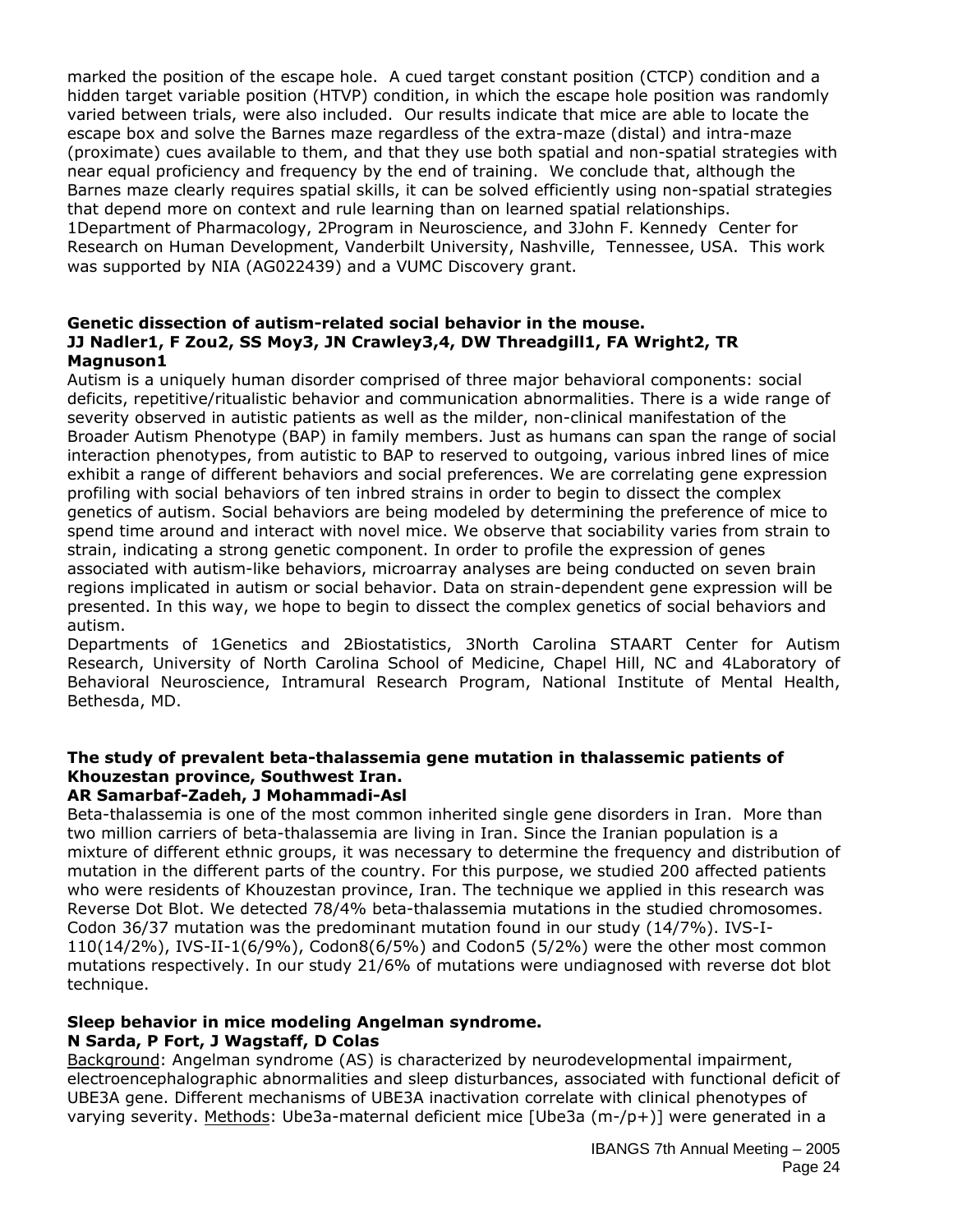marked the position of the escape hole. A cued target constant position (CTCP) condition and a hidden target variable position (HTVP) condition, in which the escape hole position was randomly varied between trials, were also included. Our results indicate that mice are able to locate the escape box and solve the Barnes maze regardless of the extra-maze (distal) and intra-maze (proximate) cues available to them, and that they use both spatial and non-spatial strategies with near equal proficiency and frequency by the end of training. We conclude that, although the Barnes maze clearly requires spatial skills, it can be solved efficiently using non-spatial strategies that depend more on context and rule learning than on learned spatial relationships.
1Department of Pharmacology, 2Program in Neuroscience, and 3John F. Kennedy Center for Research on Human Development, Vanderbilt University, Nashville, Tennessee, USA. This work was supported by NIA (AG022439) and a VUMC Discovery grant.

**Genetic dissection of autism-related social behavior in the mouse.**
**JJ Nadler1, F Zou2, SS Moy3, JN Crawley3,4, DW Threadgill1, FA Wright2, TR Magnuson1**

Autism is a uniquely human disorder comprised of three major behavioral components: social deficits, repetitive/ritualistic behavior and communication abnormalities. There is a wide range of severity observed in autistic patients as well as the milder, non-clinical manifestation of the Broader Autism Phenotype (BAP) in family members. Just as humans can span the range of social interaction phenotypes, from autistic to BAP to reserved to outgoing, various inbred lines of mice exhibit a range of different behaviors and social preferences. We are correlating gene expression profiling with social behaviors of ten inbred strains in order to begin to dissect the complex genetics of autism. Social behaviors are being modeled by determining the preference of mice to spend time around and interact with novel mice. We observe that sociability varies from strain to strain, indicating a strong genetic component. In order to profile the expression of genes associated with autism-like behaviors, microarray analyses are being conducted on seven brain regions implicated in autism or social behavior. Data on strain-dependent gene expression will be presented. In this way, we hope to begin to dissect the complex genetics of social behaviors and autism.
Departments of 1Genetics and 2Biostatistics, 3North Carolina STAART Center for Autism Research, University of North Carolina School of Medicine, Chapel Hill, NC and 4Laboratory of Behavioral Neuroscience, Intramural Research Program, National Institute of Mental Health, Bethesda, MD.

**The study of prevalent beta-thalassemia gene mutation in thalassemic patients of Khouzestan province, Southwest Iran.**
**AR Samarbaf-Zadeh, J Mohammadi-Asl**

Beta-thalassemia is one of the most common inherited single gene disorders in Iran. More than two million carriers of beta-thalassemia are living in Iran. Since the Iranian population is a mixture of different ethnic groups, it was necessary to determine the frequency and distribution of mutation in the different parts of the country. For this purpose, we studied 200 affected patients who were residents of Khouzestan province, Iran. The technique we applied in this research was Reverse Dot Blot. We detected 78/4% beta-thalassemia mutations in the studied chromosomes. Codon 36/37 mutation was the predominant mutation found in our study (14/7%). IVS-I-110(14/2%), IVS-II-1(6/9%), Codon8(6/5%) and Codon5 (5/2%) were the other most common mutations respectively. In our study 21/6% of mutations were undiagnosed with reverse dot blot technique.

**Sleep behavior in mice modeling Angelman syndrome.**
**N Sarda, P Fort, J Wagstaff, D Colas**

Background: Angelman syndrome (AS) is characterized by neurodevelopmental impairment, electroencephalographic abnormalities and sleep disturbances, associated with functional deficit of UBE3A gene. Different mechanisms of UBE3A inactivation correlate with clinical phenotypes of varying severity. Methods: Ube3a-maternal deficient mice [Ube3a (m-/p+)] were generated in a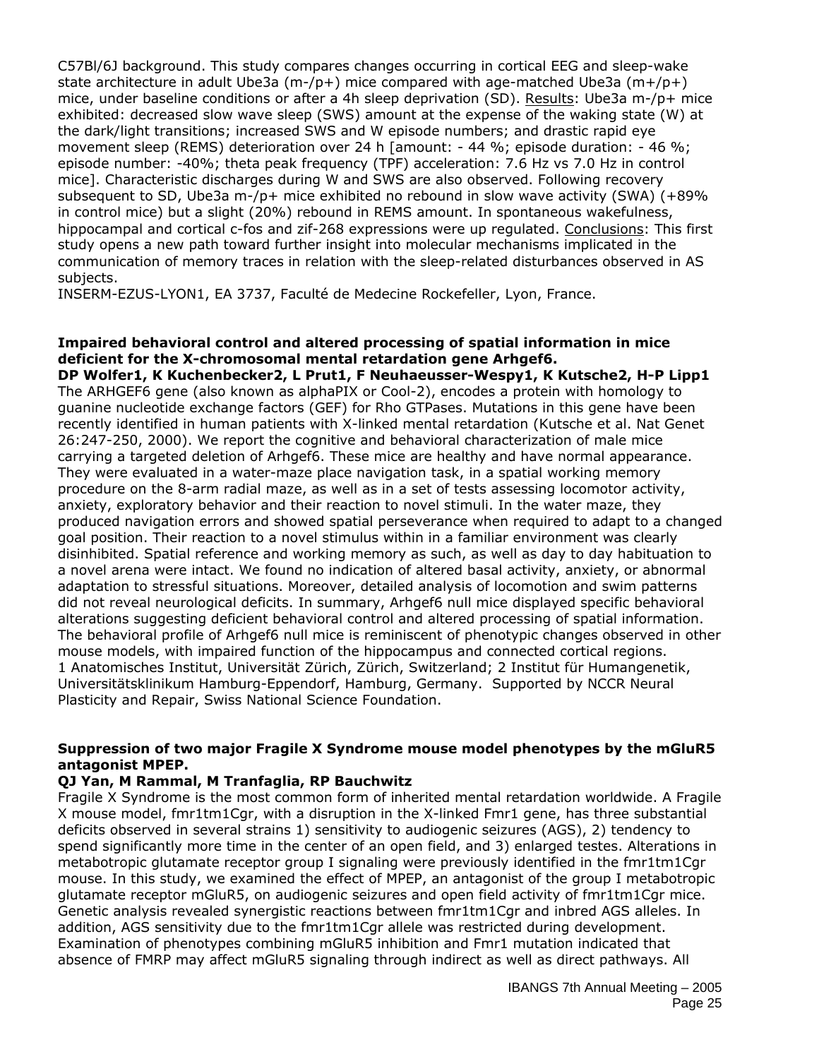C57Bl/6J background. This study compares changes occurring in cortical EEG and sleep-wake state architecture in adult Ube3a (m-/p+) mice compared with age-matched Ube3a (m+/p+) mice, under baseline conditions or after a 4h sleep deprivation (SD). Results: Ube3a m-/p+ mice exhibited: decreased slow wave sleep (SWS) amount at the expense of the waking state (W) at the dark/light transitions; increased SWS and W episode numbers; and drastic rapid eye movement sleep (REMS) deterioration over 24 h [amount: - 44 %; episode duration: - 46 %; episode number: -40%; theta peak frequency (TPF) acceleration: 7.6 Hz vs 7.0 Hz in control mice]. Characteristic discharges during W and SWS are also observed. Following recovery subsequent to SD, Ube3a m-/p+ mice exhibited no rebound in slow wave activity (SWA) (+89% in control mice) but a slight (20%) rebound in REMS amount. In spontaneous wakefulness, hippocampal and cortical c-fos and zif-268 expressions were up regulated. Conclusions: This first study opens a new path toward further insight into molecular mechanisms implicated in the communication of memory traces in relation with the sleep-related disturbances observed in AS subjects.
INSERM-EZUS-LYON1, EA 3737, Faculté de Medecine Rockefeller, Lyon, France.

**Impaired behavioral control and altered processing of spatial information in mice deficient for the X-chromosomal mental retardation gene Arhgef6.**
**DP Wolfer1, K Kuchenbecker2, L Prut1, F Neuhaeusser-Wespy1, K Kutsche2, H-P Lipp1**
The ARHGEF6 gene (also known as alphaPIX or Cool-2), encodes a protein with homology to guanine nucleotide exchange factors (GEF) for Rho GTPases. Mutations in this gene have been recently identified in human patients with X-linked mental retardation (Kutsche et al. Nat Genet 26:247-250, 2000). We report the cognitive and behavioral characterization of male mice carrying a targeted deletion of Arhgef6. These mice are healthy and have normal appearance. They were evaluated in a water-maze place navigation task, in a spatial working memory procedure on the 8-arm radial maze, as well as in a set of tests assessing locomotor activity, anxiety, exploratory behavior and their reaction to novel stimuli. In the water maze, they produced navigation errors and showed spatial perseverance when required to adapt to a changed goal position. Their reaction to a novel stimulus within in a familiar environment was clearly disinhibited. Spatial reference and working memory as such, as well as day to day habituation to a novel arena were intact. We found no indication of altered basal activity, anxiety, or abnormal adaptation to stressful situations. Moreover, detailed analysis of locomotion and swim patterns did not reveal neurological deficits. In summary, Arhgef6 null mice displayed specific behavioral alterations suggesting deficient behavioral control and altered processing of spatial information. The behavioral profile of Arhgef6 null mice is reminiscent of phenotypic changes observed in other mouse models, with impaired function of the hippocampus and connected cortical regions.
1 Anatomisches Institut, Universität Zürich, Zürich, Switzerland; 2 Institut für Humangenetik, Universitätsklinikum Hamburg-Eppendorf, Hamburg, Germany. Supported by NCCR Neural Plasticity and Repair, Swiss National Science Foundation.

**Suppression of two major Fragile X Syndrome mouse model phenotypes by the mGluR5 antagonist MPEP.**
**QJ Yan, M Rammal, M Tranfaglia, RP Bauchwitz**
Fragile X Syndrome is the most common form of inherited mental retardation worldwide. A Fragile X mouse model, fmr1tm1Cgr, with a disruption in the X-linked Fmr1 gene, has three substantial deficits observed in several strains 1) sensitivity to audiogenic seizures (AGS), 2) tendency to spend significantly more time in the center of an open field, and 3) enlarged testes. Alterations in metabotropic glutamate receptor group I signaling were previously identified in the fmr1tm1Cgr mouse. In this study, we examined the effect of MPEP, an antagonist of the group I metabotropic glutamate receptor mGluR5, on audiogenic seizures and open field activity of fmr1tm1Cgr mice. Genetic analysis revealed synergistic reactions between fmr1tm1Cgr and inbred AGS alleles. In addition, AGS sensitivity due to the fmr1tm1Cgr allele was restricted during development. Examination of phenotypes combining mGluR5 inhibition and Fmr1 mutation indicated that absence of FMRP may affect mGluR5 signaling through indirect as well as direct pathways. All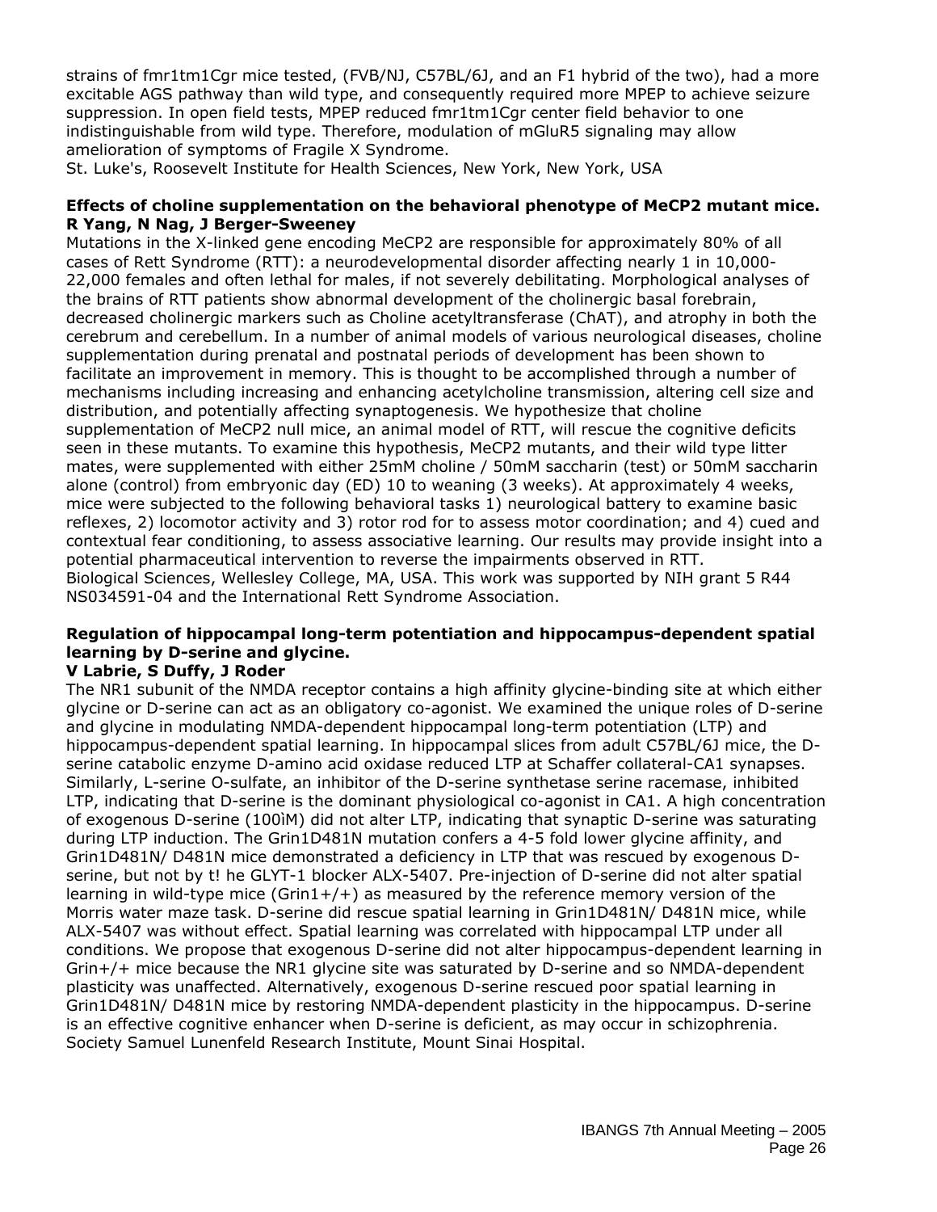strains of fmr1tm1Cgr mice tested, (FVB/NJ, C57BL/6J, and an F1 hybrid of the two), had a more excitable AGS pathway than wild type, and consequently required more MPEP to achieve seizure suppression. In open field tests, MPEP reduced fmr1tm1Cgr center field behavior to one indistinguishable from wild type. Therefore, modulation of mGluR5 signaling may allow amelioration of symptoms of Fragile X Syndrome.
St. Luke's, Roosevelt Institute for Health Sciences, New York, New York, USA

**Effects of choline supplementation on the behavioral phenotype of MeCP2 mutant mice.**
**R Yang, N Nag, J Berger-Sweeney**

Mutations in the X-linked gene encoding MeCP2 are responsible for approximately 80% of all cases of Rett Syndrome (RTT): a neurodevelopmental disorder affecting nearly 1 in 10,000-22,000 females and often lethal for males, if not severely debilitating. Morphological analyses of the brains of RTT patients show abnormal development of the cholinergic basal forebrain, decreased cholinergic markers such as Choline acetyltransferase (ChAT), and atrophy in both the cerebrum and cerebellum. In a number of animal models of various neurological diseases, choline supplementation during prenatal and postnatal periods of development has been shown to facilitate an improvement in memory. This is thought to be accomplished through a number of mechanisms including increasing and enhancing acetylcholine transmission, altering cell size and distribution, and potentially affecting synaptogenesis. We hypothesize that choline supplementation of MeCP2 null mice, an animal model of RTT, will rescue the cognitive deficits seen in these mutants. To examine this hypothesis, MeCP2 mutants, and their wild type litter mates, were supplemented with either 25mM choline / 50mM saccharin (test) or 50mM saccharin alone (control) from embryonic day (ED) 10 to weaning (3 weeks). At approximately 4 weeks, mice were subjected to the following behavioral tasks 1) neurological battery to examine basic reflexes, 2) locomotor activity and 3) rotor rod for to assess motor coordination; and 4) cued and contextual fear conditioning, to assess associative learning. Our results may provide insight into a potential pharmaceutical intervention to reverse the impairments observed in RTT.
Biological Sciences, Wellesley College, MA, USA. This work was supported by NIH grant 5 R44 NS034591-04 and the International Rett Syndrome Association.

**Regulation of hippocampal long-term potentiation and hippocampus-dependent spatial learning by D-serine and glycine.**
**V Labrie, S Duffy, J Roder**

The NR1 subunit of the NMDA receptor contains a high affinity glycine-binding site at which either glycine or D-serine can act as an obligatory co-agonist. We examined the unique roles of D-serine and glycine in modulating NMDA-dependent hippocampal long-term potentiation (LTP) and hippocampus-dependent spatial learning. In hippocampal slices from adult C57BL/6J mice, the D-serine catabolic enzyme D-amino acid oxidase reduced LTP at Schaffer collateral-CA1 synapses. Similarly, L-serine O-sulfate, an inhibitor of the D-serine synthetase serine racemase, inhibited LTP, indicating that D-serine is the dominant physiological co-agonist in CA1. A high concentration of exogenous D-serine (100ìM) did not alter LTP, indicating that synaptic D-serine was saturating during LTP induction. The Grin1D481N mutation confers a 4-5 fold lower glycine affinity, and Grin1D481N/ D481N mice demonstrated a deficiency in LTP that was rescued by exogenous D-serine, but not by t! he GLYT-1 blocker ALX-5407. Pre-injection of D-serine did not alter spatial learning in wild-type mice (Grin1+/+) as measured by the reference memory version of the Morris water maze task. D-serine did rescue spatial learning in Grin1D481N/ D481N mice, while ALX-5407 was without effect. Spatial learning was correlated with hippocampal LTP under all conditions. We propose that exogenous D-serine did not alter hippocampus-dependent learning in Grin+/+ mice because the NR1 glycine site was saturated by D-serine and so NMDA-dependent plasticity was unaffected. Alternatively, exogenous D-serine rescued poor spatial learning in Grin1D481N/ D481N mice by restoring NMDA-dependent plasticity in the hippocampus. D-serine is an effective cognitive enhancer when D-serine is deficient, as may occur in schizophrenia.
Society Samuel Lunenfeld Research Institute, Mount Sinai Hospital.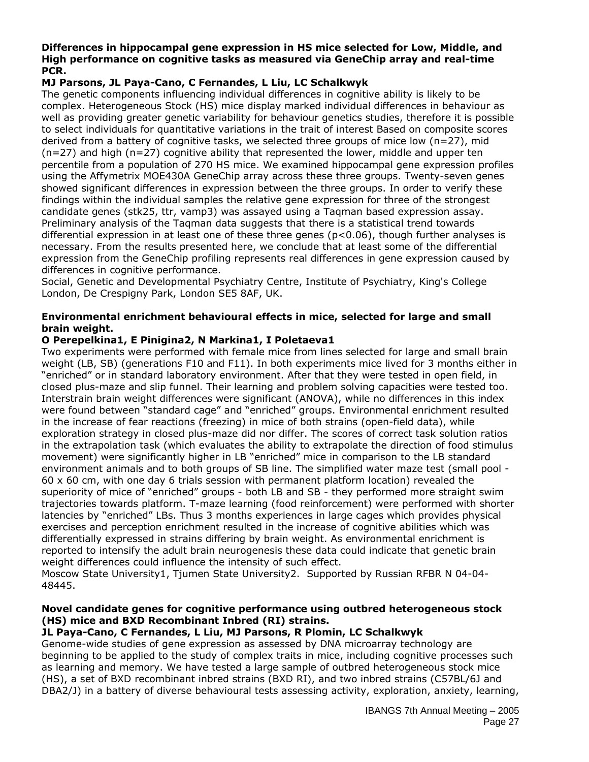**Differences in hippocampal gene expression in HS mice selected for Low, Middle, and High performance on cognitive tasks as measured via GeneChip array and real-time PCR.**

**MJ Parsons, JL Paya-Cano, C Fernandes, L Liu, LC Schalkwyk**

The genetic components influencing individual differences in cognitive ability is likely to be complex. Heterogeneous Stock (HS) mice display marked individual differences in behaviour as well as providing greater genetic variability for behaviour genetics studies, therefore it is possible to select individuals for quantitative variations in the trait of interest Based on composite scores derived from a battery of cognitive tasks, we selected three groups of mice low (n=27), mid (n=27) and high (n=27) cognitive ability that represented the lower, middle and upper ten percentile from a population of 270 HS mice. We examined hippocampal gene expression profiles using the Affymetrix MOE430A GeneChip array across these three groups. Twenty-seven genes showed significant differences in expression between the three groups. In order to verify these findings within the individual samples the relative gene expression for three of the strongest candidate genes (stk25, ttr, vamp3) was assayed using a Taqman based expression assay. Preliminary analysis of the Taqman data suggests that there is a statistical trend towards differential expression in at least one of these three genes ($p<0.06$), though further analyses is necessary. From the results presented here, we conclude that at least some of the differential expression from the GeneChip profiling represents real differences in gene expression caused by differences in cognitive performance.

Social, Genetic and Developmental Psychiatry Centre, Institute of Psychiatry, King's College London, De Crespigny Park, London SE5 8AF, UK.

**Environmental enrichment behavioural effects in mice, selected for large and small brain weight.**

**O Perepelkina1, E Pinigina2, N Markina1, I Poletaeva1**

Two experiments were performed with female mice from lines selected for large and small brain weight (LB, SB) (generations F10 and F11). In both experiments mice lived for 3 months either in "enriched" or in standard laboratory environment. After that they were tested in open field, in closed plus-maze and slip funnel. Their learning and problem solving capacities were tested too. Interstrain brain weight differences were significant (ANOVA), while no differences in this index were found between "standard cage" and "enriched" groups. Environmental enrichment resulted in the increase of fear reactions (freezing) in mice of both strains (open-field data), while exploration strategy in closed plus-maze did nor differ. The scores of correct task solution ratios in the extrapolation task (which evaluates the ability to extrapolate the direction of food stimulus movement) were significantly higher in LB "enriched" mice in comparison to the LB standard environment animals and to both groups of SB line. The simplified water maze test (small pool - 60 x 60 cm, with one day 6 trials session with permanent platform location) revealed the superiority of mice of "enriched" groups - both LB and SB - they performed more straight swim trajectories towards platform. T-maze learning (food reinforcement) were performed with shorter latencies by "enriched" LBs. Thus 3 months experiences in large cages which provides physical exercises and perception enrichment resulted in the increase of cognitive abilities which was differentially expressed in strains differing by brain weight. As environmental enrichment is reported to intensify the adult brain neurogenesis these data could indicate that genetic brain weight differences could influence the intensity of such effect.

Moscow State University1, Tjumen State University2. Supported by Russian RFBR N 04-04-48445.

**Novel candidate genes for cognitive performance using outbred heterogeneous stock (HS) mice and BXD Recombinant Inbred (RI) strains.**

**JL Paya-Cano, C Fernandes, L Liu, MJ Parsons, R Plomin, LC Schalkwyk**

Genome-wide studies of gene expression as assessed by DNA microarray technology are beginning to be applied to the study of complex traits in mice, including cognitive processes such as learning and memory. We have tested a large sample of outbred heterogeneous stock mice (HS), a set of BXD recombinant inbred strains (BXD RI), and two inbred strains (C57BL/6J and DBA2/J) in a battery of diverse behavioural tests assessing activity, exploration, anxiety, learning,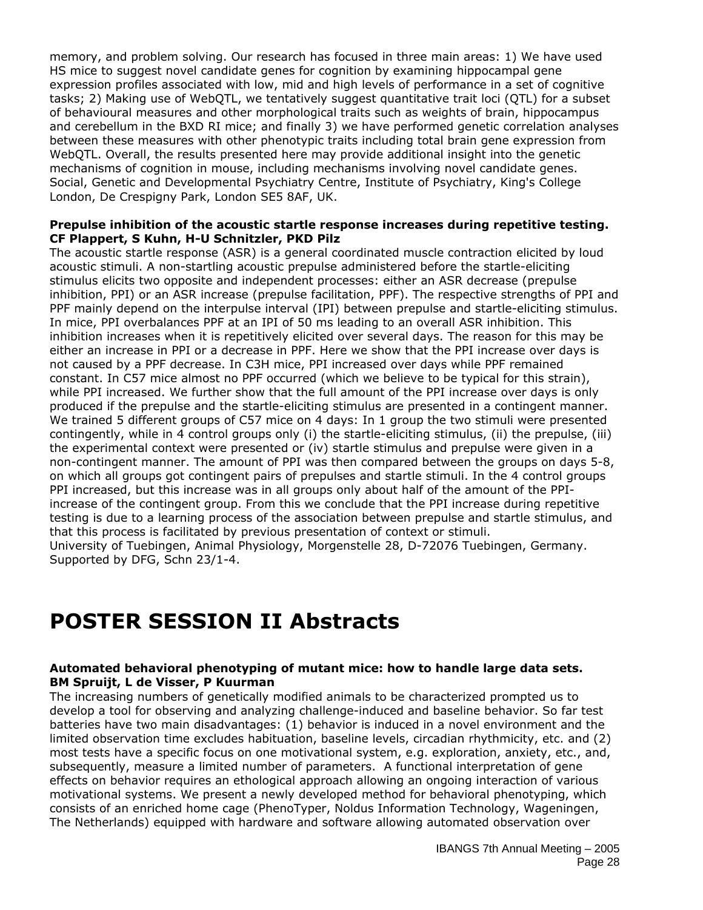memory, and problem solving. Our research has focused in three main areas: 1) We have used HS mice to suggest novel candidate genes for cognition by examining hippocampal gene expression profiles associated with low, mid and high levels of performance in a set of cognitive tasks; 2) Making use of WebQTL, we tentatively suggest quantitative trait loci (QTL) for a subset of behavioural measures and other morphological traits such as weights of brain, hippocampus and cerebellum in the BXD RI mice; and finally 3) we have performed genetic correlation analyses between these measures with other phenotypic traits including total brain gene expression from WebQTL. Overall, the results presented here may provide additional insight into the genetic mechanisms of cognition in mouse, including mechanisms involving novel candidate genes.
Social, Genetic and Developmental Psychiatry Centre, Institute of Psychiatry, King's College London, De Crespigny Park, London SE5 8AF, UK.

**Prepulse inhibition of the acoustic startle response increases during repetitive testing.**
**CF Plappert, S Kuhn, H-U Schnitzler, PKD Pilz**
The acoustic startle response (ASR) is a general coordinated muscle contraction elicited by loud acoustic stimuli. A non-startling acoustic prepulse administered before the startle-eliciting stimulus elicits two opposite and independent processes: either an ASR decrease (prepulse inhibition, PPI) or an ASR increase (prepulse facilitation, PPF). The respective strengths of PPI and PPF mainly depend on the interpulse interval (IPI) between prepulse and startle-eliciting stimulus. In mice, PPI overbalances PPF at an IPI of 50 ms leading to an overall ASR inhibition. This inhibition increases when it is repetitively elicited over several days. The reason for this may be either an increase in PPI or a decrease in PPF. Here we show that the PPI increase over days is not caused by a PPF decrease. In C3H mice, PPI increased over days while PPF remained constant. In C57 mice almost no PPF occurred (which we believe to be typical for this strain), while PPI increased. We further show that the full amount of the PPI increase over days is only produced if the prepulse and the startle-eliciting stimulus are presented in a contingent manner. We trained 5 different groups of C57 mice on 4 days: In 1 group the two stimuli were presented contingently, while in 4 control groups only (i) the startle-eliciting stimulus, (ii) the prepulse, (iii) the experimental context were presented or (iv) startle stimulus and prepulse were given in a non-contingent manner. The amount of PPI was then compared between the groups on days 5-8, on which all groups got contingent pairs of prepulses and startle stimuli. In the 4 control groups PPI increased, but this increase was in all groups only about half of the amount of the PPI-increase of the contingent group. From this we conclude that the PPI increase during repetitive testing is due to a learning process of the association between prepulse and startle stimulus, and that this process is facilitated by previous presentation of context or stimuli.
University of Tuebingen, Animal Physiology, Morgenstelle 28, D-72076 Tuebingen, Germany.
Supported by DFG, Schn 23/1-4.

# POSTER SESSION II Abstracts

**Automated behavioral phenotyping of mutant mice: how to handle large data sets.**
**BM Spruijt, L de Visser, P Kuurman**
The increasing numbers of genetically modified animals to be characterized prompted us to develop a tool for observing and analyzing challenge-induced and baseline behavior. So far test batteries have two main disadvantages: (1) behavior is induced in a novel environment and the limited observation time excludes habituation, baseline levels, circadian rhythmicity, etc. and (2) most tests have a specific focus on one motivational system, e.g. exploration, anxiety, etc., and, subsequently, measure a limited number of parameters. A functional interpretation of gene effects on behavior requires an ethological approach allowing an ongoing interaction of various motivational systems. We present a newly developed method for behavioral phenotyping, which consists of an enriched home cage (PhenoTyper, Noldus Information Technology, Wageningen, The Netherlands) equipped with hardware and software allowing automated observation over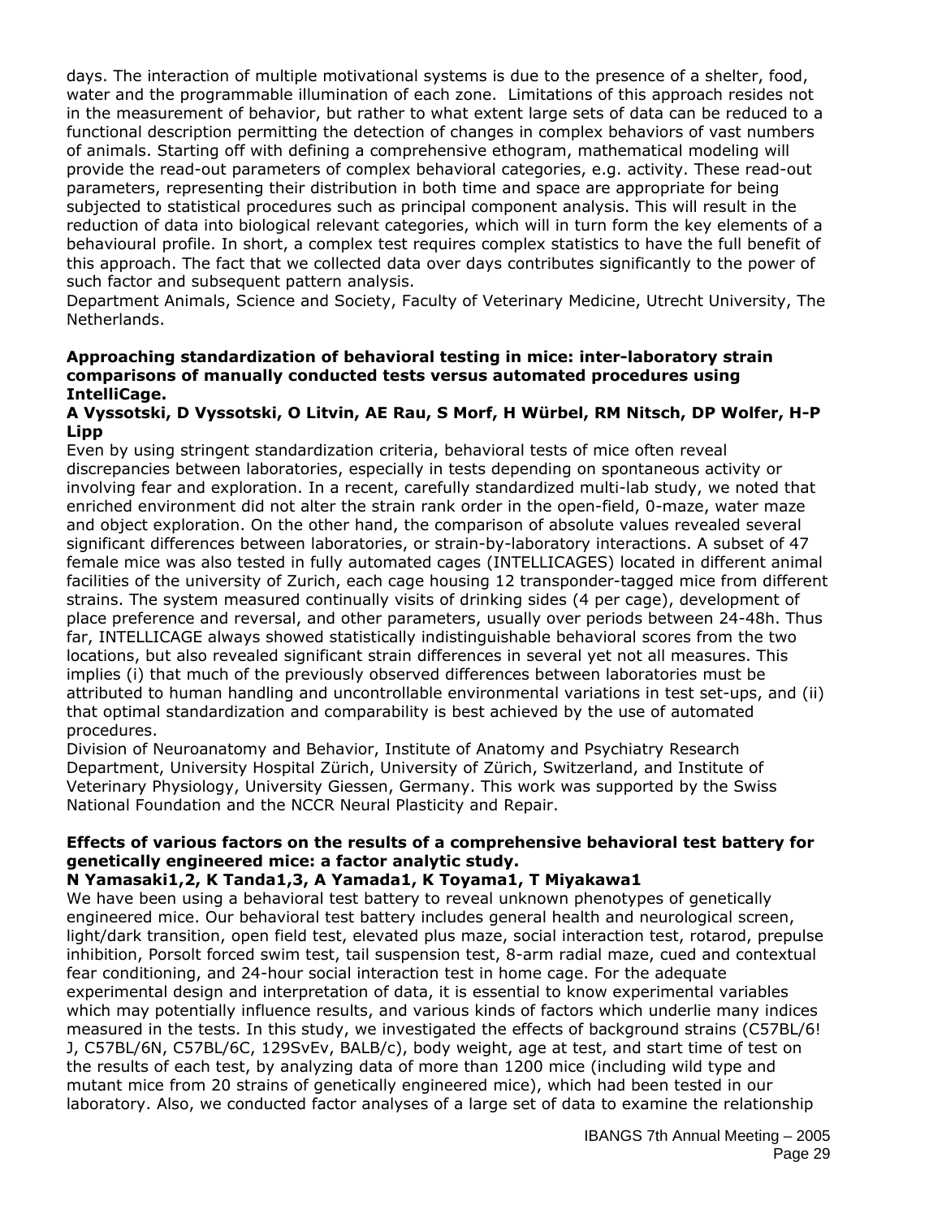days. The interaction of multiple motivational systems is due to the presence of a shelter, food, water and the programmable illumination of each zone. Limitations of this approach resides not in the measurement of behavior, but rather to what extent large sets of data can be reduced to a functional description permitting the detection of changes in complex behaviors of vast numbers of animals. Starting off with defining a comprehensive ethogram, mathematical modeling will provide the read-out parameters of complex behavioral categories, e.g. activity. These read-out parameters, representing their distribution in both time and space are appropriate for being subjected to statistical procedures such as principal component analysis. This will result in the reduction of data into biological relevant categories, which will in turn form the key elements of a behavioural profile. In short, a complex test requires complex statistics to have the full benefit of this approach. The fact that we collected data over days contributes significantly to the power of such factor and subsequent pattern analysis.
Department Animals, Science and Society, Faculty of Veterinary Medicine, Utrecht University, The Netherlands.

**Approaching standardization of behavioral testing in mice: inter-laboratory strain comparisons of manually conducted tests versus automated procedures using IntelliCage.**

**A Vyssotski, D Vyssotski, O Litvin, AE Rau, S Morf, H Würbel, RM Nitsch, DP Wolfer, H-P Lipp**

Even by using stringent standardization criteria, behavioral tests of mice often reveal discrepancies between laboratories, especially in tests depending on spontaneous activity or involving fear and exploration. In a recent, carefully standardized multi-lab study, we noted that enriched environment did not alter the strain rank order in the open-field, 0-maze, water maze and object exploration. On the other hand, the comparison of absolute values revealed several significant differences between laboratories, or strain-by-laboratory interactions. A subset of 47 female mice was also tested in fully automated cages (INTELLICAGES) located in different animal facilities of the university of Zurich, each cage housing 12 transponder-tagged mice from different strains. The system measured continually visits of drinking sides (4 per cage), development of place preference and reversal, and other parameters, usually over periods between 24-48h. Thus far, INTELLICAGE always showed statistically indistinguishable behavioral scores from the two locations, but also revealed significant strain differences in several yet not all measures. This implies (i) that much of the previously observed differences between laboratories must be attributed to human handling and uncontrollable environmental variations in test set-ups, and (ii) that optimal standardization and comparability is best achieved by the use of automated procedures.
Division of Neuroanatomy and Behavior, Institute of Anatomy and Psychiatry Research Department, University Hospital Zürich, University of Zürich, Switzerland, and Institute of Veterinary Physiology, University Giessen, Germany. This work was supported by the Swiss National Foundation and the NCCR Neural Plasticity and Repair.

**Effects of various factors on the results of a comprehensive behavioral test battery for genetically engineered mice: a factor analytic study.**

**N Yamasaki1,2, K Tanda1,3, A Yamada1, K Toyama1, T Miyakawa1**

We have been using a behavioral test battery to reveal unknown phenotypes of genetically engineered mice. Our behavioral test battery includes general health and neurological screen, light/dark transition, open field test, elevated plus maze, social interaction test, rotarod, prepulse inhibition, Porsolt forced swim test, tail suspension test, 8-arm radial maze, cued and contextual fear conditioning, and 24-hour social interaction test in home cage. For the adequate experimental design and interpretation of data, it is essential to know experimental variables which may potentially influence results, and various kinds of factors which underlie many indices measured in the tests. In this study, we investigated the effects of background strains (C57BL/6!J, C57BL/6N, C57BL/6C, 129SvEv, BALB/c), body weight, age at test, and start time of test on the results of each test, by analyzing data of more than 1200 mice (including wild type and mutant mice from 20 strains of genetically engineered mice), which had been tested in our laboratory. Also, we conducted factor analyses of a large set of data to examine the relationship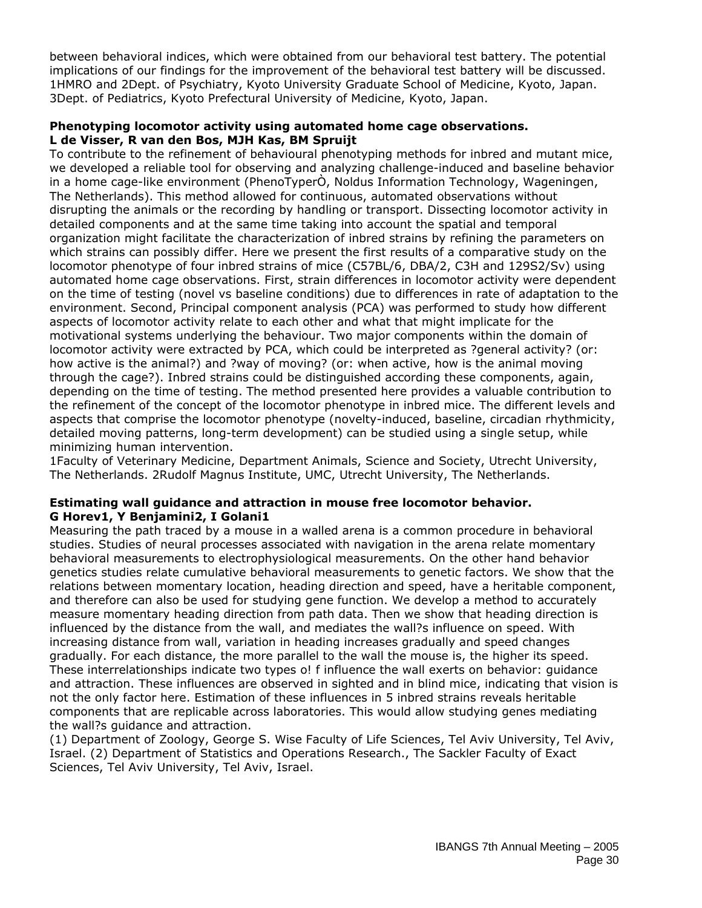between behavioral indices, which were obtained from our behavioral test battery. The potential implications of our findings for the improvement of the behavioral test battery will be discussed.
1HMRO and 2Dept. of Psychiatry, Kyoto University Graduate School of Medicine, Kyoto, Japan.
3Dept. of Pediatrics, Kyoto Prefectural University of Medicine, Kyoto, Japan.

**Phenotyping locomotor activity using automated home cage observations.**
**L de Visser, R van den Bos, MJH Kas, BM Spruijt**

To contribute to the refinement of behavioural phenotyping methods for inbred and mutant mice, we developed a reliable tool for observing and analyzing challenge-induced and baseline behavior in a home cage-like environment (PhenoTyperÒ, Noldus Information Technology, Wageningen, The Netherlands). This method allowed for continuous, automated observations without disrupting the animals or the recording by handling or transport. Dissecting locomotor activity in detailed components and at the same time taking into account the spatial and temporal organization might facilitate the characterization of inbred strains by refining the parameters on which strains can possibly differ. Here we present the first results of a comparative study on the locomotor phenotype of four inbred strains of mice (C57BL/6, DBA/2, C3H and 129S2/Sv) using automated home cage observations. First, strain differences in locomotor activity were dependent on the time of testing (novel vs baseline conditions) due to differences in rate of adaptation to the environment. Second, Principal component analysis (PCA) was performed to study how different aspects of locomotor activity relate to each other and what that might implicate for the motivational systems underlying the behaviour. Two major components within the domain of locomotor activity were extracted by PCA, which could be interpreted as ?general activity? (or: how active is the animal?) and ?way of moving? (or: when active, how is the animal moving through the cage?). Inbred strains could be distinguished according these components, again, depending on the time of testing. The method presented here provides a valuable contribution to the refinement of the concept of the locomotor phenotype in inbred mice. The different levels and aspects that comprise the locomotor phenotype (novelty-induced, baseline, circadian rhythmicity, detailed moving patterns, long-term development) can be studied using a single setup, while minimizing human intervention.
1Faculty of Veterinary Medicine, Department Animals, Science and Society, Utrecht University, The Netherlands. 2Rudolf Magnus Institute, UMC, Utrecht University, The Netherlands.

**Estimating wall guidance and attraction in mouse free locomotor behavior.**
**G Horev1, Y Benjamini2, I Golani1**

Measuring the path traced by a mouse in a walled arena is a common procedure in behavioral studies. Studies of neural processes associated with navigation in the arena relate momentary behavioral measurements to electrophysiological measurements. On the other hand behavior genetics studies relate cumulative behavioral measurements to genetic factors. We show that the relations between momentary location, heading direction and speed, have a heritable component, and therefore can also be used for studying gene function. We develop a method to accurately measure momentary heading direction from path data. Then we show that heading direction is influenced by the distance from the wall, and mediates the wall?s influence on speed. With increasing distance from wall, variation in heading increases gradually and speed changes gradually. For each distance, the more parallel to the wall the mouse is, the higher its speed. These interrelationships indicate two types o! f influence the wall exerts on behavior: guidance and attraction. These influences are observed in sighted and in blind mice, indicating that vision is not the only factor here. Estimation of these influences in 5 inbred strains reveals heritable components that are replicable across laboratories. This would allow studying genes mediating the wall?s guidance and attraction.
(1) Department of Zoology, George S. Wise Faculty of Life Sciences, Tel Aviv University, Tel Aviv, Israel. (2) Department of Statistics and Operations Research., The Sackler Faculty of Exact Sciences, Tel Aviv University, Tel Aviv, Israel.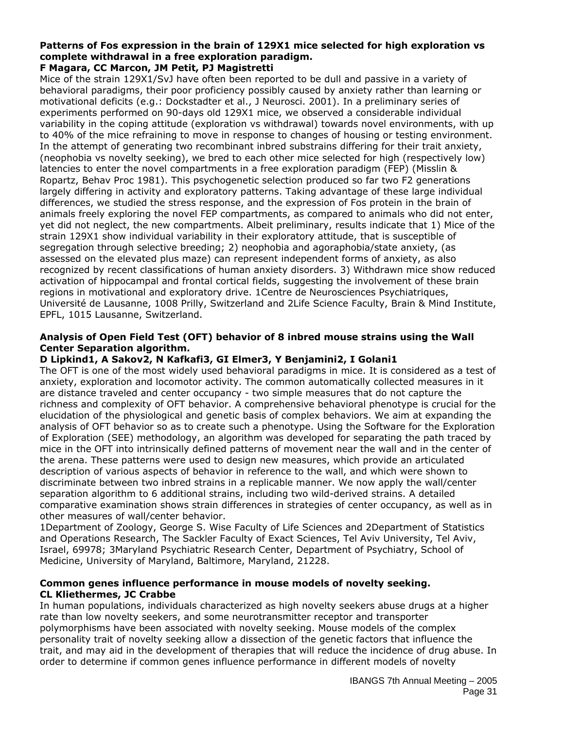### Patterns of Fos expression in the brain of 129X1 mice selected for high exploration vs complete withdrawal in a free exploration paradigm.

**F Magara, CC Marcon, JM Petit, PJ Magistretti**

Mice of the strain 129X1/SvJ have often been reported to be dull and passive in a variety of behavioral paradigms, their poor proficiency possibly caused by anxiety rather than learning or motivational deficits (e.g.: Dockstadter et al., J Neurosci. 2001). In a preliminary series of experiments performed on 90-days old 129X1 mice, we observed a considerable individual variability in the coping attitude (exploration vs withdrawal) towards novel environments, with up to 40% of the mice refraining to move in response to changes of housing or testing environment. In the attempt of generating two recombinant inbred substrains differing for their trait anxiety, (neophobia vs novelty seeking), we bred to each other mice selected for high (respectively low) latencies to enter the novel compartments in a free exploration paradigm (FEP) (Misslin & Ropartz, Behav Proc 1981). This psychogenetic selection produced so far two F2 generations largely differing in activity and exploratory patterns. Taking advantage of these large individual differences, we studied the stress response, and the expression of Fos protein in the brain of animals freely exploring the novel FEP compartments, as compared to animals who did not enter, yet did not neglect, the new compartments. Albeit preliminary, results indicate that 1) Mice of the strain 129X1 show individual variability in their exploratory attitude, that is susceptible of segregation through selective breeding; 2) neophobia and agoraphobia/state anxiety, (as assessed on the elevated plus maze) can represent independent forms of anxiety, as also recognized by recent classifications of human anxiety disorders. 3) Withdrawn mice show reduced activation of hippocampal and frontal cortical fields, suggesting the involvement of these brain regions in motivational and exploratory drive. 1Centre de Neurosciences Psychiatriques, Université de Lausanne, 1008 Prilly, Switzerland and 2Life Science Faculty, Brain & Mind Institute, EPFL, 1015 Lausanne, Switzerland.

### Analysis of Open Field Test (OFT) behavior of 8 inbred mouse strains using the Wall Center Separation algorithm.

**D Lipkind[1], A Sakov[2], N Kafkafi[3], GI Elmer[3], Y Benjamini[2], I Golani[1]**

The OFT is one of the most widely used behavioral paradigms in mice. It is considered as a test of anxiety, exploration and locomotor activity. The common automatically collected measures in it are distance traveled and center occupancy - two simple measures that do not capture the richness and complexity of OFT behavior. A comprehensive behavioral phenotype is crucial for the elucidation of the physiological and genetic basis of complex behaviors. We aim at expanding the analysis of OFT behavior so as to create such a phenotype. Using the Software for the Exploration of Exploration (SEE) methodology, an algorithm was developed for separating the path traced by mice in the OFT into intrinsically defined patterns of movement near the wall and in the center of the arena. These patterns were used to design new measures, which provide an articulated description of various aspects of behavior in reference to the wall, and which were shown to discriminate between two inbred strains in a replicable manner. We now apply the wall/center separation algorithm to 6 additional strains, including two wild-derived strains. A detailed comparative examination shows strain differences in strategies of center occupancy, as well as in other measures of wall/center behavior.

1Department of Zoology, George S. Wise Faculty of Life Sciences and 2Department of Statistics and Operations Research, The Sackler Faculty of Exact Sciences, Tel Aviv University, Tel Aviv, Israel, 69978; 3Maryland Psychiatric Research Center, Department of Psychiatry, School of Medicine, University of Maryland, Baltimore, Maryland, 21228.

### Common genes influence performance in mouse models of novelty seeking.

**CL Kliethermes, JC Crabbe**

In human populations, individuals characterized as high novelty seekers abuse drugs at a higher rate than low novelty seekers, and some neurotransmitter receptor and transporter polymorphisms have been associated with novelty seeking. Mouse models of the complex personality trait of novelty seeking allow a dissection of the genetic factors that influence the trait, and may aid in the development of therapies that will reduce the incidence of drug abuse. In order to determine if common genes influence performance in different models of novelty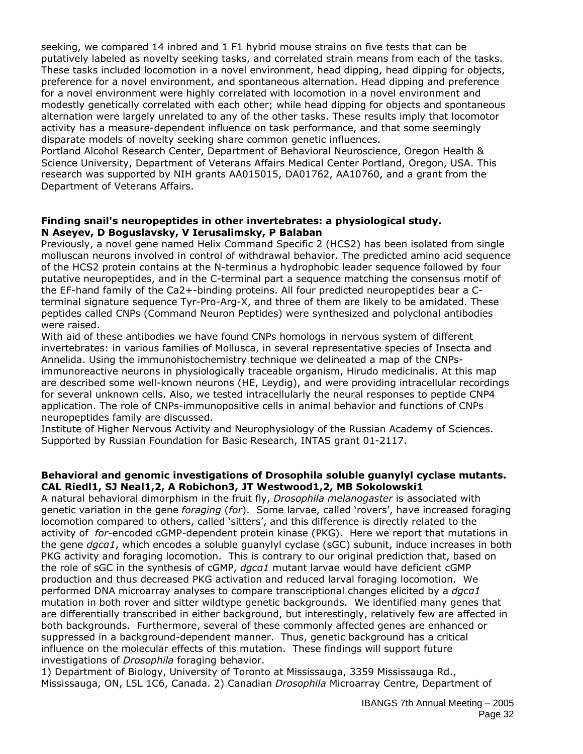seeking, we compared 14 inbred and 1 F1 hybrid mouse strains on five tests that can be putatively labeled as novelty seeking tasks, and correlated strain means from each of the tasks. These tasks included locomotion in a novel environment, head dipping, head dipping for objects, preference for a novel environment, and spontaneous alternation. Head dipping and preference for a novel environment were highly correlated with locomotion in a novel environment and modestly genetically correlated with each other; while head dipping for objects and spontaneous alternation were largely unrelated to any of the other tasks. These results imply that locomotor activity has a measure-dependent influence on task performance, and that some seemingly disparate models of novelty seeking share common genetic influences.
Portland Alcohol Research Center, Department of Behavioral Neuroscience, Oregon Health & Science University, Department of Veterans Affairs Medical Center Portland, Oregon, USA. This research was supported by NIH grants AA015015, DA01762, AA10760, and a grant from the Department of Veterans Affairs.

**Finding snail's neuropeptides in other invertebrates: a physiological study.**
**N Aseyev, D Boguslavsky, V Ierusalimsky, P Balaban**

Previously, a novel gene named Helix Command Specific 2 (HCS2) has been isolated from single molluscan neurons involved in control of withdrawal behavior. The predicted amino acid sequence of the HCS2 protein contains at the N-terminus a hydrophobic leader sequence followed by four putative neuropeptides, and in the C-terminal part a sequence matching the consensus motif of the EF-hand family of the Ca2+-binding proteins. All four predicted neuropeptides bear a C-terminal signature sequence Tyr-Pro-Arg-X, and three of them are likely to be amidated. These peptides called CNPs (Command Neuron Peptides) were synthesized and polyclonal antibodies were raised.
With aid of these antibodies we have found CNPs homologs in nervous system of different invertebrates: in various families of Mollusca, in several representative species of Insecta and Annelida. Using the immunohistochemistry technique we delineated a map of the CNPs-immunoreactive neurons in physiologically traceable organism, Hirudo medicinalis. At this map are described some well-known neurons (HE, Leydig), and were providing intracellular recordings for several unknown cells. Also, we tested intracellularly the neural responses to peptide CNP4 application. The role of CNPs-immunopositive cells in animal behavior and functions of CNPs neuropeptides family are discussed.
Institute of Higher Nervous Activity and Neurophysiology of the Russian Academy of Sciences. Supported by Russian Foundation for Basic Research, INTAS grant 01-2117.

**Behavioral and genomic investigations of Drosophila soluble guanylyl cyclase mutants.**
**CAL Riedl1, SJ Neal1,2, A Robichon3, JT Westwood1,2, MB Sokolowski1**

A natural behavioral dimorphism in the fruit fly, *Drosophila melanogaster* is associated with genetic variation in the gene *foraging* (*for*). Some larvae, called 'rovers', have increased foraging locomotion compared to others, called 'sitters', and this difference is directly related to the activity of *for*-encoded cGMP-dependent protein kinase (PKG). Here we report that mutations in the gene *dgca1*, which encodes a soluble guanylyl cyclase (sGC) subunit, induce increases in both PKG activity and foraging locomotion. This is contrary to our original prediction that, based on the role of sGC in the synthesis of cGMP, *dgca1* mutant larvae would have deficient cGMP production and thus decreased PKG activation and reduced larval foraging locomotion. We performed DNA microarray analyses to compare transcriptional changes elicited by a *dgca1* mutation in both rover and sitter wildtype genetic backgrounds. We identified many genes that are differentially transcribed in either background, but interestingly, relatively few are affected in both backgrounds. Furthermore, several of these commonly affected genes are enhanced or suppressed in a background-dependent manner. Thus, genetic background has a critical influence on the molecular effects of this mutation. These findings will support future investigations of *Drosophila* foraging behavior.
1) Department of Biology, University of Toronto at Mississauga, 3359 Mississauga Rd., Mississauga, ON, L5L 1C6, Canada. 2) Canadian *Drosophila* Microarray Centre, Department of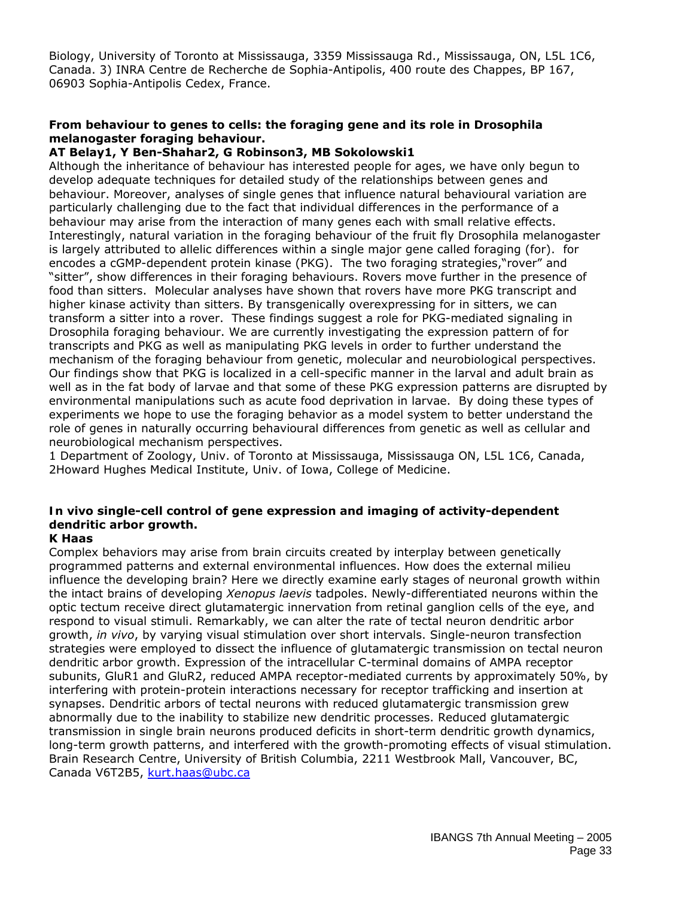Biology, University of Toronto at Mississauga, 3359 Mississauga Rd., Mississauga, ON, L5L 1C6, Canada. 3) INRA Centre de Recherche de Sophia-Antipolis, 400 route des Chappes, BP 167, 06903 Sophia-Antipolis Cedex, France.

**From behaviour to genes to cells: the foraging gene and its role in Drosophila melanogaster foraging behaviour.**

**AT Belay1, Y Ben-Shahar2, G Robinson3, MB Sokolowski1**

Although the inheritance of behaviour has interested people for ages, we have only begun to develop adequate techniques for detailed study of the relationships between genes and behaviour. Moreover, analyses of single genes that influence natural behavioural variation are particularly challenging due to the fact that individual differences in the performance of a behaviour may arise from the interaction of many genes each with small relative effects. Interestingly, natural variation in the foraging behaviour of the fruit fly Drosophila melanogaster is largely attributed to allelic differences within a single major gene called foraging (for). for encodes a cGMP-dependent protein kinase (PKG). The two foraging strategies,"rover" and "sitter", show differences in their foraging behaviours. Rovers move further in the presence of food than sitters. Molecular analyses have shown that rovers have more PKG transcript and higher kinase activity than sitters. By transgenically overexpressing for in sitters, we can transform a sitter into a rover. These findings suggest a role for PKG-mediated signaling in Drosophila foraging behaviour. We are currently investigating the expression pattern of for transcripts and PKG as well as manipulating PKG levels in order to further understand the mechanism of the foraging behaviour from genetic, molecular and neurobiological perspectives. Our findings show that PKG is localized in a cell-specific manner in the larval and adult brain as well as in the fat body of larvae and that some of these PKG expression patterns are disrupted by environmental manipulations such as acute food deprivation in larvae. By doing these types of experiments we hope to use the foraging behavior as a model system to better understand the role of genes in naturally occurring behavioural differences from genetic as well as cellular and neurobiological mechanism perspectives.

1 Department of Zoology, Univ. of Toronto at Mississauga, Mississauga ON, L5L 1C6, Canada, 2Howard Hughes Medical Institute, Univ. of Iowa, College of Medicine.

**In vivo single-cell control of gene expression and imaging of activity-dependent dendritic arbor growth.**

**K Haas**

Complex behaviors may arise from brain circuits created by interplay between genetically programmed patterns and external environmental influences. How does the external milieu influence the developing brain? Here we directly examine early stages of neuronal growth within the intact brains of developing *Xenopus laevis* tadpoles. Newly-differentiated neurons within the optic tectum receive direct glutamatergic innervation from retinal ganglion cells of the eye, and respond to visual stimuli. Remarkably, we can alter the rate of tectal neuron dendritic arbor growth, *in vivo*, by varying visual stimulation over short intervals. Single-neuron transfection strategies were employed to dissect the influence of glutamatergic transmission on tectal neuron dendritic arbor growth. Expression of the intracellular C-terminal domains of AMPA receptor subunits, GluR1 and GluR2, reduced AMPA receptor-mediated currents by approximately 50%, by interfering with protein-protein interactions necessary for receptor trafficking and insertion at synapses. Dendritic arbors of tectal neurons with reduced glutamatergic transmission grew abnormally due to the inability to stabilize new dendritic processes. Reduced glutamatergic transmission in single brain neurons produced deficits in short-term dendritic growth dynamics, long-term growth patterns, and interfered with the growth-promoting effects of visual stimulation.

Brain Research Centre, University of British Columbia, 2211 Westbrook Mall, Vancouver, BC, Canada V6T2B5, kurt.haas@ubc.ca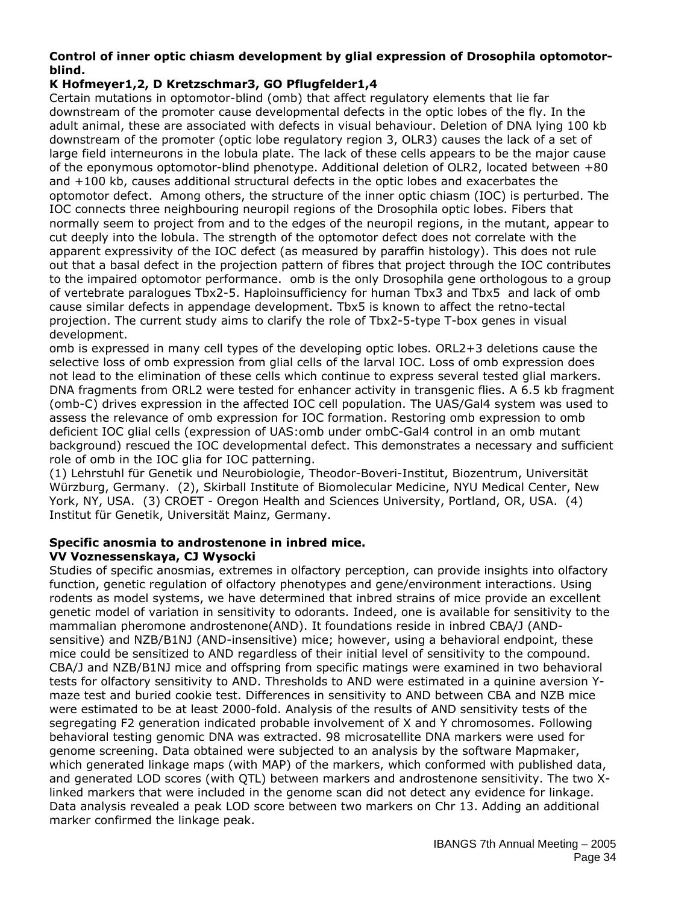**Control of inner optic chiasm development by glial expression of Drosophila optomotor-blind.**

**K Hofmeyer1,2, D Kretzschmar3, GO Pflugfelder1,4**

Certain mutations in optomotor-blind (omb) that affect regulatory elements that lie far downstream of the promoter cause developmental defects in the optic lobes of the fly. In the adult animal, these are associated with defects in visual behaviour. Deletion of DNA lying 100 kb downstream of the promoter (optic lobe regulatory region 3, OLR3) causes the lack of a set of large field interneurons in the lobula plate. The lack of these cells appears to be the major cause of the eponymous optomotor-blind phenotype. Additional deletion of OLR2, located between +80 and +100 kb, causes additional structural defects in the optic lobes and exacerbates the optomotor defect. Among others, the structure of the inner optic chiasm (IOC) is perturbed. The IOC connects three neighbouring neuropil regions of the Drosophila optic lobes. Fibers that normally seem to project from and to the edges of the neuropil regions, in the mutant, appear to cut deeply into the lobula. The strength of the optomotor defect does not correlate with the apparent expressivity of the IOC defect (as measured by paraffin histology). This does not rule out that a basal defect in the projection pattern of fibres that project through the IOC contributes to the impaired optomotor performance. omb is the only Drosophila gene orthologous to a group of vertebrate paralogues Tbx2-5. Haploinsufficiency for human Tbx3 and Tbx5 and lack of omb cause similar defects in appendage development. Tbx5 is known to affect the retno-tectal projection. The current study aims to clarify the role of Tbx2-5-type T-box genes in visual development.

omb is expressed in many cell types of the developing optic lobes. ORL2+3 deletions cause the selective loss of omb expression from glial cells of the larval IOC. Loss of omb expression does not lead to the elimination of these cells which continue to express several tested glial markers. DNA fragments from ORL2 were tested for enhancer activity in transgenic flies. A 6.5 kb fragment (omb-C) drives expression in the affected IOC cell population. The UAS/Gal4 system was used to assess the relevance of omb expression for IOC formation. Restoring omb expression to omb deficient IOC glial cells (expression of UAS:omb under ombC-Gal4 control in an omb mutant background) rescued the IOC developmental defect. This demonstrates a necessary and sufficient role of omb in the IOC glia for IOC patterning.

(1) Lehrstuhl für Genetik und Neurobiologie, Theodor-Boveri-Institut, Biozentrum, Universität Würzburg, Germany. (2), Skirball Institute of Biomolecular Medicine, NYU Medical Center, New York, NY, USA. (3) CROET - Oregon Health and Sciences University, Portland, OR, USA. (4) Institut für Genetik, Universität Mainz, Germany.

**Specific anosmia to androstenone in inbred mice.**

**VV Voznessenskaya, CJ Wysocki**

Studies of specific anosmias, extremes in olfactory perception, can provide insights into olfactory function, genetic regulation of olfactory phenotypes and gene/environment interactions. Using rodents as model systems, we have determined that inbred strains of mice provide an excellent genetic model of variation in sensitivity to odorants. Indeed, one is available for sensitivity to the mammalian pheromone androstenone(AND). It foundations reside in inbred CBA/J (AND-sensitive) and NZB/B1NJ (AND-insensitive) mice; however, using a behavioral endpoint, these mice could be sensitized to AND regardless of their initial level of sensitivity to the compound. CBA/J and NZB/B1NJ mice and offspring from specific matings were examined in two behavioral tests for olfactory sensitivity to AND. Thresholds to AND were estimated in a quinine aversion Y-maze test and buried cookie test. Differences in sensitivity to AND between CBA and NZB mice were estimated to be at least 2000-fold. Analysis of the results of AND sensitivity tests of the segregating F2 generation indicated probable involvement of X and Y chromosomes. Following behavioral testing genomic DNA was extracted. 98 microsatellite DNA markers were used for genome screening. Data obtained were subjected to an analysis by the software Mapmaker, which generated linkage maps (with MAP) of the markers, which conformed with published data, and generated LOD scores (with QTL) between markers and androstenone sensitivity. The two X-linked markers that were included in the genome scan did not detect any evidence for linkage. Data analysis revealed a peak LOD score between two markers on Chr 13. Adding an additional marker confirmed the linkage peak.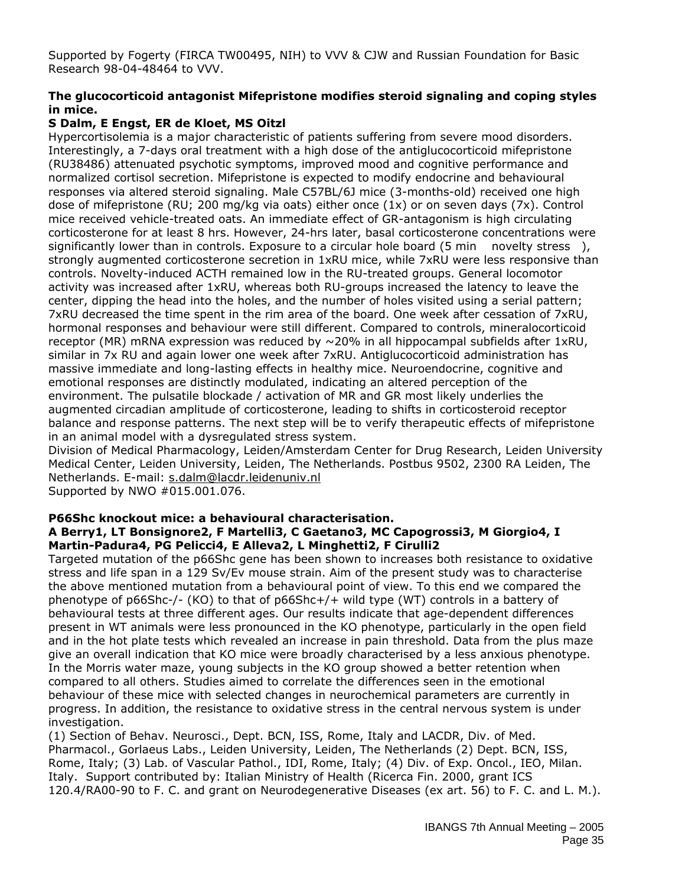Supported by Fogerty (FIRCA TW00495, NIH) to VVV & CJW and Russian Foundation for Basic Research 98-04-48464 to VVV.

**The glucocorticoid antagonist Mifepristone modifies steroid signaling and coping styles in mice.**

**S Dalm, E Engst, ER de Kloet, MS Oitzl**

Hypercortisolemia is a major characteristic of patients suffering from severe mood disorders. Interestingly, a 7-days oral treatment with a high dose of the antiglucocorticoid mifepristone (RU38486) attenuated psychotic symptoms, improved mood and cognitive performance and normalized cortisol secretion. Mifepristone is expected to modify endocrine and behavioural responses via altered steroid signaling. Male C57BL/6J mice (3-months-old) received one high dose of mifepristone (RU; 200 mg/kg via oats) either once (1x) or on seven days (7x). Control mice received vehicle-treated oats. An immediate effect of GR-antagonism is high circulating corticosterone for at least 8 hrs. However, 24-hrs later, basal corticosterone concentrations were significantly lower than in controls. Exposure to a circular hole board (5 min novelty stress ), strongly augmented corticosterone secretion in 1xRU mice, while 7xRU were less responsive than controls. Novelty-induced ACTH remained low in the RU-treated groups. General locomotor activity was increased after 1xRU, whereas both RU-groups increased the latency to leave the center, dipping the head into the holes, and the number of holes visited using a serial pattern; 7xRU decreased the time spent in the rim area of the board. One week after cessation of 7xRU, hormonal responses and behaviour were still different. Compared to controls, mineralocorticoid receptor (MR) mRNA expression was reduced by ~20% in all hippocampal subfields after 1xRU, similar in 7x RU and again lower one week after 7xRU. Antiglucocorticoid administration has massive immediate and long-lasting effects in healthy mice. Neuroendocrine, cognitive and emotional responses are distinctly modulated, indicating an altered perception of the environment. The pulsatile blockade / activation of MR and GR most likely underlies the augmented circadian amplitude of corticosterone, leading to shifts in corticosteroid receptor balance and response patterns. The next step will be to verify therapeutic effects of mifepristone in an animal model with a dysregulated stress system.

Division of Medical Pharmacology, Leiden/Amsterdam Center for Drug Research, Leiden University Medical Center, Leiden University, Leiden, The Netherlands. Postbus 9502, 2300 RA Leiden, The Netherlands. E-mail: s.dalm@lacdr.leidenuniv.nl

Supported by NWO #015.001.076.

**P66Shc knockout mice: a behavioural characterisation.**

**A Berry1, LT Bonsignore2, F Martelli3, C Gaetano3, MC Capogrossi3, M Giorgio4, I Martin-Padura4, PG Pelicci4, E Alleva2, L Minghetti2, F Cirulli2**

Targeted mutation of the p66Shc gene has been shown to increases both resistance to oxidative stress and life span in a 129 Sv/Ev mouse strain. Aim of the present study was to characterise the above mentioned mutation from a behavioural point of view. To this end we compared the phenotype of p66Shc-/- (KO) to that of p66Shc+/+ wild type (WT) controls in a battery of behavioural tests at three different ages. Our results indicate that age-dependent differences present in WT animals were less pronounced in the KO phenotype, particularly in the open field and in the hot plate tests which revealed an increase in pain threshold. Data from the plus maze give an overall indication that KO mice were broadly characterised by a less anxious phenotype. In the Morris water maze, young subjects in the KO group showed a better retention when compared to all others. Studies aimed to correlate the differences seen in the emotional behaviour of these mice with selected changes in neurochemical parameters are currently in progress. In addition, the resistance to oxidative stress in the central nervous system is under investigation.

(1) Section of Behav. Neurosci., Dept. BCN, ISS, Rome, Italy and LACDR, Div. of Med. Pharmacol., Gorlaeus Labs., Leiden University, Leiden, The Netherlands (2) Dept. BCN, ISS, Rome, Italy; (3) Lab. of Vascular Pathol., IDI, Rome, Italy; (4) Div. of Exp. Oncol., IEO, Milan. Italy. Support contributed by: Italian Ministry of Health (Ricerca Fin. 2000, grant ICS 120.4/RA00-90 to F. C. and grant on Neurodegenerative Diseases (ex art. 56) to F. C. and L. M.).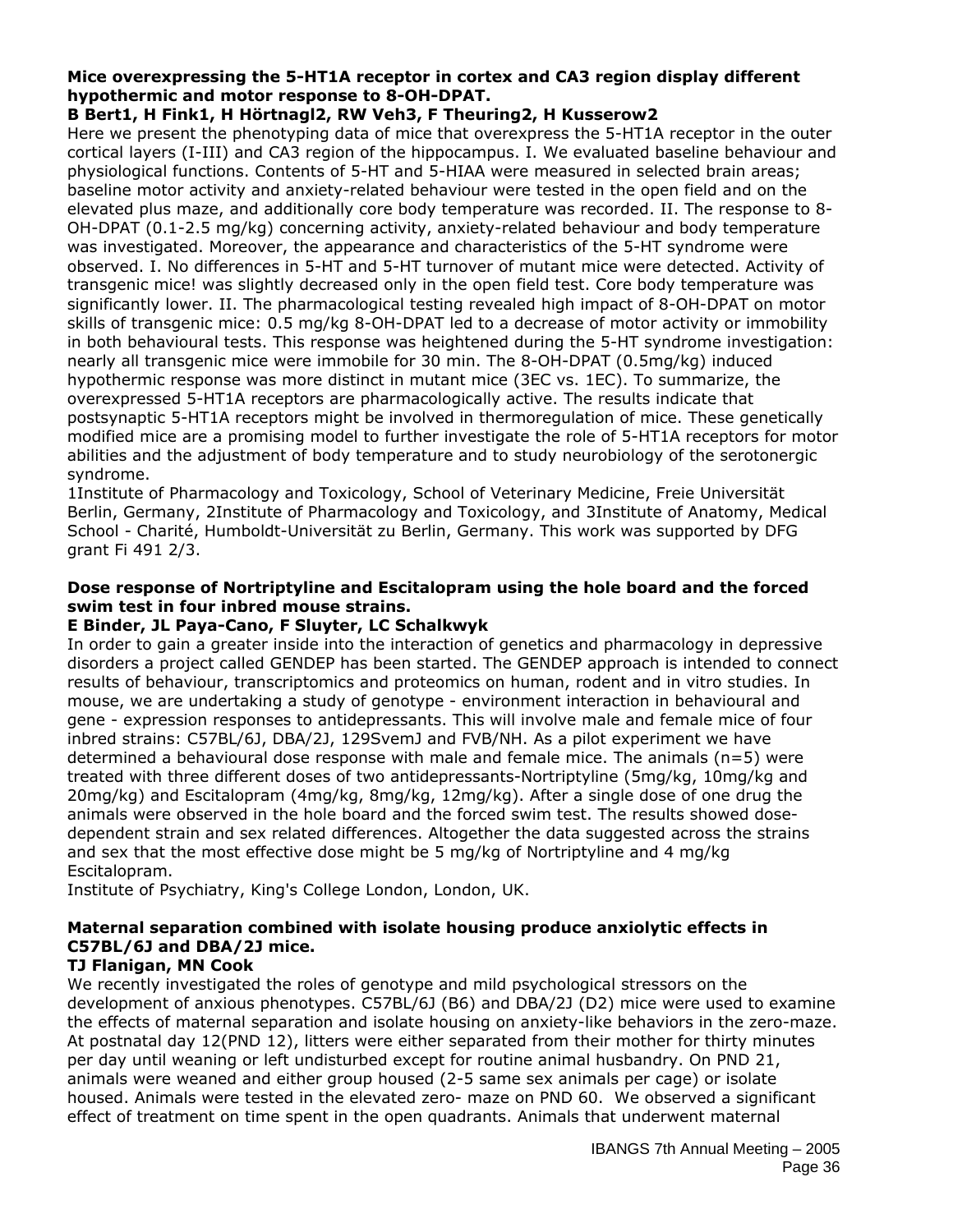**Mice overexpressing the 5-HT1A receptor in cortex and CA3 region display different hypothermic and motor response to 8-OH-DPAT.**

**B Bert1, H Fink1, H Hörtnagl2, RW Veh3, F Theuring2, H Kusserow2**

Here we present the phenotyping data of mice that overexpress the 5-HT1A receptor in the outer cortical layers (I-III) and CA3 region of the hippocampus. I. We evaluated baseline behaviour and physiological functions. Contents of 5-HT and 5-HIAA were measured in selected brain areas; baseline motor activity and anxiety-related behaviour were tested in the open field and on the elevated plus maze, and additionally core body temperature was recorded. II. The response to 8-OH-DPAT (0.1-2.5 mg/kg) concerning activity, anxiety-related behaviour and body temperature was investigated. Moreover, the appearance and characteristics of the 5-HT syndrome were observed. I. No differences in 5-HT and 5-HT turnover of mutant mice were detected. Activity of transgenic mice! was slightly decreased only in the open field test. Core body temperature was significantly lower. II. The pharmacological testing revealed high impact of 8-OH-DPAT on motor skills of transgenic mice: 0.5 mg/kg 8-OH-DPAT led to a decrease of motor activity or immobility in both behavioural tests. This response was heightened during the 5-HT syndrome investigation: nearly all transgenic mice were immobile for 30 min. The 8-OH-DPAT (0.5mg/kg) induced hypothermic response was more distinct in mutant mice (3EC vs. 1EC). To summarize, the overexpressed 5-HT1A receptors are pharmacologically active. The results indicate that postsynaptic 5-HT1A receptors might be involved in thermoregulation of mice. These genetically modified mice are a promising model to further investigate the role of 5-HT1A receptors for motor abilities and the adjustment of body temperature and to study neurobiology of the serotonergic syndrome.

1Institute of Pharmacology and Toxicology, School of Veterinary Medicine, Freie Universität Berlin, Germany, 2Institute of Pharmacology and Toxicology, and 3Institute of Anatomy, Medical School - Charité, Humboldt-Universität zu Berlin, Germany. This work was supported by DFG grant Fi 491 2/3.

**Dose response of Nortriptyline and Escitalopram using the hole board and the forced swim test in four inbred mouse strains.**

**E Binder, JL Paya-Cano, F Sluyter, LC Schalkwyk**

In order to gain a greater inside into the interaction of genetics and pharmacology in depressive disorders a project called GENDEP has been started. The GENDEP approach is intended to connect results of behaviour, transcriptomics and proteomics on human, rodent and in vitro studies. In mouse, we are undertaking a study of genotype - environment interaction in behavioural and gene - expression responses to antidepressants. This will involve male and female mice of four inbred strains: C57BL/6J, DBA/2J, 129SvemJ and FVB/NH. As a pilot experiment we have determined a behavioural dose response with male and female mice. The animals (n=5) were treated with three different doses of two antidepressants-Nortriptyline (5mg/kg, 10mg/kg and 20mg/kg) and Escitalopram (4mg/kg, 8mg/kg, 12mg/kg). After a single dose of one drug the animals were observed in the hole board and the forced swim test. The results showed dose-dependent strain and sex related differences. Altogether the data suggested across the strains and sex that the most effective dose might be 5 mg/kg of Nortriptyline and 4 mg/kg Escitalopram.

Institute of Psychiatry, King's College London, London, UK.

**Maternal separation combined with isolate housing produce anxiolytic effects in C57BL/6J and DBA/2J mice.**

**TJ Flanigan, MN Cook**

We recently investigated the roles of genotype and mild psychological stressors on the development of anxious phenotypes. C57BL/6J (B6) and DBA/2J (D2) mice were used to examine the effects of maternal separation and isolate housing on anxiety-like behaviors in the zero-maze. At postnatal day 12(PND 12), litters were either separated from their mother for thirty minutes per day until weaning or left undisturbed except for routine animal husbandry. On PND 21, animals were weaned and either group housed (2-5 same sex animals per cage) or isolate housed. Animals were tested in the elevated zero- maze on PND 60. We observed a significant effect of treatment on time spent in the open quadrants. Animals that underwent maternal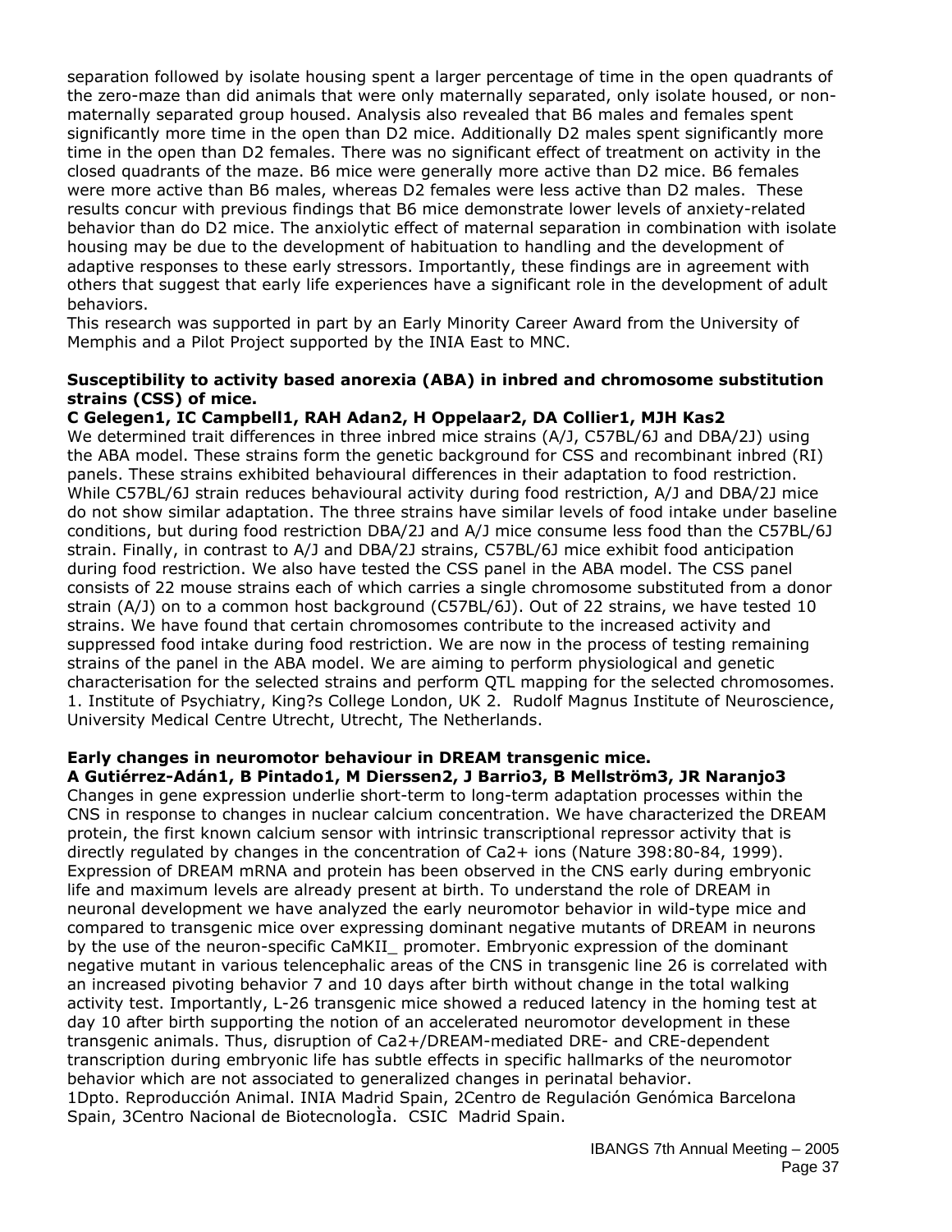separation followed by isolate housing spent a larger percentage of time in the open quadrants of the zero-maze than did animals that were only maternally separated, only isolate housed, or non-maternally separated group housed. Analysis also revealed that B6 males and females spent significantly more time in the open than D2 mice. Additionally D2 males spent significantly more time in the open than D2 females. There was no significant effect of treatment on activity in the closed quadrants of the maze. B6 mice were generally more active than D2 mice. B6 females were more active than B6 males, whereas D2 females were less active than D2 males. These results concur with previous findings that B6 mice demonstrate lower levels of anxiety-related behavior than do D2 mice. The anxiolytic effect of maternal separation in combination with isolate housing may be due to the development of habituation to handling and the development of adaptive responses to these early stressors. Importantly, these findings are in agreement with others that suggest that early life experiences have a significant role in the development of adult behaviors.
This research was supported in part by an Early Minority Career Award from the University of Memphis and a Pilot Project supported by the INIA East to MNC.

**Susceptibility to activity based anorexia (ABA) in inbred and chromosome substitution strains (CSS) of mice.**
**C Gelegen1, IC Campbell1, RAH Adan2, H Oppelaar2, DA Collier1, MJH Kas2**
We determined trait differences in three inbred mice strains (A/J, C57BL/6J and DBA/2J) using the ABA model. These strains form the genetic background for CSS and recombinant inbred (RI) panels. These strains exhibited behavioural differences in their adaptation to food restriction. While C57BL/6J strain reduces behavioural activity during food restriction, A/J and DBA/2J mice do not show similar adaptation. The three strains have similar levels of food intake under baseline conditions, but during food restriction DBA/2J and A/J mice consume less food than the C57BL/6J strain. Finally, in contrast to A/J and DBA/2J strains, C57BL/6J mice exhibit food anticipation during food restriction. We also have tested the CSS panel in the ABA model. The CSS panel consists of 22 mouse strains each of which carries a single chromosome substituted from a donor strain (A/J) on to a common host background (C57BL/6J). Out of 22 strains, we have tested 10 strains. We have found that certain chromosomes contribute to the increased activity and suppressed food intake during food restriction. We are now in the process of testing remaining strains of the panel in the ABA model. We are aiming to perform physiological and genetic characterisation for the selected strains and perform QTL mapping for the selected chromosomes.
1. Institute of Psychiatry, King?s College London, UK 2. Rudolf Magnus Institute of Neuroscience, University Medical Centre Utrecht, Utrecht, The Netherlands.

**Early changes in neuromotor behaviour in DREAM transgenic mice.**
**A Gutiérrez-Adán1, B Pintado1, M Dierssen2, J Barrio3, B Mellström3, JR Naranjo3**
Changes in gene expression underlie short-term to long-term adaptation processes within the CNS in response to changes in nuclear calcium concentration. We have characterized the DREAM protein, the first known calcium sensor with intrinsic transcriptional repressor activity that is directly regulated by changes in the concentration of Ca2+ ions (Nature 398:80-84, 1999). Expression of DREAM mRNA and protein has been observed in the CNS early during embryonic life and maximum levels are already present at birth. To understand the role of DREAM in neuronal development we have analyzed the early neuromotor behavior in wild-type mice and compared to transgenic mice over expressing dominant negative mutants of DREAM in neurons by the use of the neuron-specific CaMKII_ promoter. Embryonic expression of the dominant negative mutant in various telencephalic areas of the CNS in transgenic line 26 is correlated with an increased pivoting behavior 7 and 10 days after birth without change in the total walking activity test. Importantly, L-26 transgenic mice showed a reduced latency in the homing test at day 10 after birth supporting the notion of an accelerated neuromotor development in these transgenic animals. Thus, disruption of Ca2+/DREAM-mediated DRE- and CRE-dependent transcription during embryonic life has subtle effects in specific hallmarks of the neuromotor behavior which are not associated to generalized changes in perinatal behavior.
1Dpto. Reproducción Animal. INIA Madrid Spain, 2Centro de Regulación Genómica Barcelona Spain, 3Centro Nacional de BiotecnologÌa. CSIC Madrid Spain.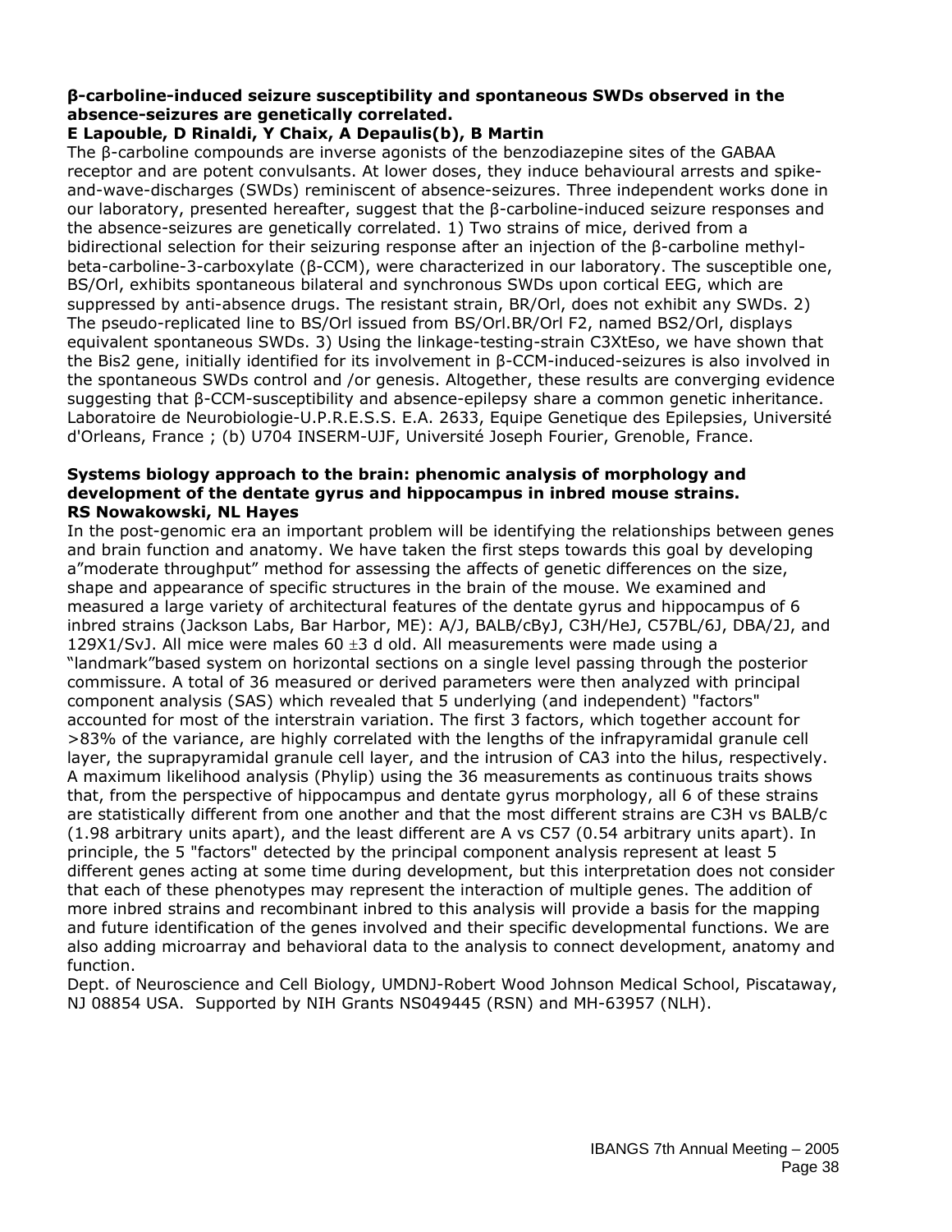**β-carboline-induced seizure susceptibility and spontaneous SWDs observed in the absence-seizures are genetically correlated.**

**E Lapouble, D Rinaldi, Y Chaix, A Depaulis(b), B Martin**

The β-carboline compounds are inverse agonists of the benzodiazepine sites of the GABAA receptor and are potent convulsants. At lower doses, they induce behavioural arrests and spike-and-wave-discharges (SWDs) reminiscent of absence-seizures. Three independent works done in our laboratory, presented hereafter, suggest that the β-carboline-induced seizure responses and the absence-seizures are genetically correlated. 1) Two strains of mice, derived from a bidirectional selection for their seizuring response after an injection of the β-carboline methyl-beta-carboline-3-carboxylate (β-CCM), were characterized in our laboratory. The susceptible one, BS/Orl, exhibits spontaneous bilateral and synchronous SWDs upon cortical EEG, which are suppressed by anti-absence drugs. The resistant strain, BR/Orl, does not exhibit any SWDs. 2) The pseudo-replicated line to BS/Orl issued from BS/Orl.BR/Orl F2, named BS2/Orl, displays equivalent spontaneous SWDs. 3) Using the linkage-testing-strain C3XtEso, we have shown that the Bis2 gene, initially identified for its involvement in β-CCM-induced-seizures is also involved in the spontaneous SWDs control and /or genesis. Altogether, these results are converging evidence suggesting that β-CCM-susceptibility and absence-epilepsy share a common genetic inheritance.

Laboratoire de Neurobiologie-U.P.R.E.S.S. E.A. 2633, Equipe Genetique des Epilepsies, Université d'Orleans, France ; (b) U704 INSERM-UJF, Université Joseph Fourier, Grenoble, France.

**Systems biology approach to the brain: phenomic analysis of morphology and development of the dentate gyrus and hippocampus in inbred mouse strains.**

**RS Nowakowski, NL Hayes**

In the post-genomic era an important problem will be identifying the relationships between genes and brain function and anatomy. We have taken the first steps towards this goal by developing a"moderate throughput" method for assessing the affects of genetic differences on the size, shape and appearance of specific structures in the brain of the mouse. We examined and measured a large variety of architectural features of the dentate gyrus and hippocampus of 6 inbred strains (Jackson Labs, Bar Harbor, ME): A/J, BALB/cByJ, C3H/HeJ, C57BL/6J, DBA/2J, and 129X1/SvJ. All mice were males 60 ±3 d old. All measurements were made using a "landmark"based system on horizontal sections on a single level passing through the posterior commissure. A total of 36 measured or derived parameters were then analyzed with principal component analysis (SAS) which revealed that 5 underlying (and independent) "factors" accounted for most of the interstrain variation. The first 3 factors, which together account for >83% of the variance, are highly correlated with the lengths of the infrapyramidal granule cell layer, the suprapyramidal granule cell layer, and the intrusion of CA3 into the hilus, respectively. A maximum likelihood analysis (Phylip) using the 36 measurements as continuous traits shows that, from the perspective of hippocampus and dentate gyrus morphology, all 6 of these strains are statistically different from one another and that the most different strains are C3H vs BALB/c (1.98 arbitrary units apart), and the least different are A vs C57 (0.54 arbitrary units apart). In principle, the 5 "factors" detected by the principal component analysis represent at least 5 different genes acting at some time during development, but this interpretation does not consider that each of these phenotypes may represent the interaction of multiple genes. The addition of more inbred strains and recombinant inbred to this analysis will provide a basis for the mapping and future identification of the genes involved and their specific developmental functions. We are also adding microarray and behavioral data to the analysis to connect development, anatomy and function.

Dept. of Neuroscience and Cell Biology, UMDNJ-Robert Wood Johnson Medical School, Piscataway, NJ 08854 USA. Supported by NIH Grants NS049445 (RSN) and MH-63957 (NLH).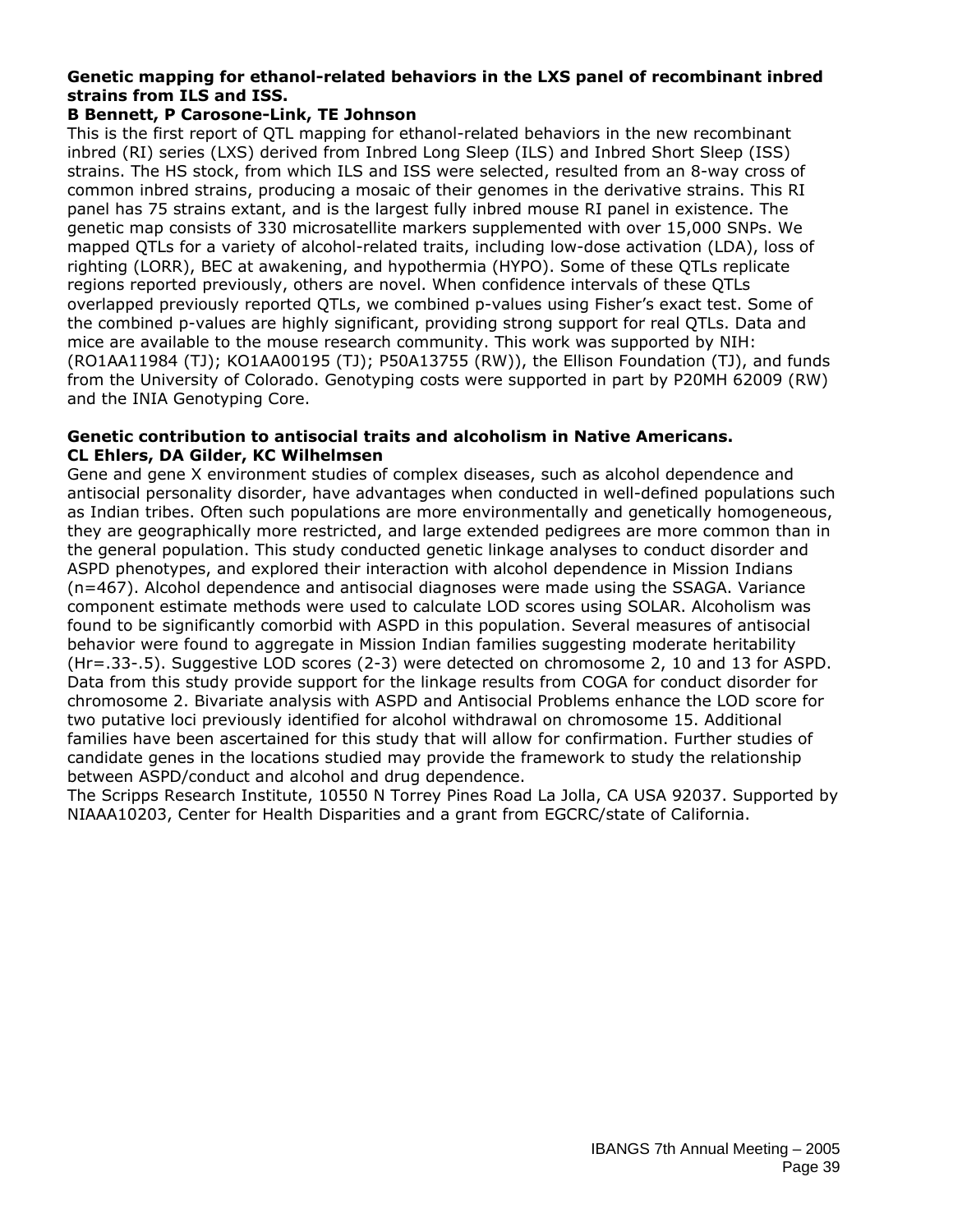**Genetic mapping for ethanol-related behaviors in the LXS panel of recombinant inbred strains from ILS and ISS.**
**B Bennett, P Carosone-Link, TE Johnson**
This is the first report of QTL mapping for ethanol-related behaviors in the new recombinant inbred (RI) series (LXS) derived from Inbred Long Sleep (ILS) and Inbred Short Sleep (ISS) strains. The HS stock, from which ILS and ISS were selected, resulted from an 8-way cross of common inbred strains, producing a mosaic of their genomes in the derivative strains. This RI panel has 75 strains extant, and is the largest fully inbred mouse RI panel in existence. The genetic map consists of 330 microsatellite markers supplemented with over 15,000 SNPs. We mapped QTLs for a variety of alcohol-related traits, including low-dose activation (LDA), loss of righting (LORR), BEC at awakening, and hypothermia (HYPO). Some of these QTLs replicate regions reported previously, others are novel. When confidence intervals of these QTLs overlapped previously reported QTLs, we combined p-values using Fisher's exact test. Some of the combined p-values are highly significant, providing strong support for real QTLs. Data and mice are available to the mouse research community. This work was supported by NIH: (RO1AA11984 (TJ); KO1AA00195 (TJ); P50A13755 (RW)), the Ellison Foundation (TJ), and funds from the University of Colorado. Genotyping costs were supported in part by P20MH 62009 (RW) and the INIA Genotyping Core.

**Genetic contribution to antisocial traits and alcoholism in Native Americans.**
**CL Ehlers, DA Gilder, KC Wilhelmsen**
Gene and gene X environment studies of complex diseases, such as alcohol dependence and antisocial personality disorder, have advantages when conducted in well-defined populations such as Indian tribes. Often such populations are more environmentally and genetically homogeneous, they are geographically more restricted, and large extended pedigrees are more common than in the general population. This study conducted genetic linkage analyses to conduct disorder and ASPD phenotypes, and explored their interaction with alcohol dependence in Mission Indians (n=467). Alcohol dependence and antisocial diagnoses were made using the SSAGA. Variance component estimate methods were used to calculate LOD scores using SOLAR. Alcoholism was found to be significantly comorbid with ASPD in this population. Several measures of antisocial behavior were found to aggregate in Mission Indian families suggesting moderate heritability (Hr=.33-.5). Suggestive LOD scores (2-3) were detected on chromosome 2, 10 and 13 for ASPD. Data from this study provide support for the linkage results from COGA for conduct disorder for chromosome 2. Bivariate analysis with ASPD and Antisocial Problems enhance the LOD score for two putative loci previously identified for alcohol withdrawal on chromosome 15. Additional families have been ascertained for this study that will allow for confirmation. Further studies of candidate genes in the locations studied may provide the framework to study the relationship between ASPD/conduct and alcohol and drug dependence.
The Scripps Research Institute, 10550 N Torrey Pines Road La Jolla, CA USA 92037. Supported by NIAAA10203, Center for Health Disparities and a grant from EGCRC/state of California.